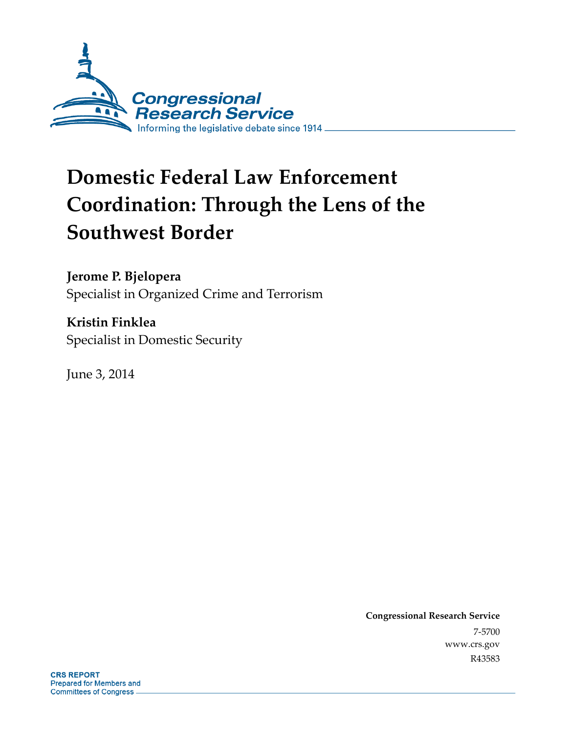Congressional Research Service

Informing the legislative debate since 1914

# Domestic Federal Law Enforcement Coordination: Through the Lens of the Southwest Border

**Jerome P. Bjelopera**
Specialist in Organized Crime and Terrorism

**Kristin Finklea**
Specialist in Domestic Security

June 3, 2014

**Congressional Research Service**
7-5700
www.crs.gov
R43583

**CRS REPORT**
Prepared for Members and Committees of Congress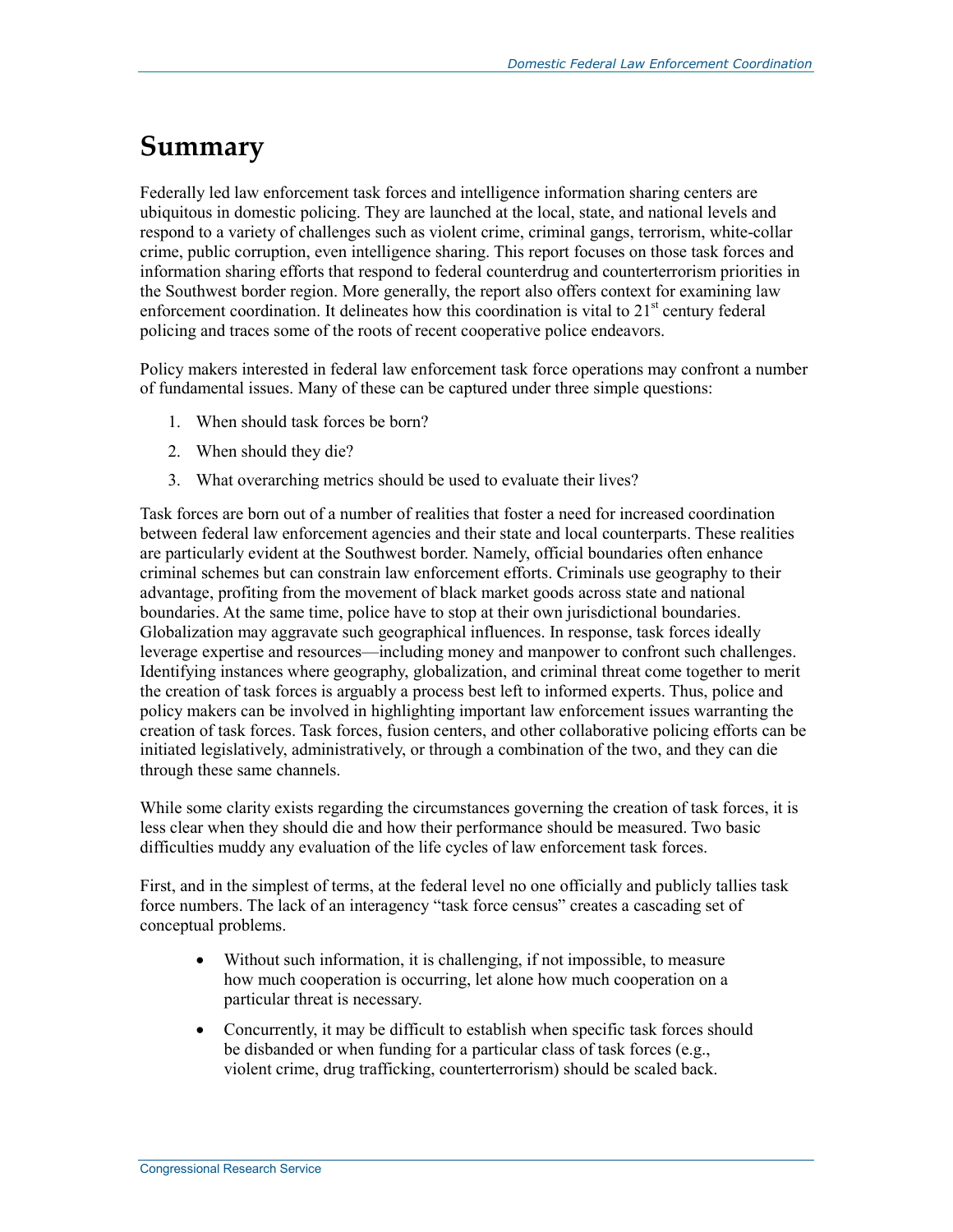# Summary

Federally led law enforcement task forces and intelligence information sharing centers are ubiquitous in domestic policing. They are launched at the local, state, and national levels and respond to a variety of challenges such as violent crime, criminal gangs, terrorism, white-collar crime, public corruption, even intelligence sharing. This report focuses on those task forces and information sharing efforts that respond to federal counterdrug and counterterrorism priorities in the Southwest border region. More generally, the report also offers context for examining law enforcement coordination. It delineates how this coordination is vital to 21st century federal policing and traces some of the roots of recent cooperative police endeavors.

Policy makers interested in federal law enforcement task force operations may confront a number of fundamental issues. Many of these can be captured under three simple questions:

1. When should task forces be born?
2. When should they die?
3. What overarching metrics should be used to evaluate their lives?

Task forces are born out of a number of realities that foster a need for increased coordination between federal law enforcement agencies and their state and local counterparts. These realities are particularly evident at the Southwest border. Namely, official boundaries often enhance criminal schemes but can constrain law enforcement efforts. Criminals use geography to their advantage, profiting from the movement of black market goods across state and national boundaries. At the same time, police have to stop at their own jurisdictional boundaries. Globalization may aggravate such geographical influences. In response, task forces ideally leverage expertise and resources—including money and manpower to confront such challenges. Identifying instances where geography, globalization, and criminal threat come together to merit the creation of task forces is arguably a process best left to informed experts. Thus, police and policy makers can be involved in highlighting important law enforcement issues warranting the creation of task forces. Task forces, fusion centers, and other collaborative policing efforts can be initiated legislatively, administratively, or through a combination of the two, and they can die through these same channels.

While some clarity exists regarding the circumstances governing the creation of task forces, it is less clear when they should die and how their performance should be measured. Two basic difficulties muddy any evaluation of the life cycles of law enforcement task forces.

First, and in the simplest of terms, at the federal level no one officially and publicly tallies task force numbers. The lack of an interagency "task force census" creates a cascading set of conceptual problems.

- Without such information, it is challenging, if not impossible, to measure how much cooperation is occurring, let alone how much cooperation on a particular threat is necessary.
- Concurrently, it may be difficult to establish when specific task forces should be disbanded or when funding for a particular class of task forces (e.g., violent crime, drug trafficking, counterterrorism) should be scaled back.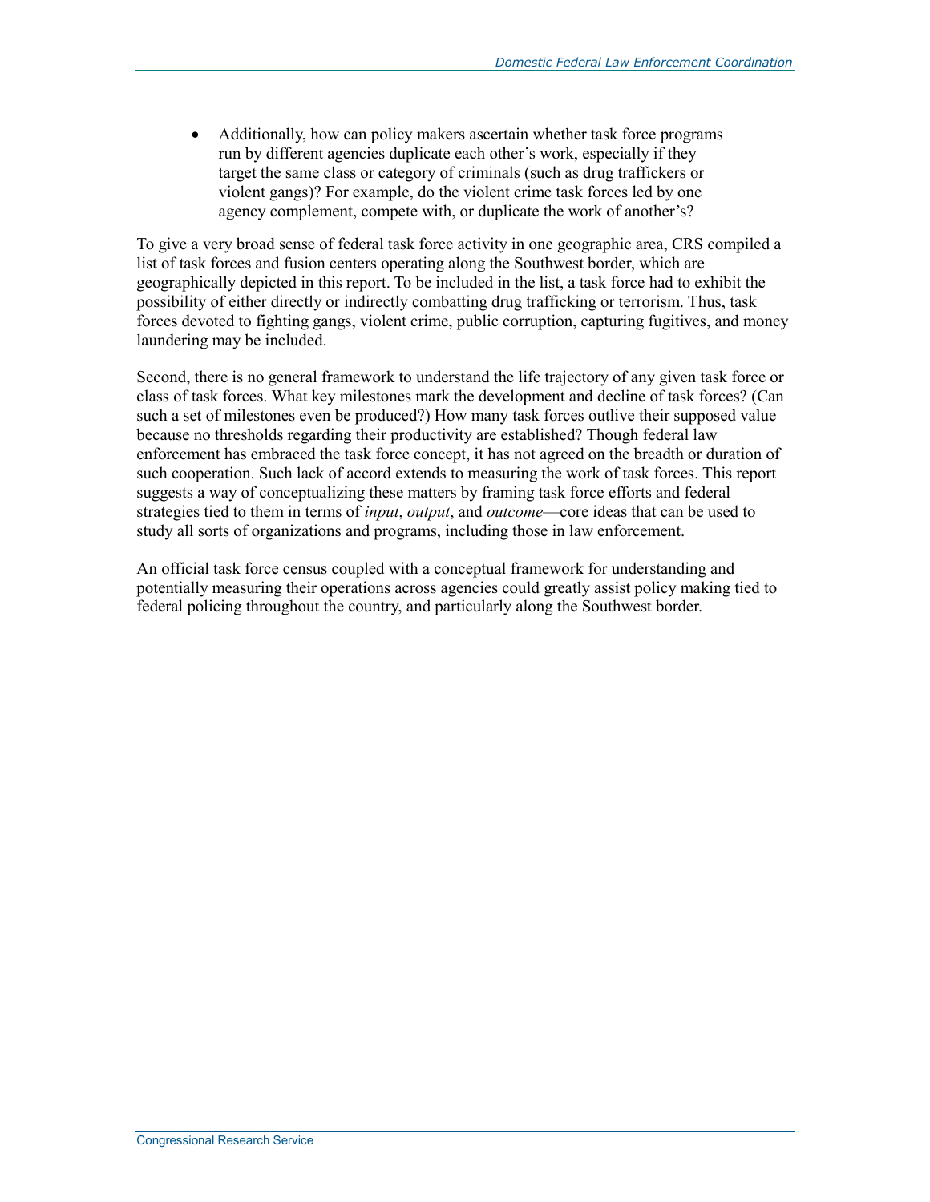- Additionally, how can policy makers ascertain whether task force programs run by different agencies duplicate each other's work, especially if they target the same class or category of criminals (such as drug traffickers or violent gangs)? For example, do the violent crime task forces led by one agency complement, compete with, or duplicate the work of another's?

To give a very broad sense of federal task force activity in one geographic area, CRS compiled a list of task forces and fusion centers operating along the Southwest border, which are geographically depicted in this report. To be included in the list, a task force had to exhibit the possibility of either directly or indirectly combatting drug trafficking or terrorism. Thus, task forces devoted to fighting gangs, violent crime, public corruption, capturing fugitives, and money laundering may be included.

Second, there is no general framework to understand the life trajectory of any given task force or class of task forces. What key milestones mark the development and decline of task forces? (Can such a set of milestones even be produced?) How many task forces outlive their supposed value because no thresholds regarding their productivity are established? Though federal law enforcement has embraced the task force concept, it has not agreed on the breadth or duration of such cooperation. Such lack of accord extends to measuring the work of task forces. This report suggests a way of conceptualizing these matters by framing task force efforts and federal strategies tied to them in terms of *input*, *output*, and *outcome*—core ideas that can be used to study all sorts of organizations and programs, including those in law enforcement.

An official task force census coupled with a conceptual framework for understanding and potentially measuring their operations across agencies could greatly assist policy making tied to federal policing throughout the country, and particularly along the Southwest border.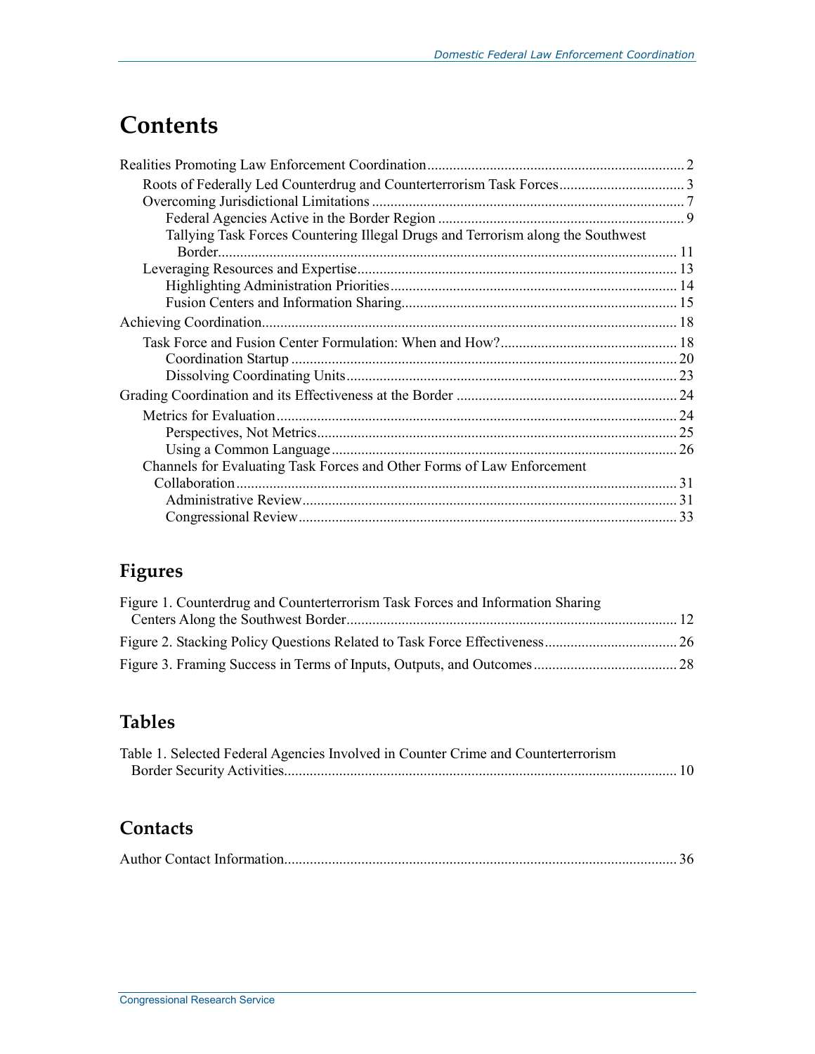# Contents

Realities Promoting Law Enforcement Coordination ..... 2

- Roots of Federally Led Counterdrug and Counterterrorism Task Forces ..... 3
- Overcoming Jurisdictional Limitations ..... 7
  - Federal Agencies Active in the Border Region ..... 9
  - Tallying Task Forces Countering Illegal Drugs and Terrorism along the Southwest Border ..... 11
- Leveraging Resources and Expertise ..... 13
  - Highlighting Administration Priorities ..... 14
  - Fusion Centers and Information Sharing ..... 15

Achieving Coordination ..... 18

- Task Force and Fusion Center Formulation: When and How? ..... 18
  - Coordination Startup ..... 20
  - Dissolving Coordinating Units ..... 23

Grading Coordination and its Effectiveness at the Border ..... 24

- Metrics for Evaluation ..... 24
  - Perspectives, Not Metrics ..... 25
  - Using a Common Language ..... 26
- Channels for Evaluating Task Forces and Other Forms of Law Enforcement Collaboration ..... 31
  - Administrative Review ..... 31
  - Congressional Review ..... 33

## Figures

Figure 1. Counterdrug and Counterterrorism Task Forces and Information Sharing Centers Along the Southwest Border ..... 12

Figure 2. Stacking Policy Questions Related to Task Force Effectiveness ..... 26

Figure 3. Framing Success in Terms of Inputs, Outputs, and Outcomes ..... 28

## Tables

Table 1. Selected Federal Agencies Involved in Counter Crime and Counterterrorism Border Security Activities ..... 10

## Contacts

Author Contact Information ..... 36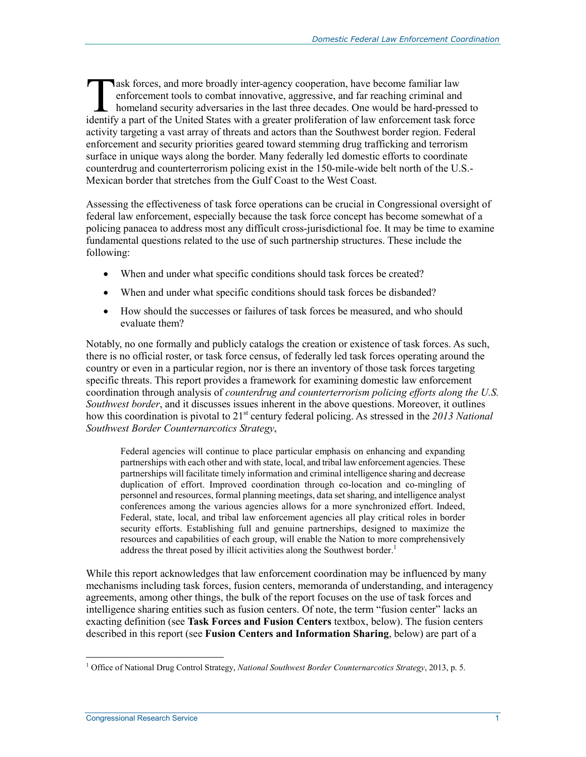Task forces, and more broadly inter-agency cooperation, have become familiar law enforcement tools to combat innovative, aggressive, and far reaching criminal and homeland security adversaries in the last three decades. One would be hard-pressed to identify a part of the United States with a greater proliferation of law enforcement task force activity targeting a vast array of threats and actors than the Southwest border region. Federal enforcement and security priorities geared toward stemming drug trafficking and terrorism surface in unique ways along the border. Many federally led domestic efforts to coordinate counterdrug and counterterrorism policing exist in the 150-mile-wide belt north of the U.S.-Mexican border that stretches from the Gulf Coast to the West Coast.

Assessing the effectiveness of task force operations can be crucial in Congressional oversight of federal law enforcement, especially because the task force concept has become somewhat of a policing panacea to address most any difficult cross-jurisdictional foe. It may be time to examine fundamental questions related to the use of such partnership structures. These include the following:

- When and under what specific conditions should task forces be created?
- When and under what specific conditions should task forces be disbanded?
- How should the successes or failures of task forces be measured, and who should evaluate them?

Notably, no one formally and publicly catalogs the creation or existence of task forces. As such, there is no official roster, or task force census, of federally led task forces operating around the country or even in a particular region, nor is there an inventory of those task forces targeting specific threats. This report provides a framework for examining domestic law enforcement coordination through analysis of *counterdrug and counterterrorism policing efforts along the U.S. Southwest border*, and it discusses issues inherent in the above questions. Moreover, it outlines how this coordination is pivotal to 21st century federal policing. As stressed in the *2013 National Southwest Border Counternarcotics Strategy*,

> Federal agencies will continue to place particular emphasis on enhancing and expanding partnerships with each other and with state, local, and tribal law enforcement agencies. These partnerships will facilitate timely information and criminal intelligence sharing and decrease duplication of effort. Improved coordination through co-location and co-mingling of personnel and resources, formal planning meetings, data set sharing, and intelligence analyst conferences among the various agencies allows for a more synchronized effort. Indeed, Federal, state, local, and tribal law enforcement agencies all play critical roles in border security efforts. Establishing full and genuine partnerships, designed to maximize the resources and capabilities of each group, will enable the Nation to more comprehensively address the threat posed by illicit activities along the Southwest border.[1]

While this report acknowledges that law enforcement coordination may be influenced by many mechanisms including task forces, fusion centers, memoranda of understanding, and interagency agreements, among other things, the bulk of the report focuses on the use of task forces and intelligence sharing entities such as fusion centers. Of note, the term "fusion center" lacks an exacting definition (see **Task Forces and Fusion Centers** textbox, below). The fusion centers described in this report (see **Fusion Centers and Information Sharing**, below) are part of a

[1] Office of National Drug Control Strategy, *National Southwest Border Counternarcotics Strategy*, 2013, p. 5.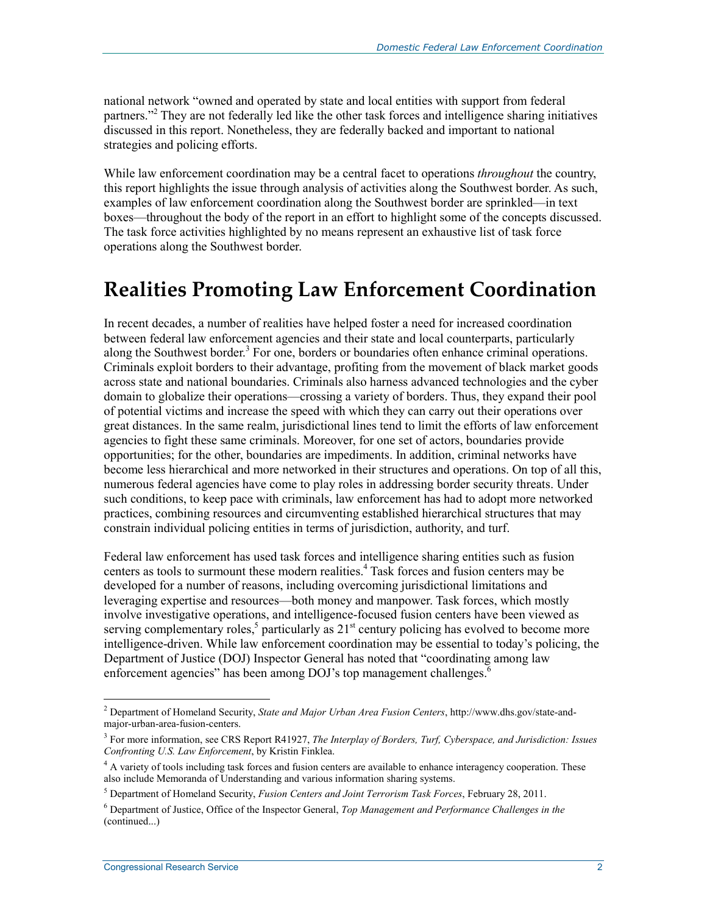national network "owned and operated by state and local entities with support from federal partners."[2] They are not federally led like the other task forces and intelligence sharing initiatives discussed in this report. Nonetheless, they are federally backed and important to national strategies and policing efforts.

While law enforcement coordination may be a central facet to operations *throughout* the country, this report highlights the issue through analysis of activities along the Southwest border. As such, examples of law enforcement coordination along the Southwest border are sprinkled—in text boxes—throughout the body of the report in an effort to highlight some of the concepts discussed. The task force activities highlighted by no means represent an exhaustive list of task force operations along the Southwest border.

## Realities Promoting Law Enforcement Coordination

In recent decades, a number of realities have helped foster a need for increased coordination between federal law enforcement agencies and their state and local counterparts, particularly along the Southwest border.[3] For one, borders or boundaries often enhance criminal operations. Criminals exploit borders to their advantage, profiting from the movement of black market goods across state and national boundaries. Criminals also harness advanced technologies and the cyber domain to globalize their operations—crossing a variety of borders. Thus, they expand their pool of potential victims and increase the speed with which they can carry out their operations over great distances. In the same realm, jurisdictional lines tend to limit the efforts of law enforcement agencies to fight these same criminals. Moreover, for one set of actors, boundaries provide opportunities; for the other, boundaries are impediments. In addition, criminal networks have become less hierarchical and more networked in their structures and operations. On top of all this, numerous federal agencies have come to play roles in addressing border security threats. Under such conditions, to keep pace with criminals, law enforcement has had to adopt more networked practices, combining resources and circumventing established hierarchical structures that may constrain individual policing entities in terms of jurisdiction, authority, and turf.

Federal law enforcement has used task forces and intelligence sharing entities such as fusion centers as tools to surmount these modern realities.[4] Task forces and fusion centers may be developed for a number of reasons, including overcoming jurisdictional limitations and leveraging expertise and resources—both money and manpower. Task forces, which mostly involve investigative operations, and intelligence-focused fusion centers have been viewed as serving complementary roles,[5] particularly as 21st century policing has evolved to become more intelligence-driven. While law enforcement coordination may be essential to today's policing, the Department of Justice (DOJ) Inspector General has noted that "coordinating among law enforcement agencies" has been among DOJ's top management challenges.[6]

---

[2] Department of Homeland Security, *State and Major Urban Area Fusion Centers*, http://www.dhs.gov/state-and-major-urban-area-fusion-centers.

[3] For more information, see CRS Report R41927, *The Interplay of Borders, Turf, Cyberspace, and Jurisdiction: Issues Confronting U.S. Law Enforcement*, by Kristin Finklea.

[4] A variety of tools including task forces and fusion centers are available to enhance interagency cooperation. These also include Memoranda of Understanding and various information sharing systems.

[5] Department of Homeland Security, *Fusion Centers and Joint Terrorism Task Forces*, February 28, 2011.

[6] Department of Justice, Office of the Inspector General, *Top Management and Performance Challenges in the* (continued...)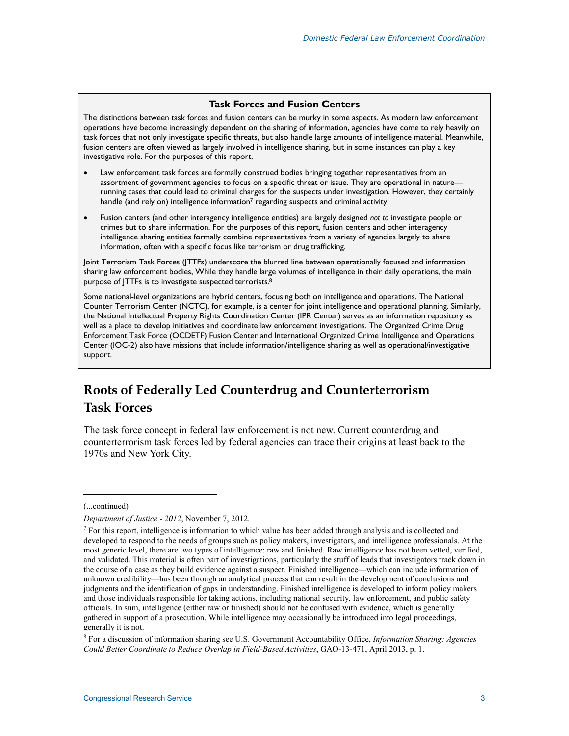**Task Forces and Fusion Centers**

The distinctions between task forces and fusion centers can be murky in some aspects. As modern law enforcement operations have become increasingly dependent on the sharing of information, agencies have come to rely heavily on task forces that not only investigate specific threats, but also handle large amounts of intelligence material. Meanwhile, fusion centers are often viewed as largely involved in intelligence sharing, but in some instances can play a key investigative role. For the purposes of this report,

- Law enforcement task forces are formally construed bodies bringing together representatives from an assortment of government agencies to focus on a specific threat or issue. They are operational in nature—running cases that could lead to criminal charges for the suspects under investigation. However, they certainly handle (and rely on) intelligence information[7] regarding suspects and criminal activity.
- Fusion centers (and other interagency intelligence entities) are largely designed *not to* investigate people or crimes but to share information. For the purposes of this report, fusion centers and other interagency intelligence sharing entities formally combine representatives from a variety of agencies largely to share information, often with a specific focus like terrorism or drug trafficking.

Joint Terrorism Task Forces (JTTFs) underscore the blurred line between operationally focused and information sharing law enforcement bodies, While they handle large volumes of intelligence in their daily operations, the main purpose of JTTFs is to investigate suspected terrorists.[8]

Some national-level organizations are hybrid centers, focusing both on intelligence and operations. The National Counter Terrorism Center (NCTC), for example, is a center for joint intelligence and operational planning. Similarly, the National Intellectual Property Rights Coordination Center (IPR Center) serves as an information repository as well as a place to develop initiatives and coordinate law enforcement investigations. The Organized Crime Drug Enforcement Task Force (OCDETF) Fusion Center and International Organized Crime Intelligence and Operations Center (IOC-2) also have missions that include information/intelligence sharing as well as operational/investigative support.

## Roots of Federally Led Counterdrug and Counterterrorism Task Forces

The task force concept in federal law enforcement is not new. Current counterdrug and counterterrorism task forces led by federal agencies can trace their origins at least back to the 1970s and New York City.

(...continued)

*Department of Justice - 2012*, November 7, 2012.

[7] For this report, intelligence is information to which value has been added through analysis and is collected and developed to respond to the needs of groups such as policy makers, investigators, and intelligence professionals. At the most generic level, there are two types of intelligence: raw and finished. Raw intelligence has not been vetted, verified, and validated. This material is often part of investigations, particularly the stuff of leads that investigators track down in the course of a case as they build evidence against a suspect. Finished intelligence—which can include information of unknown credibility—has been through an analytical process that can result in the development of conclusions and judgments and the identification of gaps in understanding. Finished intelligence is developed to inform policy makers and those individuals responsible for taking actions, including national security, law enforcement, and public safety officials. In sum, intelligence (either raw or finished) should not be confused with evidence, which is generally gathered in support of a prosecution. While intelligence may occasionally be introduced into legal proceedings, generally it is not.

[8] For a discussion of information sharing see U.S. Government Accountability Office, *Information Sharing: Agencies Could Better Coordinate to Reduce Overlap in Field-Based Activities*, GAO-13-471, April 2013, p. 1.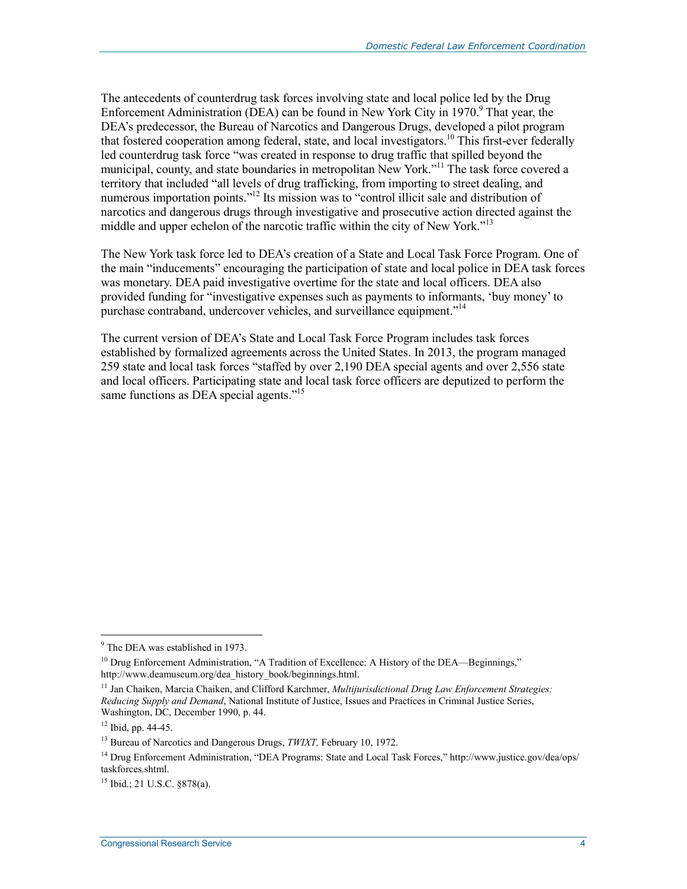The antecedents of counterdrug task forces involving state and local police led by the Drug Enforcement Administration (DEA) can be found in New York City in 1970.[9] That year, the DEA's predecessor, the Bureau of Narcotics and Dangerous Drugs, developed a pilot program that fostered cooperation among federal, state, and local investigators.[10] This first-ever federally led counterdrug task force "was created in response to drug traffic that spilled beyond the municipal, county, and state boundaries in metropolitan New York."[11] The task force covered a territory that included "all levels of drug trafficking, from importing to street dealing, and numerous importation points."[12] Its mission was to "control illicit sale and distribution of narcotics and dangerous drugs through investigative and prosecutive action directed against the middle and upper echelon of the narcotic traffic within the city of New York."[13]

The New York task force led to DEA's creation of a State and Local Task Force Program. One of the main "inducements" encouraging the participation of state and local police in DEA task forces was monetary. DEA paid investigative overtime for the state and local officers. DEA also provided funding for "investigative expenses such as payments to informants, 'buy money' to purchase contraband, undercover vehicles, and surveillance equipment."[14]

The current version of DEA's State and Local Task Force Program includes task forces established by formalized agreements across the United States. In 2013, the program managed 259 state and local task forces "staffed by over 2,190 DEA special agents and over 2,556 state and local officers. Participating state and local task force officers are deputized to perform the same functions as DEA special agents."[15]

---

[9] The DEA was established in 1973.

[10] Drug Enforcement Administration, "A Tradition of Excellence: A History of the DEA—Beginnings," http://www.deamuseum.org/dea_history_book/beginnings.html.

[11] Jan Chaiken, Marcia Chaiken, and Clifford Karchmer, *Multijurisdictional Drug Law Enforcement Strategies: Reducing Supply and Demand*, National Institute of Justice, Issues and Practices in Criminal Justice Series, Washington, DC, December 1990, p. 44.

[12] Ibid, pp. 44-45.

[13] Bureau of Narcotics and Dangerous Drugs, *TWIXT,* February 10, 1972.

[14] Drug Enforcement Administration, "DEA Programs: State and Local Task Forces," http://www.justice.gov/dea/ops/taskforces.shtml.

[15] Ibid.; 21 U.S.C. §878(a).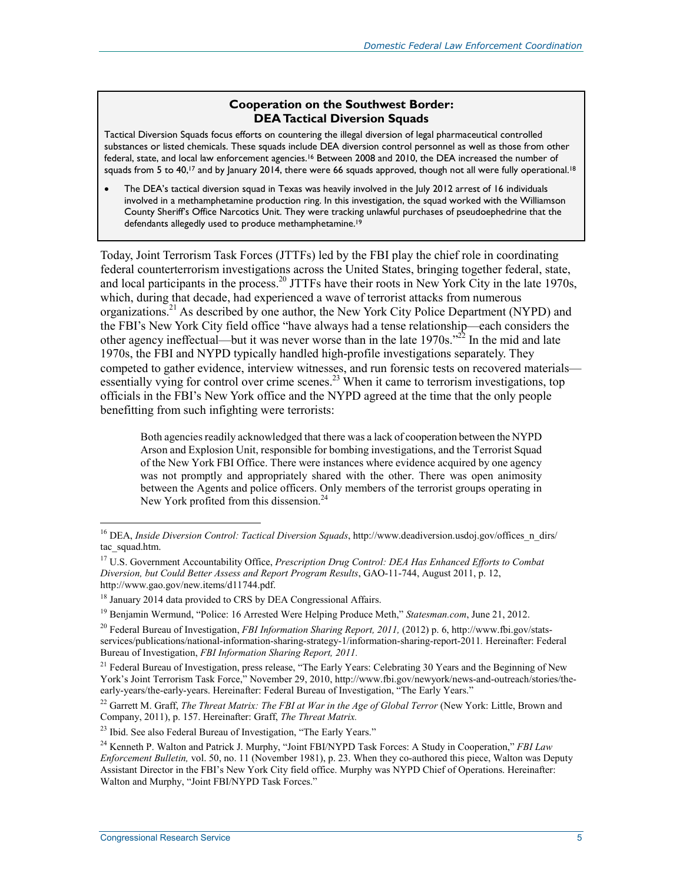**Cooperation on the Southwest Border: DEA Tactical Diversion Squads**

Tactical Diversion Squads focus efforts on countering the illegal diversion of legal pharmaceutical controlled substances or listed chemicals. These squads include DEA diversion control personnel as well as those from other federal, state, and local law enforcement agencies.[16] Between 2008 and 2010, the DEA increased the number of squads from 5 to 40,[17] and by January 2014, there were 66 squads approved, though not all were fully operational.[18]

- The DEA's tactical diversion squad in Texas was heavily involved in the July 2012 arrest of 16 individuals involved in a methamphetamine production ring. In this investigation, the squad worked with the Williamson County Sheriff's Office Narcotics Unit. They were tracking unlawful purchases of pseudoephedrine that the defendants allegedly used to produce methamphetamine.[19]

Today, Joint Terrorism Task Forces (JTTFs) led by the FBI play the chief role in coordinating federal counterterrorism investigations across the United States, bringing together federal, state, and local participants in the process.[20] JTTFs have their roots in New York City in the late 1970s, which, during that decade, had experienced a wave of terrorist attacks from numerous organizations.[21] As described by one author, the New York City Police Department (NYPD) and the FBI's New York City field office "have always had a tense relationship—each considers the other agency ineffectual—but it was never worse than in the late 1970s."[22] In the mid and late 1970s, the FBI and NYPD typically handled high-profile investigations separately. They competed to gather evidence, interview witnesses, and run forensic tests on recovered materials—essentially vying for control over crime scenes.[23] When it came to terrorism investigations, top officials in the FBI's New York office and the NYPD agreed at the time that the only people benefitting from such infighting were terrorists:

> Both agencies readily acknowledged that there was a lack of cooperation between the NYPD Arson and Explosion Unit, responsible for bombing investigations, and the Terrorist Squad of the New York FBI Office. There were instances where evidence acquired by one agency was not promptly and appropriately shared with the other. There was open animosity between the Agents and police officers. Only members of the terrorist groups operating in New York profited from this dissension.[24]

---

[16] DEA, *Inside Diversion Control: Tactical Diversion Squads*, http://www.deadiversion.usdoj.gov/offices_n_dirs/tac_squad.htm.

[17] U.S. Government Accountability Office, *Prescription Drug Control: DEA Has Enhanced Efforts to Combat Diversion, but Could Better Assess and Report Program Results*, GAO-11-744, August 2011, p. 12, http://www.gao.gov/new.items/d11744.pdf.

[18] January 2014 data provided to CRS by DEA Congressional Affairs.

[19] Benjamin Wermund, "Police: 16 Arrested Were Helping Produce Meth," *Statesman.com*, June 21, 2012.

[20] Federal Bureau of Investigation, *FBI Information Sharing Report, 2011,* (2012) p. 6, http://www.fbi.gov/stats-services/publications/national-information-sharing-strategy-1/information-sharing-report-2011*.* Hereinafter: Federal Bureau of Investigation, *FBI Information Sharing Report, 2011.*

[21] Federal Bureau of Investigation, press release, "The Early Years: Celebrating 30 Years and the Beginning of New York's Joint Terrorism Task Force," November 29, 2010, http://www.fbi.gov/newyork/news-and-outreach/stories/the-early-years/the-early-years. Hereinafter: Federal Bureau of Investigation, "The Early Years."

[22] Garrett M. Graff, *The Threat Matrix: The FBI at War in the Age of Global Terror* (New York: Little, Brown and Company, 2011), p. 157. Hereinafter: Graff, *The Threat Matrix.*

[23] Ibid. See also Federal Bureau of Investigation, "The Early Years."

[24] Kenneth P. Walton and Patrick J. Murphy, "Joint FBI/NYPD Task Forces: A Study in Cooperation," *FBI Law Enforcement Bulletin,* vol. 50, no. 11 (November 1981), p. 23. When they co-authored this piece, Walton was Deputy Assistant Director in the FBI's New York City field office. Murphy was NYPD Chief of Operations. Hereinafter: Walton and Murphy, "Joint FBI/NYPD Task Forces."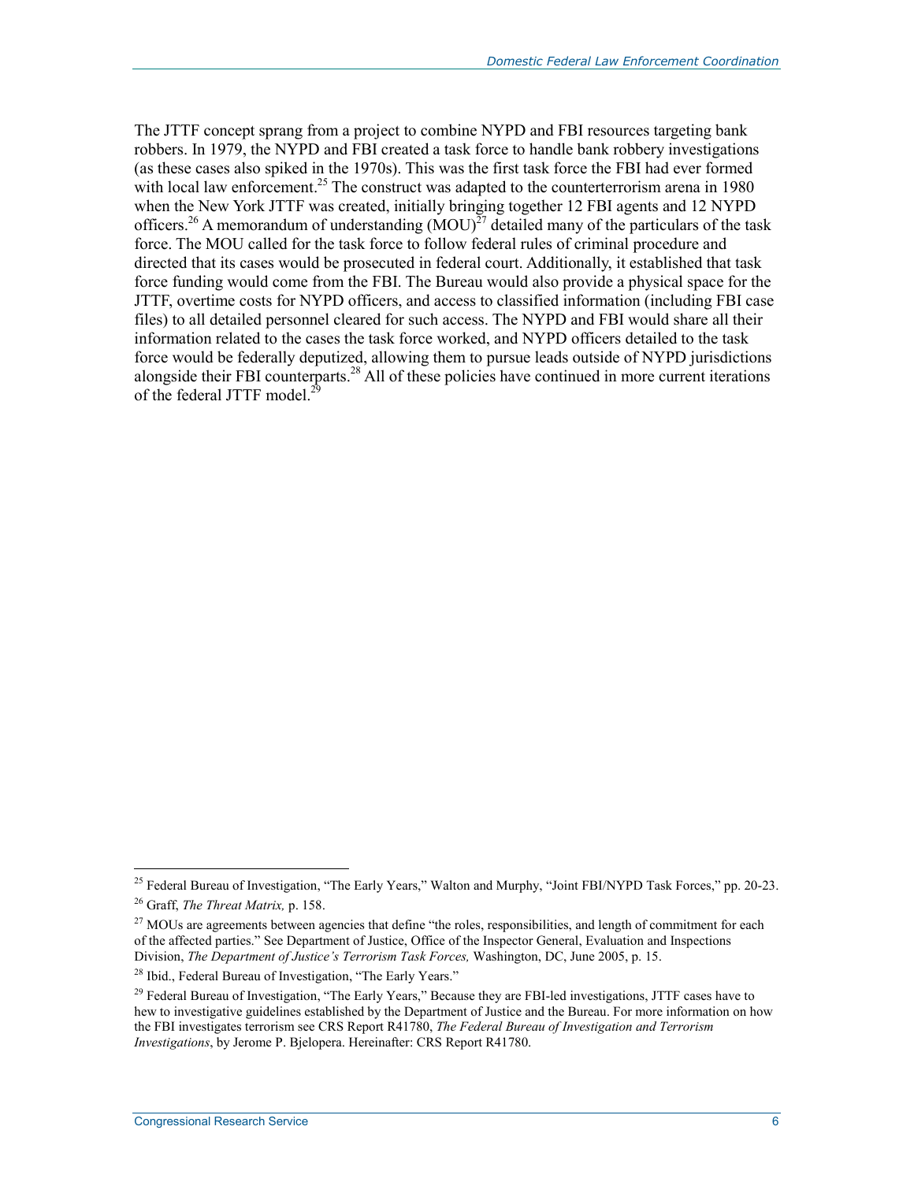The JTTF concept sprang from a project to combine NYPD and FBI resources targeting bank robbers. In 1979, the NYPD and FBI created a task force to handle bank robbery investigations (as these cases also spiked in the 1970s). This was the first task force the FBI had ever formed with local law enforcement.[25] The construct was adapted to the counterterrorism arena in 1980 when the New York JTTF was created, initially bringing together 12 FBI agents and 12 NYPD officers.[26] A memorandum of understanding (MOU)[27] detailed many of the particulars of the task force. The MOU called for the task force to follow federal rules of criminal procedure and directed that its cases would be prosecuted in federal court. Additionally, it established that task force funding would come from the FBI. The Bureau would also provide a physical space for the JTTF, overtime costs for NYPD officers, and access to classified information (including FBI case files) to all detailed personnel cleared for such access. The NYPD and FBI would share all their information related to the cases the task force worked, and NYPD officers detailed to the task force would be federally deputized, allowing them to pursue leads outside of NYPD jurisdictions alongside their FBI counterparts.[28] All of these policies have continued in more current iterations of the federal JTTF model.[29]

---

[25] Federal Bureau of Investigation, "The Early Years," Walton and Murphy, "Joint FBI/NYPD Task Forces," pp. 20-23.

[26] Graff, *The Threat Matrix,* p. 158.

[27] MOUs are agreements between agencies that define "the roles, responsibilities, and length of commitment for each of the affected parties." See Department of Justice, Office of the Inspector General, Evaluation and Inspections Division, *The Department of Justice's Terrorism Task Forces,* Washington, DC, June 2005, p. 15.

[28] Ibid., Federal Bureau of Investigation, "The Early Years."

[29] Federal Bureau of Investigation, "The Early Years," Because they are FBI-led investigations, JTTF cases have to hew to investigative guidelines established by the Department of Justice and the Bureau. For more information on how the FBI investigates terrorism see CRS Report R41780, *The Federal Bureau of Investigation and Terrorism Investigations*, by Jerome P. Bjelopera. Hereinafter: CRS Report R41780.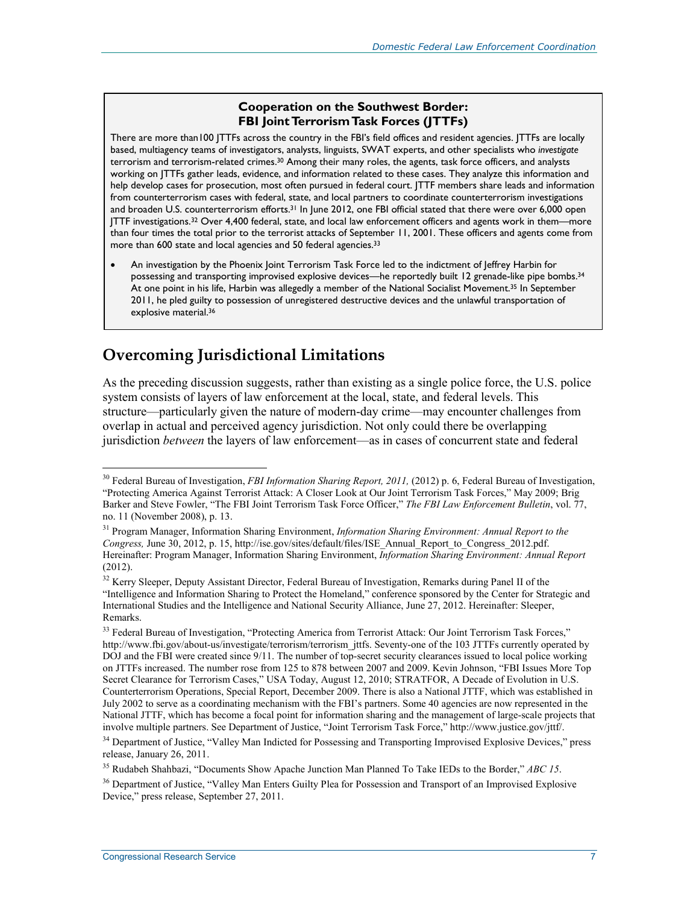> **Cooperation on the Southwest Border: FBI Joint Terrorism Task Forces (JTTFs)**
>
> There are more than100 JTTFs across the country in the FBI's field offices and resident agencies. JTTFs are locally based, multiagency teams of investigators, analysts, linguists, SWAT experts, and other specialists who *investigate* terrorism and terrorism-related crimes.[30] Among their many roles, the agents, task force officers, and analysts working on JTTFs gather leads, evidence, and information related to these cases. They analyze this information and help develop cases for prosecution, most often pursued in federal court. JTTF members share leads and information from counterterrorism cases with federal, state, and local partners to coordinate counterterrorism investigations and broaden U.S. counterterrorism efforts.[31] In June 2012, one FBI official stated that there were over 6,000 open JTTF investigations.[32] Over 4,400 federal, state, and local law enforcement officers and agents work in them—more than four times the total prior to the terrorist attacks of September 11, 2001. These officers and agents come from more than 600 state and local agencies and 50 federal agencies.[33]
>
> - An investigation by the Phoenix Joint Terrorism Task Force led to the indictment of Jeffrey Harbin for possessing and transporting improvised explosive devices—he reportedly built 12 grenade-like pipe bombs.[34] At one point in his life, Harbin was allegedly a member of the National Socialist Movement.[35] In September 2011, he pled guilty to possession of unregistered destructive devices and the unlawful transportation of explosive material.[36]

## Overcoming Jurisdictional Limitations

As the preceding discussion suggests, rather than existing as a single police force, the U.S. police system consists of layers of law enforcement at the local, state, and federal levels. This structure—particularly given the nature of modern-day crime—may encounter challenges from overlap in actual and perceived agency jurisdiction. Not only could there be overlapping jurisdiction *between* the layers of law enforcement—as in cases of concurrent state and federal

---

[30] Federal Bureau of Investigation, *FBI Information Sharing Report, 2011,* (2012) p. 6, Federal Bureau of Investigation, "Protecting America Against Terrorist Attack: A Closer Look at Our Joint Terrorism Task Forces," May 2009; Brig Barker and Steve Fowler, "The FBI Joint Terrorism Task Force Officer," *The FBI Law Enforcement Bulletin*, vol. 77, no. 11 (November 2008), p. 13.

[31] Program Manager, Information Sharing Environment, *Information Sharing Environment: Annual Report to the Congress,* June 30, 2012, p. 15, http://ise.gov/sites/default/files/ISE_Annual_Report_to_Congress_2012.pdf. Hereinafter: Program Manager, Information Sharing Environment, *Information Sharing Environment: Annual Report* (2012).

[32] Kerry Sleeper, Deputy Assistant Director, Federal Bureau of Investigation, Remarks during Panel II of the "Intelligence and Information Sharing to Protect the Homeland," conference sponsored by the Center for Strategic and International Studies and the Intelligence and National Security Alliance, June 27, 2012. Hereinafter: Sleeper, Remarks.

[33] Federal Bureau of Investigation, "Protecting America from Terrorist Attack: Our Joint Terrorism Task Forces," http://www.fbi.gov/about-us/investigate/terrorism/terrorism_jttfs. Seventy-one of the 103 JTTFs currently operated by DOJ and the FBI were created since 9/11. The number of top-secret security clearances issued to local police working on JTTFs increased. The number rose from 125 to 878 between 2007 and 2009. Kevin Johnson, "FBI Issues More Top Secret Clearance for Terrorism Cases," USA Today, August 12, 2010; STRATFOR, A Decade of Evolution in U.S. Counterterrorism Operations, Special Report, December 2009. There is also a National JTTF, which was established in July 2002 to serve as a coordinating mechanism with the FBI's partners. Some 40 agencies are now represented in the National JTTF, which has become a focal point for information sharing and the management of large-scale projects that involve multiple partners. See Department of Justice, "Joint Terrorism Task Force," http://www.justice.gov/jttf/.

[34] Department of Justice, "Valley Man Indicted for Possessing and Transporting Improvised Explosive Devices," press release, January 26, 2011.

[35] Rudabeh Shahbazi, "Documents Show Apache Junction Man Planned To Take IEDs to the Border," *ABC 15*.

[36] Department of Justice, "Valley Man Enters Guilty Plea for Possession and Transport of an Improvised Explosive Device," press release, September 27, 2011.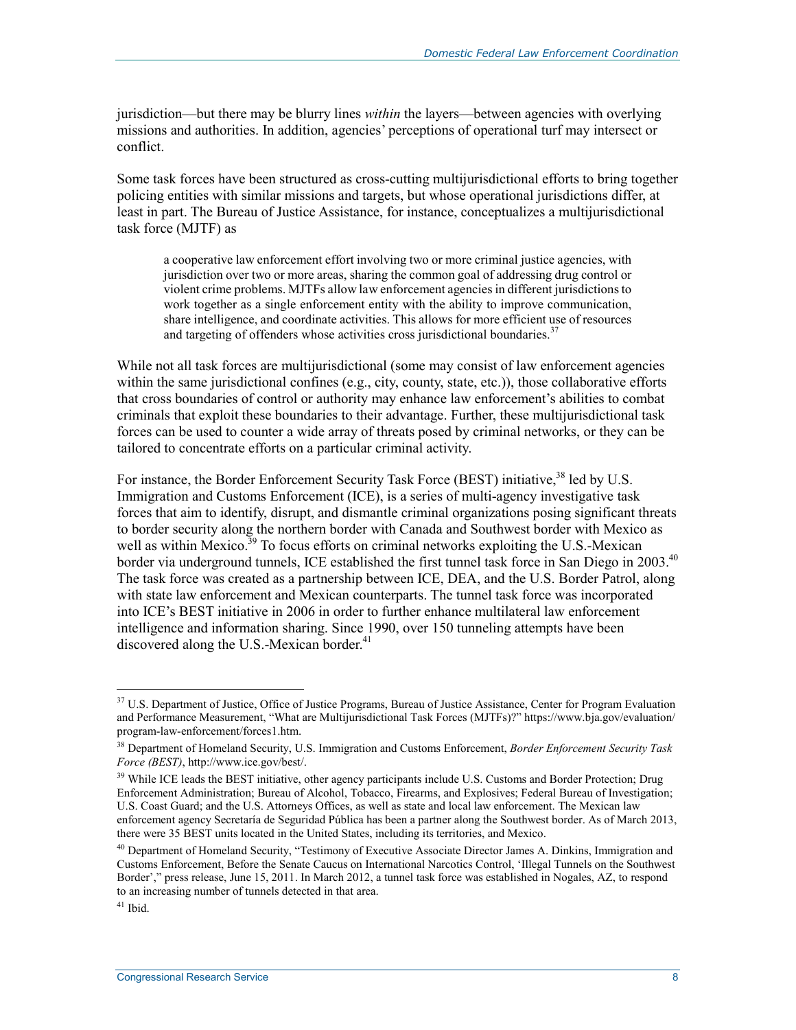jurisdiction—but there may be blurry lines *within* the layers—between agencies with overlying missions and authorities. In addition, agencies' perceptions of operational turf may intersect or conflict.

Some task forces have been structured as cross-cutting multijurisdictional efforts to bring together policing entities with similar missions and targets, but whose operational jurisdictions differ, at least in part. The Bureau of Justice Assistance, for instance, conceptualizes a multijurisdictional task force (MJTF) as

> a cooperative law enforcement effort involving two or more criminal justice agencies, with jurisdiction over two or more areas, sharing the common goal of addressing drug control or violent crime problems. MJTFs allow law enforcement agencies in different jurisdictions to work together as a single enforcement entity with the ability to improve communication, share intelligence, and coordinate activities. This allows for more efficient use of resources and targeting of offenders whose activities cross jurisdictional boundaries.[37]

While not all task forces are multijurisdictional (some may consist of law enforcement agencies within the same jurisdictional confines (e.g., city, county, state, etc.)), those collaborative efforts that cross boundaries of control or authority may enhance law enforcement's abilities to combat criminals that exploit these boundaries to their advantage. Further, these multijurisdictional task forces can be used to counter a wide array of threats posed by criminal networks, or they can be tailored to concentrate efforts on a particular criminal activity.

For instance, the Border Enforcement Security Task Force (BEST) initiative,[38] led by U.S. Immigration and Customs Enforcement (ICE), is a series of multi-agency investigative task forces that aim to identify, disrupt, and dismantle criminal organizations posing significant threats to border security along the northern border with Canada and Southwest border with Mexico as well as within Mexico.[39] To focus efforts on criminal networks exploiting the U.S.-Mexican border via underground tunnels, ICE established the first tunnel task force in San Diego in 2003.[40] The task force was created as a partnership between ICE, DEA, and the U.S. Border Patrol, along with state law enforcement and Mexican counterparts. The tunnel task force was incorporated into ICE's BEST initiative in 2006 in order to further enhance multilateral law enforcement intelligence and information sharing. Since 1990, over 150 tunneling attempts have been discovered along the U.S.-Mexican border.[41]

---

[37] U.S. Department of Justice, Office of Justice Programs, Bureau of Justice Assistance, Center for Program Evaluation and Performance Measurement, "What are Multijurisdictional Task Forces (MJTFs)?" https://www.bja.gov/evaluation/program-law-enforcement/forces1.htm.

[38] Department of Homeland Security, U.S. Immigration and Customs Enforcement, *Border Enforcement Security Task Force (BEST)*, http://www.ice.gov/best/.

[39] While ICE leads the BEST initiative, other agency participants include U.S. Customs and Border Protection; Drug Enforcement Administration; Bureau of Alcohol, Tobacco, Firearms, and Explosives; Federal Bureau of Investigation; U.S. Coast Guard; and the U.S. Attorneys Offices, as well as state and local law enforcement. The Mexican law enforcement agency Secretaría de Seguridad Pública has been a partner along the Southwest border. As of March 2013, there were 35 BEST units located in the United States, including its territories, and Mexico.

[40] Department of Homeland Security, "Testimony of Executive Associate Director James A. Dinkins, Immigration and Customs Enforcement, Before the Senate Caucus on International Narcotics Control, 'Illegal Tunnels on the Southwest Border'," press release, June 15, 2011. In March 2012, a tunnel task force was established in Nogales, AZ, to respond to an increasing number of tunnels detected in that area.

[41] Ibid.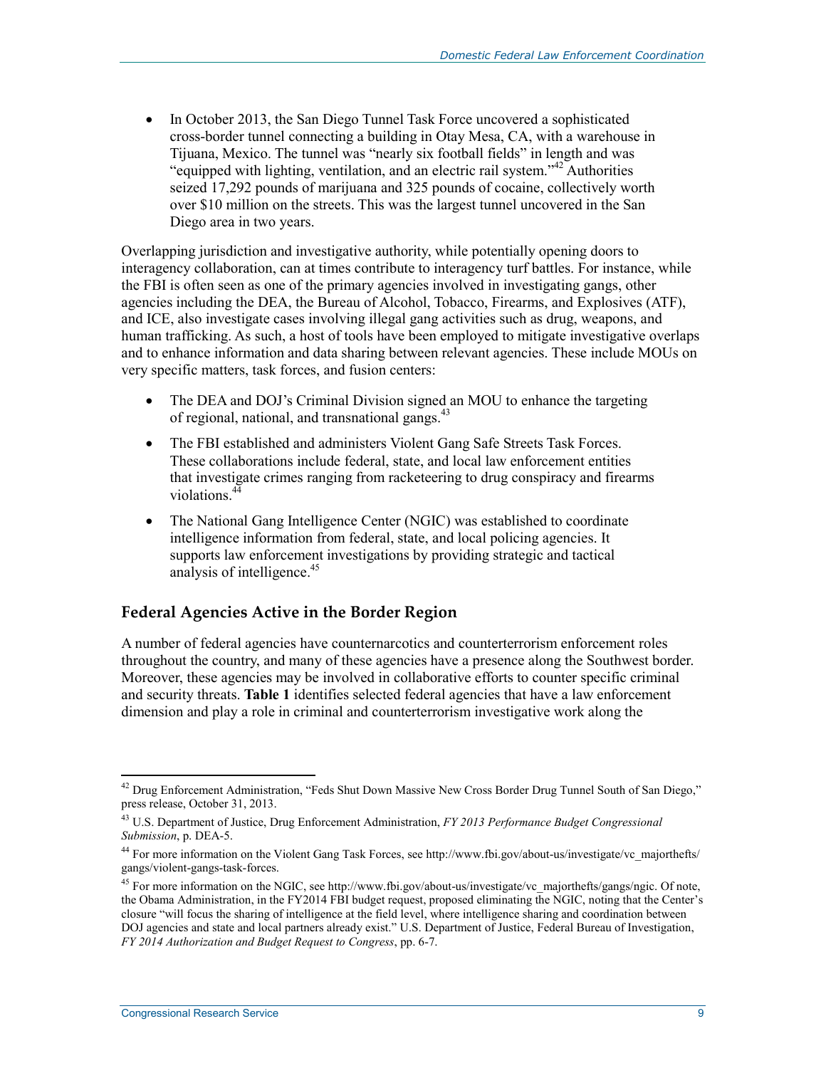- In October 2013, the San Diego Tunnel Task Force uncovered a sophisticated cross-border tunnel connecting a building in Otay Mesa, CA, with a warehouse in Tijuana, Mexico. The tunnel was "nearly six football fields" in length and was "equipped with lighting, ventilation, and an electric rail system."[42] Authorities seized 17,292 pounds of marijuana and 325 pounds of cocaine, collectively worth over $10 million on the streets. This was the largest tunnel uncovered in the San Diego area in two years.

Overlapping jurisdiction and investigative authority, while potentially opening doors to interagency collaboration, can at times contribute to interagency turf battles. For instance, while the FBI is often seen as one of the primary agencies involved in investigating gangs, other agencies including the DEA, the Bureau of Alcohol, Tobacco, Firearms, and Explosives (ATF), and ICE, also investigate cases involving illegal gang activities such as drug, weapons, and human trafficking. As such, a host of tools have been employed to mitigate investigative overlaps and to enhance information and data sharing between relevant agencies. These include MOUs on very specific matters, task forces, and fusion centers:

- The DEA and DOJ's Criminal Division signed an MOU to enhance the targeting of regional, national, and transnational gangs.[43]
- The FBI established and administers Violent Gang Safe Streets Task Forces. These collaborations include federal, state, and local law enforcement entities that investigate crimes ranging from racketeering to drug conspiracy and firearms violations.[44]
- The National Gang Intelligence Center (NGIC) was established to coordinate intelligence information from federal, state, and local policing agencies. It supports law enforcement investigations by providing strategic and tactical analysis of intelligence.[45]

## Federal Agencies Active in the Border Region

A number of federal agencies have counternarcotics and counterterrorism enforcement roles throughout the country, and many of these agencies have a presence along the Southwest border. Moreover, these agencies may be involved in collaborative efforts to counter specific criminal and security threats. **Table 1** identifies selected federal agencies that have a law enforcement dimension and play a role in criminal and counterterrorism investigative work along the

---

[42] Drug Enforcement Administration, "Feds Shut Down Massive New Cross Border Drug Tunnel South of San Diego," press release, October 31, 2013.

[43] U.S. Department of Justice, Drug Enforcement Administration, *FY 2013 Performance Budget Congressional Submission*, p. DEA-5.

[44] For more information on the Violent Gang Task Forces, see http://www.fbi.gov/about-us/investigate/vc_majorthefts/gangs/violent-gangs-task-forces.

[45] For more information on the NGIC, see http://www.fbi.gov/about-us/investigate/vc_majorthefts/gangs/ngic. Of note, the Obama Administration, in the FY2014 FBI budget request, proposed eliminating the NGIC, noting that the Center's closure "will focus the sharing of intelligence at the field level, where intelligence sharing and coordination between DOJ agencies and state and local partners already exist." U.S. Department of Justice, Federal Bureau of Investigation, *FY 2014 Authorization and Budget Request to Congress*, pp. 6-7.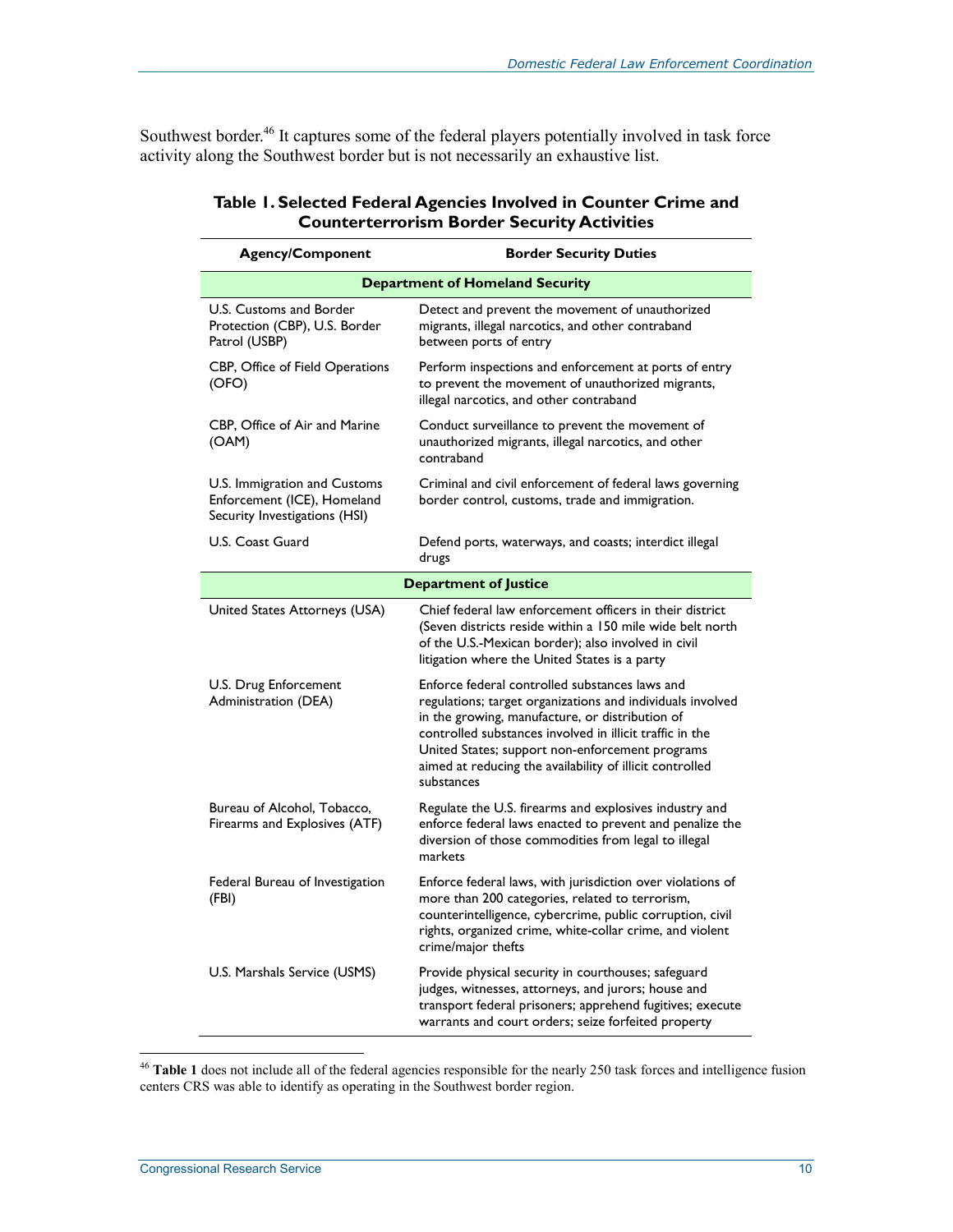Southwest border.[46] It captures some of the federal players potentially involved in task force activity along the Southwest border but is not necessarily an exhaustive list.

**Table 1. Selected Federal Agencies Involved in Counter Crime and Counterterrorism Border Security Activities**

| Agency/Component | Border Security Duties |
| --- | --- |
| **Department of Homeland Security** | |
| U.S. Customs and Border Protection (CBP), U.S. Border Patrol (USBP) | Detect and prevent the movement of unauthorized migrants, illegal narcotics, and other contraband between ports of entry |
| CBP, Office of Field Operations (OFO) | Perform inspections and enforcement at ports of entry to prevent the movement of unauthorized migrants, illegal narcotics, and other contraband |
| CBP, Office of Air and Marine (OAM) | Conduct surveillance to prevent the movement of unauthorized migrants, illegal narcotics, and other contraband |
| U.S. Immigration and Customs Enforcement (ICE), Homeland Security Investigations (HSI) | Criminal and civil enforcement of federal laws governing border control, customs, trade and immigration. |
| U.S. Coast Guard | Defend ports, waterways, and coasts; interdict illegal drugs |
| **Department of Justice** | |
| United States Attorneys (USA) | Chief federal law enforcement officers in their district (Seven districts reside within a 150 mile wide belt north of the U.S.-Mexican border); also involved in civil litigation where the United States is a party |
| U.S. Drug Enforcement Administration (DEA) | Enforce federal controlled substances laws and regulations; target organizations and individuals involved in the growing, manufacture, or distribution of controlled substances involved in illicit traffic in the United States; support non-enforcement programs aimed at reducing the availability of illicit controlled substances |
| Bureau of Alcohol, Tobacco, Firearms and Explosives (ATF) | Regulate the U.S. firearms and explosives industry and enforce federal laws enacted to prevent and penalize the diversion of those commodities from legal to illegal markets |
| Federal Bureau of Investigation (FBI) | Enforce federal laws, with jurisdiction over violations of more than 200 categories, related to terrorism, counterintelligence, cybercrime, public corruption, civil rights, organized crime, white-collar crime, and violent crime/major thefts |
| U.S. Marshals Service (USMS) | Provide physical security in courthouses; safeguard judges, witnesses, attorneys, and jurors; house and transport federal prisoners; apprehend fugitives; execute warrants and court orders; seize forfeited property |

[46] **Table 1** does not include all of the federal agencies responsible for the nearly 250 task forces and intelligence fusion centers CRS was able to identify as operating in the Southwest border region.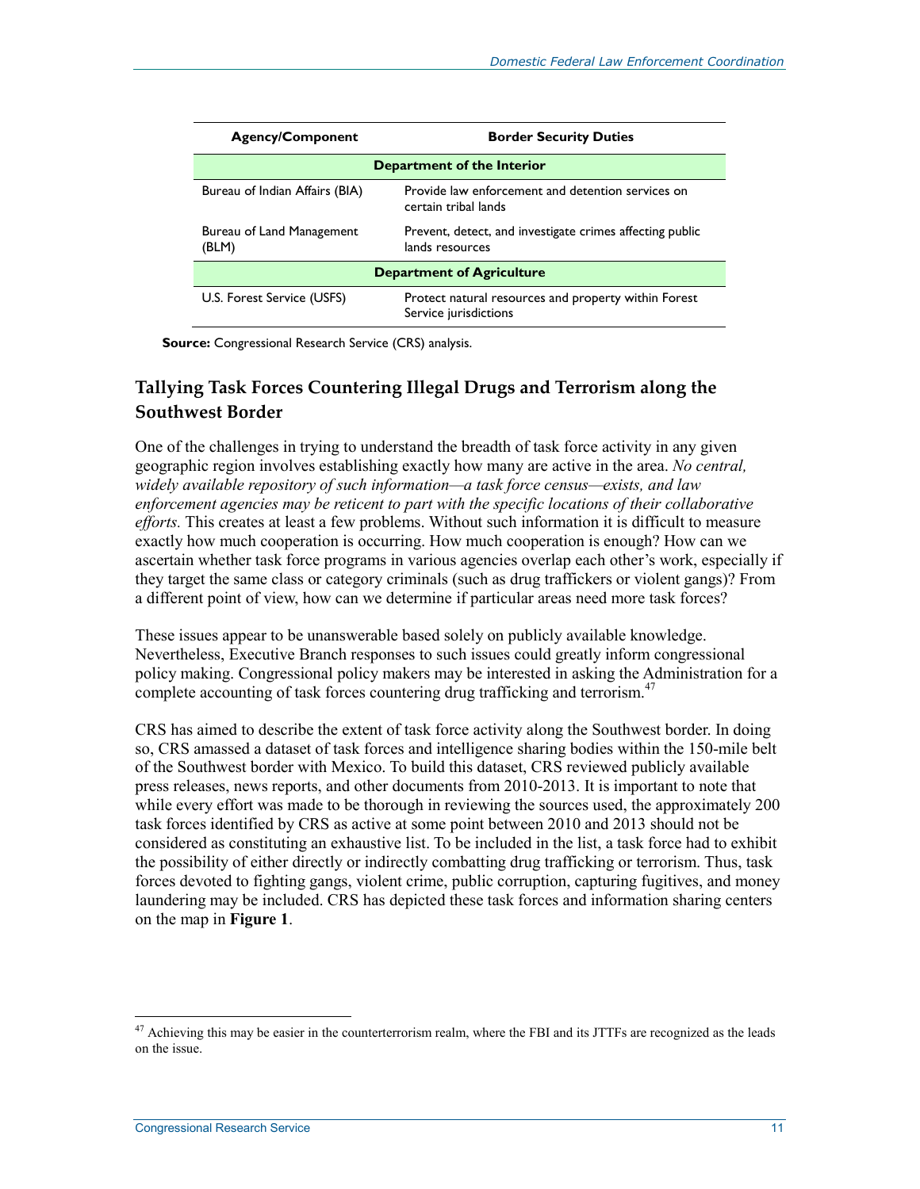| Agency/Component | Border Security Duties |
| --- | --- |
| **Department of the Interior** | |
| Bureau of Indian Affairs (BIA) | Provide law enforcement and detention services on certain tribal lands |
| Bureau of Land Management (BLM) | Prevent, detect, and investigate crimes affecting public lands resources |
| **Department of Agriculture** | |
| U.S. Forest Service (USFS) | Protect natural resources and property within Forest Service jurisdictions |

**Source:** Congressional Research Service (CRS) analysis.

## Tallying Task Forces Countering Illegal Drugs and Terrorism along the Southwest Border

One of the challenges in trying to understand the breadth of task force activity in any given geographic region involves establishing exactly how many are active in the area. *No central, widely available repository of such information—a task force census—exists, and law enforcement agencies may be reticent to part with the specific locations of their collaborative efforts.* This creates at least a few problems. Without such information it is difficult to measure exactly how much cooperation is occurring. How much cooperation is enough? How can we ascertain whether task force programs in various agencies overlap each other's work, especially if they target the same class or category criminals (such as drug traffickers or violent gangs)? From a different point of view, how can we determine if particular areas need more task forces?

These issues appear to be unanswerable based solely on publicly available knowledge. Nevertheless, Executive Branch responses to such issues could greatly inform congressional policy making. Congressional policy makers may be interested in asking the Administration for a complete accounting of task forces countering drug trafficking and terrorism.[47]

CRS has aimed to describe the extent of task force activity along the Southwest border. In doing so, CRS amassed a dataset of task forces and intelligence sharing bodies within the 150-mile belt of the Southwest border with Mexico. To build this dataset, CRS reviewed publicly available press releases, news reports, and other documents from 2010-2013. It is important to note that while every effort was made to be thorough in reviewing the sources used, the approximately 200 task forces identified by CRS as active at some point between 2010 and 2013 should not be considered as constituting an exhaustive list. To be included in the list, a task force had to exhibit the possibility of either directly or indirectly combatting drug trafficking or terrorism. Thus, task forces devoted to fighting gangs, violent crime, public corruption, capturing fugitives, and money laundering may be included. CRS has depicted these task forces and information sharing centers on the map in **Figure 1**.

[47] Achieving this may be easier in the counterterrorism realm, where the FBI and its JTTFs are recognized as the leads on the issue.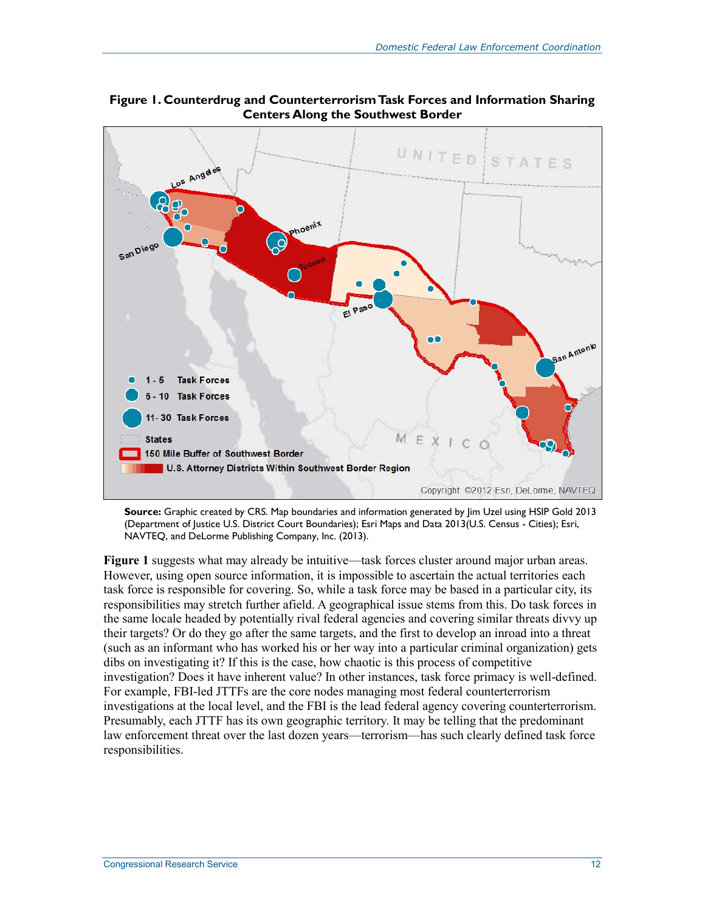**Figure 1. Counterdrug and Counterterrorism Task Forces and Information Sharing Centers Along the Southwest Border**

**Source:** Graphic created by CRS. Map boundaries and information generated by Jim Uzel using HSIP Gold 2013 (Department of Justice U.S. District Court Boundaries); Esri Maps and Data 2013(U.S. Census - Cities); Esri, NAVTEQ, and DeLorme Publishing Company, Inc. (2013).

**Figure 1** suggests what may already be intuitive—task forces cluster around major urban areas. However, using open source information, it is impossible to ascertain the actual territories each task force is responsible for covering. So, while a task force may be based in a particular city, its responsibilities may stretch further afield. A geographical issue stems from this. Do task forces in the same locale headed by potentially rival federal agencies and covering similar threats divvy up their targets? Or do they go after the same targets, and the first to develop an inroad into a threat (such as an informant who has worked his or her way into a particular criminal organization) gets dibs on investigating it? If this is the case, how chaotic is this process of competitive investigation? Does it have inherent value? In other instances, task force primacy is well-defined. For example, FBI-led JTTFs are the core nodes managing most federal counterterrorism investigations at the local level, and the FBI is the lead federal agency covering counterterrorism. Presumably, each JTTF has its own geographic territory. It may be telling that the predominant law enforcement threat over the last dozen years—terrorism—has such clearly defined task force responsibilities.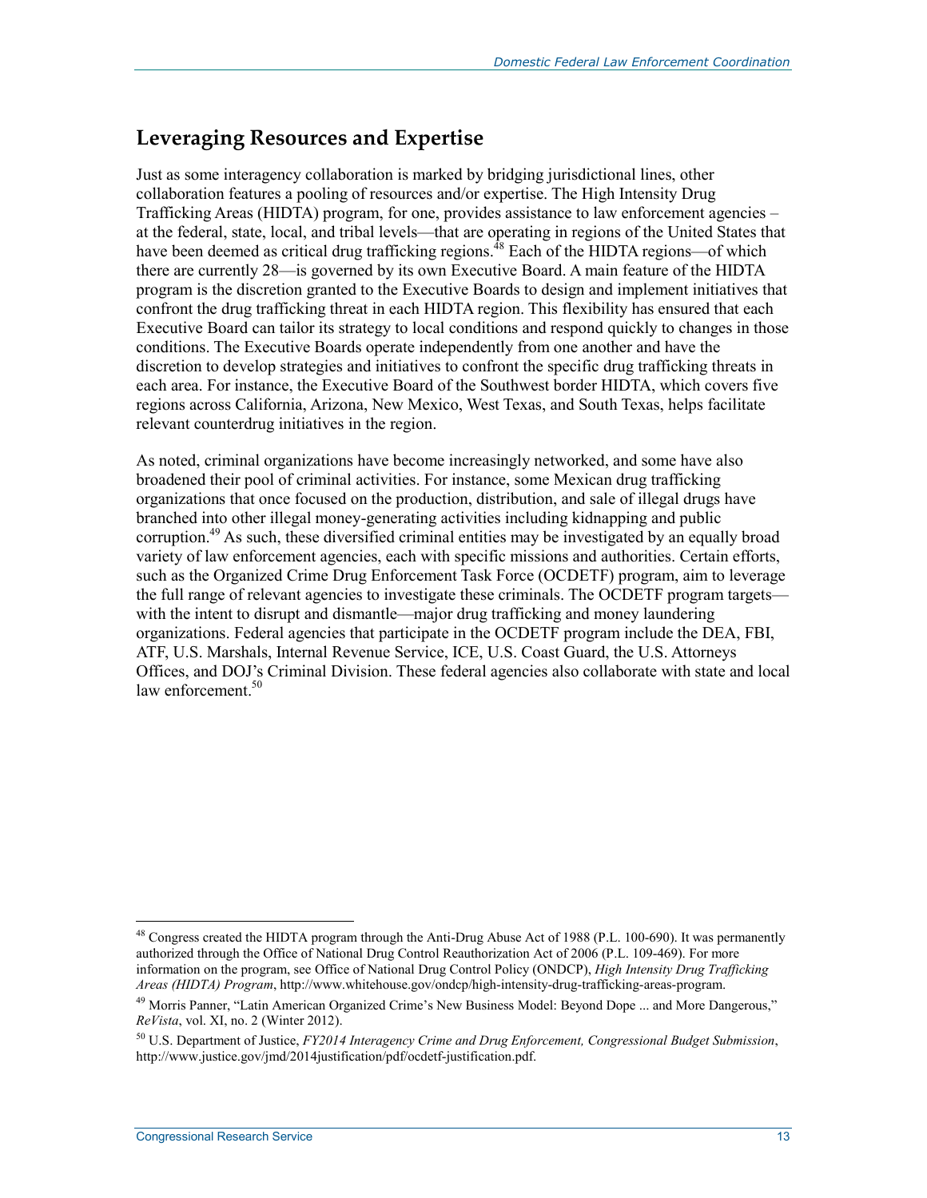## Leveraging Resources and Expertise

Just as some interagency collaboration is marked by bridging jurisdictional lines, other collaboration features a pooling of resources and/or expertise. The High Intensity Drug Trafficking Areas (HIDTA) program, for one, provides assistance to law enforcement agencies – at the federal, state, local, and tribal levels—that are operating in regions of the United States that have been deemed as critical drug trafficking regions.[48] Each of the HIDTA regions—of which there are currently 28—is governed by its own Executive Board. A main feature of the HIDTA program is the discretion granted to the Executive Boards to design and implement initiatives that confront the drug trafficking threat in each HIDTA region. This flexibility has ensured that each Executive Board can tailor its strategy to local conditions and respond quickly to changes in those conditions. The Executive Boards operate independently from one another and have the discretion to develop strategies and initiatives to confront the specific drug trafficking threats in each area. For instance, the Executive Board of the Southwest border HIDTA, which covers five regions across California, Arizona, New Mexico, West Texas, and South Texas, helps facilitate relevant counterdrug initiatives in the region.

As noted, criminal organizations have become increasingly networked, and some have also broadened their pool of criminal activities. For instance, some Mexican drug trafficking organizations that once focused on the production, distribution, and sale of illegal drugs have branched into other illegal money-generating activities including kidnapping and public corruption.[49] As such, these diversified criminal entities may be investigated by an equally broad variety of law enforcement agencies, each with specific missions and authorities. Certain efforts, such as the Organized Crime Drug Enforcement Task Force (OCDETF) program, aim to leverage the full range of relevant agencies to investigate these criminals. The OCDETF program targets—with the intent to disrupt and dismantle—major drug trafficking and money laundering organizations. Federal agencies that participate in the OCDETF program include the DEA, FBI, ATF, U.S. Marshals, Internal Revenue Service, ICE, U.S. Coast Guard, the U.S. Attorneys Offices, and DOJ's Criminal Division. These federal agencies also collaborate with state and local law enforcement.[50]

---

[48] Congress created the HIDTA program through the Anti-Drug Abuse Act of 1988 (P.L. 100-690). It was permanently authorized through the Office of National Drug Control Reauthorization Act of 2006 (P.L. 109-469). For more information on the program, see Office of National Drug Control Policy (ONDCP), *High Intensity Drug Trafficking Areas (HIDTA) Program*, http://www.whitehouse.gov/ondcp/high-intensity-drug-trafficking-areas-program.

[49] Morris Panner, "Latin American Organized Crime's New Business Model: Beyond Dope ... and More Dangerous," *ReVista*, vol. XI, no. 2 (Winter 2012).

[50] U.S. Department of Justice, *FY2014 Interagency Crime and Drug Enforcement, Congressional Budget Submission*, http://www.justice.gov/jmd/2014justification/pdf/ocdetf-justification.pdf.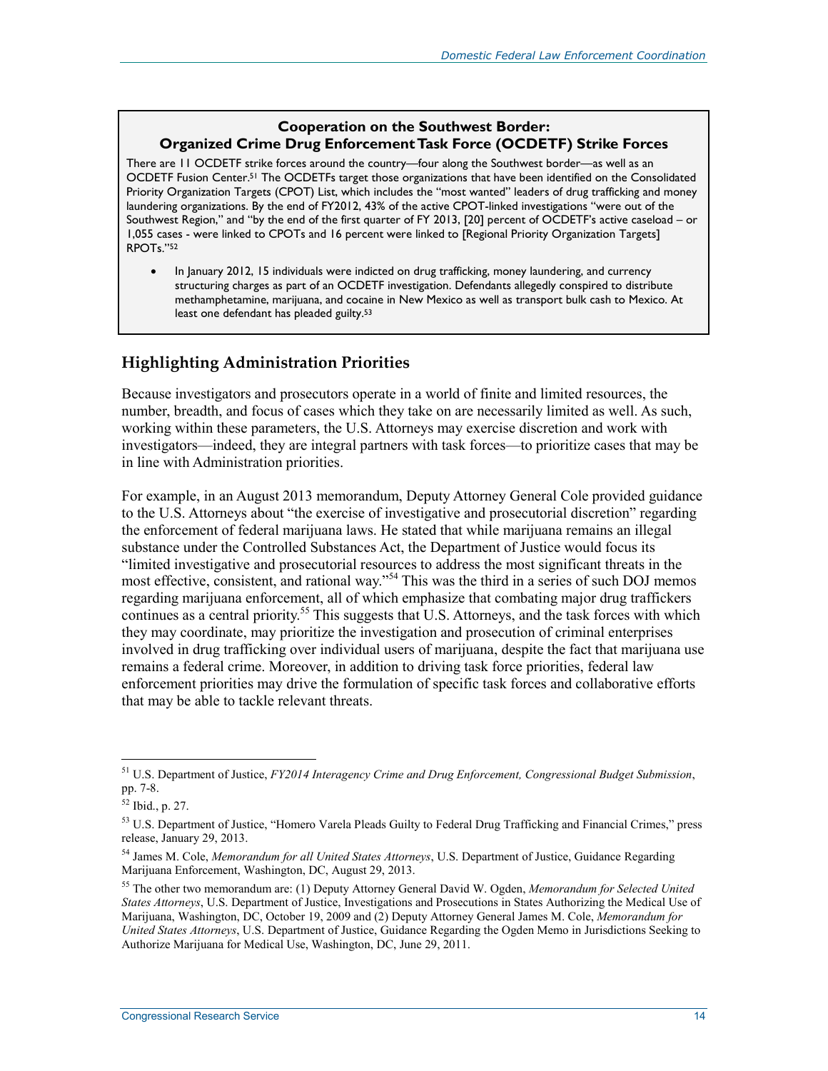**Cooperation on the Southwest Border: Organized Crime Drug Enforcement Task Force (OCDETF) Strike Forces**

There are 11 OCDETF strike forces around the country—four along the Southwest border—as well as an OCDETF Fusion Center.[51] The OCDETFs target those organizations that have been identified on the Consolidated Priority Organization Targets (CPOT) List, which includes the "most wanted" leaders of drug trafficking and money laundering organizations. By the end of FY2012, 43% of the active CPOT-linked investigations "were out of the Southwest Region," and "by the end of the first quarter of FY 2013, [20] percent of OCDETF's active caseload – or 1,055 cases - were linked to CPOTs and 16 percent were linked to [Regional Priority Organization Targets] RPOTs."[52]

- In January 2012, 15 individuals were indicted on drug trafficking, money laundering, and currency structuring charges as part of an OCDETF investigation. Defendants allegedly conspired to distribute methamphetamine, marijuana, and cocaine in New Mexico as well as transport bulk cash to Mexico. At least one defendant has pleaded guilty.[53]

## Highlighting Administration Priorities

Because investigators and prosecutors operate in a world of finite and limited resources, the number, breadth, and focus of cases which they take on are necessarily limited as well. As such, working within these parameters, the U.S. Attorneys may exercise discretion and work with investigators—indeed, they are integral partners with task forces—to prioritize cases that may be in line with Administration priorities.

For example, in an August 2013 memorandum, Deputy Attorney General Cole provided guidance to the U.S. Attorneys about "the exercise of investigative and prosecutorial discretion" regarding the enforcement of federal marijuana laws. He stated that while marijuana remains an illegal substance under the Controlled Substances Act, the Department of Justice would focus its "limited investigative and prosecutorial resources to address the most significant threats in the most effective, consistent, and rational way."[54] This was the third in a series of such DOJ memos regarding marijuana enforcement, all of which emphasize that combating major drug traffickers continues as a central priority.[55] This suggests that U.S. Attorneys, and the task forces with which they may coordinate, may prioritize the investigation and prosecution of criminal enterprises involved in drug trafficking over individual users of marijuana, despite the fact that marijuana use remains a federal crime. Moreover, in addition to driving task force priorities, federal law enforcement priorities may drive the formulation of specific task forces and collaborative efforts that may be able to tackle relevant threats.

---

[51] U.S. Department of Justice, *FY2014 Interagency Crime and Drug Enforcement, Congressional Budget Submission*, pp. 7-8.

[52] Ibid., p. 27.

[53] U.S. Department of Justice, "Homero Varela Pleads Guilty to Federal Drug Trafficking and Financial Crimes," press release, January 29, 2013.

[54] James M. Cole, *Memorandum for all United States Attorneys*, U.S. Department of Justice, Guidance Regarding Marijuana Enforcement, Washington, DC, August 29, 2013.

[55] The other two memorandum are: (1) Deputy Attorney General David W. Ogden, *Memorandum for Selected United States Attorneys*, U.S. Department of Justice, Investigations and Prosecutions in States Authorizing the Medical Use of Marijuana, Washington, DC, October 19, 2009 and (2) Deputy Attorney General James M. Cole, *Memorandum for United States Attorneys*, U.S. Department of Justice, Guidance Regarding the Ogden Memo in Jurisdictions Seeking to Authorize Marijuana for Medical Use, Washington, DC, June 29, 2011.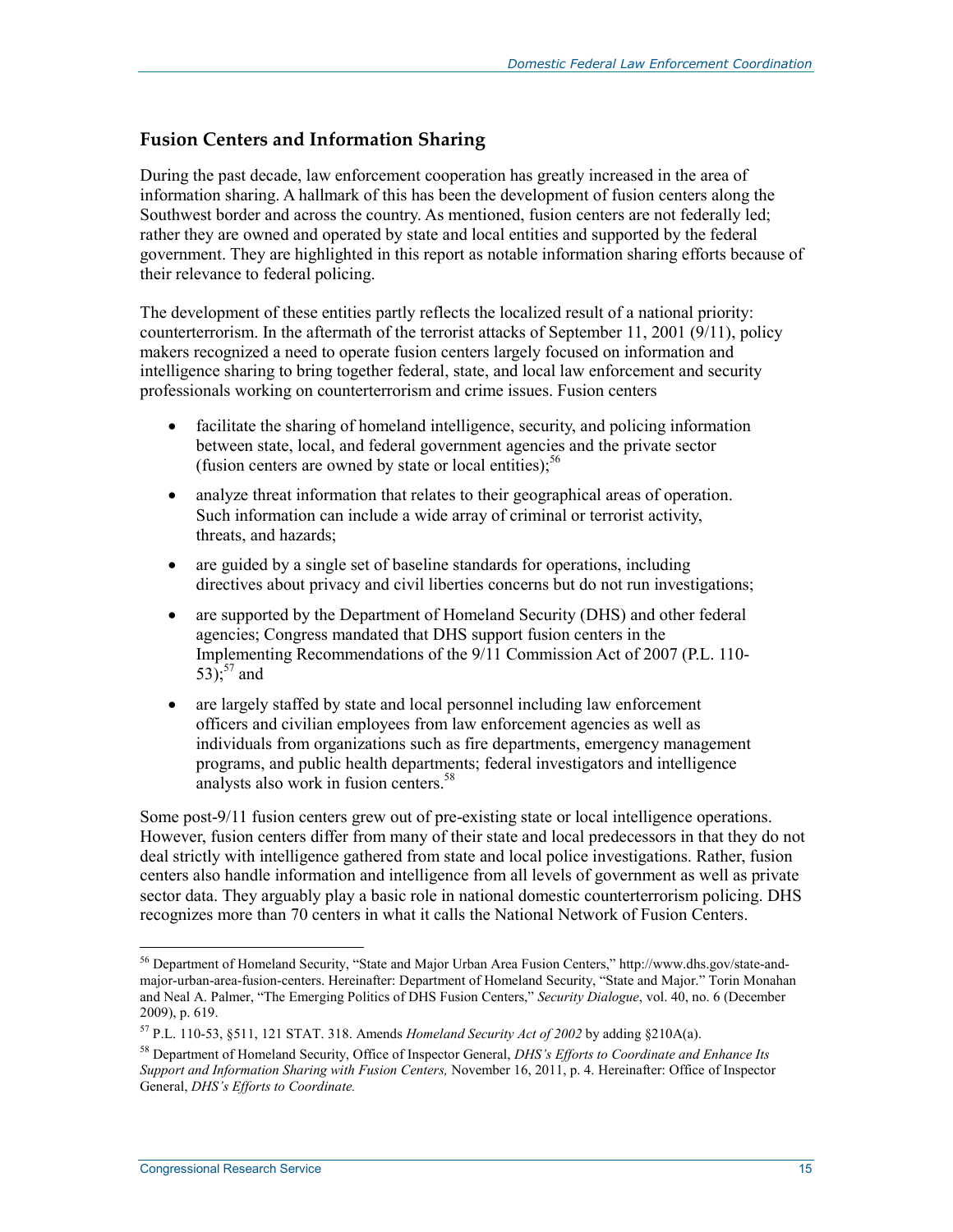## Fusion Centers and Information Sharing

During the past decade, law enforcement cooperation has greatly increased in the area of information sharing. A hallmark of this has been the development of fusion centers along the Southwest border and across the country. As mentioned, fusion centers are not federally led; rather they are owned and operated by state and local entities and supported by the federal government. They are highlighted in this report as notable information sharing efforts because of their relevance to federal policing.

The development of these entities partly reflects the localized result of a national priority: counterterrorism. In the aftermath of the terrorist attacks of September 11, 2001 (9/11), policy makers recognized a need to operate fusion centers largely focused on information and intelligence sharing to bring together federal, state, and local law enforcement and security professionals working on counterterrorism and crime issues. Fusion centers

- facilitate the sharing of homeland intelligence, security, and policing information between state, local, and federal government agencies and the private sector (fusion centers are owned by state or local entities);[56]
- analyze threat information that relates to their geographical areas of operation. Such information can include a wide array of criminal or terrorist activity, threats, and hazards;
- are guided by a single set of baseline standards for operations, including directives about privacy and civil liberties concerns but do not run investigations;
- are supported by the Department of Homeland Security (DHS) and other federal agencies; Congress mandated that DHS support fusion centers in the Implementing Recommendations of the 9/11 Commission Act of 2007 (P.L. 110-53);[57] and
- are largely staffed by state and local personnel including law enforcement officers and civilian employees from law enforcement agencies as well as individuals from organizations such as fire departments, emergency management programs, and public health departments; federal investigators and intelligence analysts also work in fusion centers.[58]

Some post-9/11 fusion centers grew out of pre-existing state or local intelligence operations. However, fusion centers differ from many of their state and local predecessors in that they do not deal strictly with intelligence gathered from state and local police investigations. Rather, fusion centers also handle information and intelligence from all levels of government as well as private sector data. They arguably play a basic role in national domestic counterterrorism policing. DHS recognizes more than 70 centers in what it calls the National Network of Fusion Centers.

---

[56] Department of Homeland Security, "State and Major Urban Area Fusion Centers," http://www.dhs.gov/state-and-major-urban-area-fusion-centers. Hereinafter: Department of Homeland Security, "State and Major." Torin Monahan and Neal A. Palmer, "The Emerging Politics of DHS Fusion Centers," *Security Dialogue*, vol. 40, no. 6 (December 2009), p. 619.

[57] P.L. 110-53, §511, 121 STAT. 318. Amends *Homeland Security Act of 2002* by adding §210A(a).

[58] Department of Homeland Security, Office of Inspector General, *DHS's Efforts to Coordinate and Enhance Its Support and Information Sharing with Fusion Centers,* November 16, 2011, p. 4. Hereinafter: Office of Inspector General, *DHS's Efforts to Coordinate.*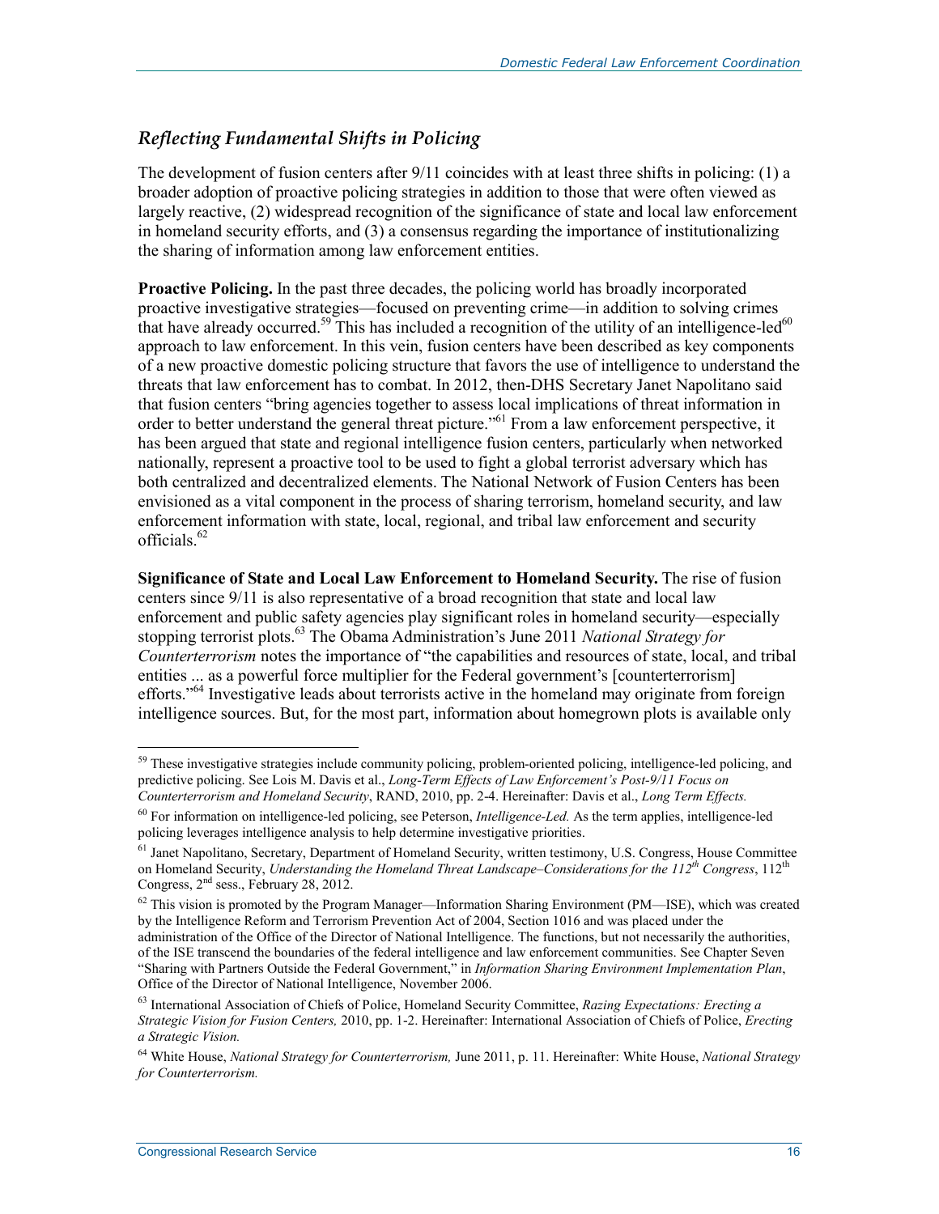### *Reflecting Fundamental Shifts in Policing*

The development of fusion centers after 9/11 coincides with at least three shifts in policing: (1) a broader adoption of proactive policing strategies in addition to those that were often viewed as largely reactive, (2) widespread recognition of the significance of state and local law enforcement in homeland security efforts, and (3) a consensus regarding the importance of institutionalizing the sharing of information among law enforcement entities.

**Proactive Policing.** In the past three decades, the policing world has broadly incorporated proactive investigative strategies—focused on preventing crime—in addition to solving crimes that have already occurred.[59] This has included a recognition of the utility of an intelligence-led[60] approach to law enforcement. In this vein, fusion centers have been described as key components of a new proactive domestic policing structure that favors the use of intelligence to understand the threats that law enforcement has to combat. In 2012, then-DHS Secretary Janet Napolitano said that fusion centers "bring agencies together to assess local implications of threat information in order to better understand the general threat picture."[61] From a law enforcement perspective, it has been argued that state and regional intelligence fusion centers, particularly when networked nationally, represent a proactive tool to be used to fight a global terrorist adversary which has both centralized and decentralized elements. The National Network of Fusion Centers has been envisioned as a vital component in the process of sharing terrorism, homeland security, and law enforcement information with state, local, regional, and tribal law enforcement and security officials.[62]

**Significance of State and Local Law Enforcement to Homeland Security.** The rise of fusion centers since 9/11 is also representative of a broad recognition that state and local law enforcement and public safety agencies play significant roles in homeland security—especially stopping terrorist plots.[63] The Obama Administration's June 2011 *National Strategy for Counterterrorism* notes the importance of "the capabilities and resources of state, local, and tribal entities ... as a powerful force multiplier for the Federal government's [counterterrorism] efforts."[64] Investigative leads about terrorists active in the homeland may originate from foreign intelligence sources. But, for the most part, information about homegrown plots is available only

---

[59] These investigative strategies include community policing, problem-oriented policing, intelligence-led policing, and predictive policing. See Lois M. Davis et al., *Long-Term Effects of Law Enforcement's Post-9/11 Focus on Counterterrorism and Homeland Security*, RAND, 2010, pp. 2-4. Hereinafter: Davis et al., *Long Term Effects.*

[60] For information on intelligence-led policing, see Peterson, *Intelligence-Led.* As the term applies, intelligence-led policing leverages intelligence analysis to help determine investigative priorities.

[61] Janet Napolitano, Secretary, Department of Homeland Security, written testimony, U.S. Congress, House Committee on Homeland Security, *Understanding the Homeland Threat Landscape–Considerations for the 112th Congress*, 112th Congress, 2nd sess., February 28, 2012.

[62] This vision is promoted by the Program Manager—Information Sharing Environment (PM—ISE), which was created by the Intelligence Reform and Terrorism Prevention Act of 2004, Section 1016 and was placed under the administration of the Office of the Director of National Intelligence. The functions, but not necessarily the authorities, of the ISE transcend the boundaries of the federal intelligence and law enforcement communities. See Chapter Seven "Sharing with Partners Outside the Federal Government," in *Information Sharing Environment Implementation Plan*, Office of the Director of National Intelligence, November 2006.

[63] International Association of Chiefs of Police, Homeland Security Committee, *Razing Expectations: Erecting a Strategic Vision for Fusion Centers,* 2010, pp. 1-2. Hereinafter: International Association of Chiefs of Police, *Erecting a Strategic Vision.*

[64] White House, *National Strategy for Counterterrorism,* June 2011, p. 11. Hereinafter: White House, *National Strategy for Counterterrorism.*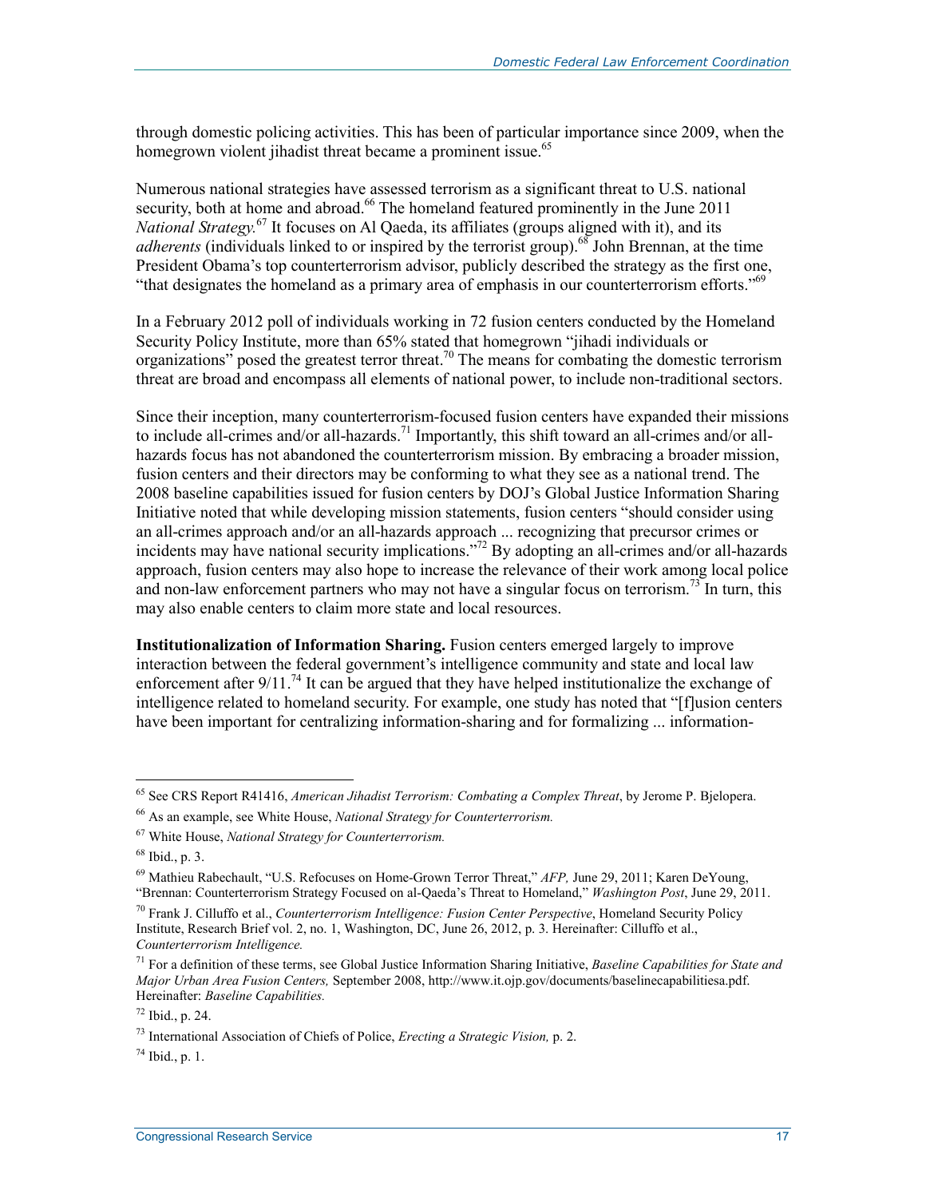through domestic policing activities. This has been of particular importance since 2009, when the homegrown violent jihadist threat became a prominent issue.[65]

Numerous national strategies have assessed terrorism as a significant threat to U.S. national security, both at home and abroad.[66] The homeland featured prominently in the June 2011 *National Strategy.*[67] It focuses on Al Qaeda, its affiliates (groups aligned with it), and its *adherents* (individuals linked to or inspired by the terrorist group).[68] John Brennan, at the time President Obama's top counterterrorism advisor, publicly described the strategy as the first one, "that designates the homeland as a primary area of emphasis in our counterterrorism efforts."[69]

In a February 2012 poll of individuals working in 72 fusion centers conducted by the Homeland Security Policy Institute, more than 65% stated that homegrown "jihadi individuals or organizations" posed the greatest terror threat.[70] The means for combating the domestic terrorism threat are broad and encompass all elements of national power, to include non-traditional sectors.

Since their inception, many counterterrorism-focused fusion centers have expanded their missions to include all-crimes and/or all-hazards.[71] Importantly, this shift toward an all-crimes and/or all-hazards focus has not abandoned the counterterrorism mission. By embracing a broader mission, fusion centers and their directors may be conforming to what they see as a national trend. The 2008 baseline capabilities issued for fusion centers by DOJ's Global Justice Information Sharing Initiative noted that while developing mission statements, fusion centers "should consider using an all-crimes approach and/or an all-hazards approach ... recognizing that precursor crimes or incidents may have national security implications."[72] By adopting an all-crimes and/or all-hazards approach, fusion centers may also hope to increase the relevance of their work among local police and non-law enforcement partners who may not have a singular focus on terrorism.[73] In turn, this may also enable centers to claim more state and local resources.

**Institutionalization of Information Sharing.** Fusion centers emerged largely to improve interaction between the federal government's intelligence community and state and local law enforcement after 9/11.[74] It can be argued that they have helped institutionalize the exchange of intelligence related to homeland security. For example, one study has noted that "[f]usion centers have been important for centralizing information-sharing and for formalizing ... information-

---

[65] See CRS Report R41416, *American Jihadist Terrorism: Combating a Complex Threat*, by Jerome P. Bjelopera.

[66] As an example, see White House, *National Strategy for Counterterrorism.*

[67] White House, *National Strategy for Counterterrorism.*

[68] Ibid., p. 3.

[69] Mathieu Rabechault, "U.S. Refocuses on Home-Grown Terror Threat," *AFP,* June 29, 2011; Karen DeYoung, "Brennan: Counterterrorism Strategy Focused on al-Qaeda's Threat to Homeland," *Washington Post*, June 29, 2011.

[70] Frank J. Cilluffo et al., *Counterterrorism Intelligence: Fusion Center Perspective*, Homeland Security Policy Institute, Research Brief vol. 2, no. 1, Washington, DC, June 26, 2012, p. 3. Hereinafter: Cilluffo et al., *Counterterrorism Intelligence.*

[71] For a definition of these terms, see Global Justice Information Sharing Initiative, *Baseline Capabilities for State and Major Urban Area Fusion Centers,* September 2008, http://www.it.ojp.gov/documents/baselinecapabilitiesa.pdf. Hereinafter: *Baseline Capabilities.*

[72] Ibid., p. 24.

[73] International Association of Chiefs of Police, *Erecting a Strategic Vision,* p. 2.

[74] Ibid., p. 1.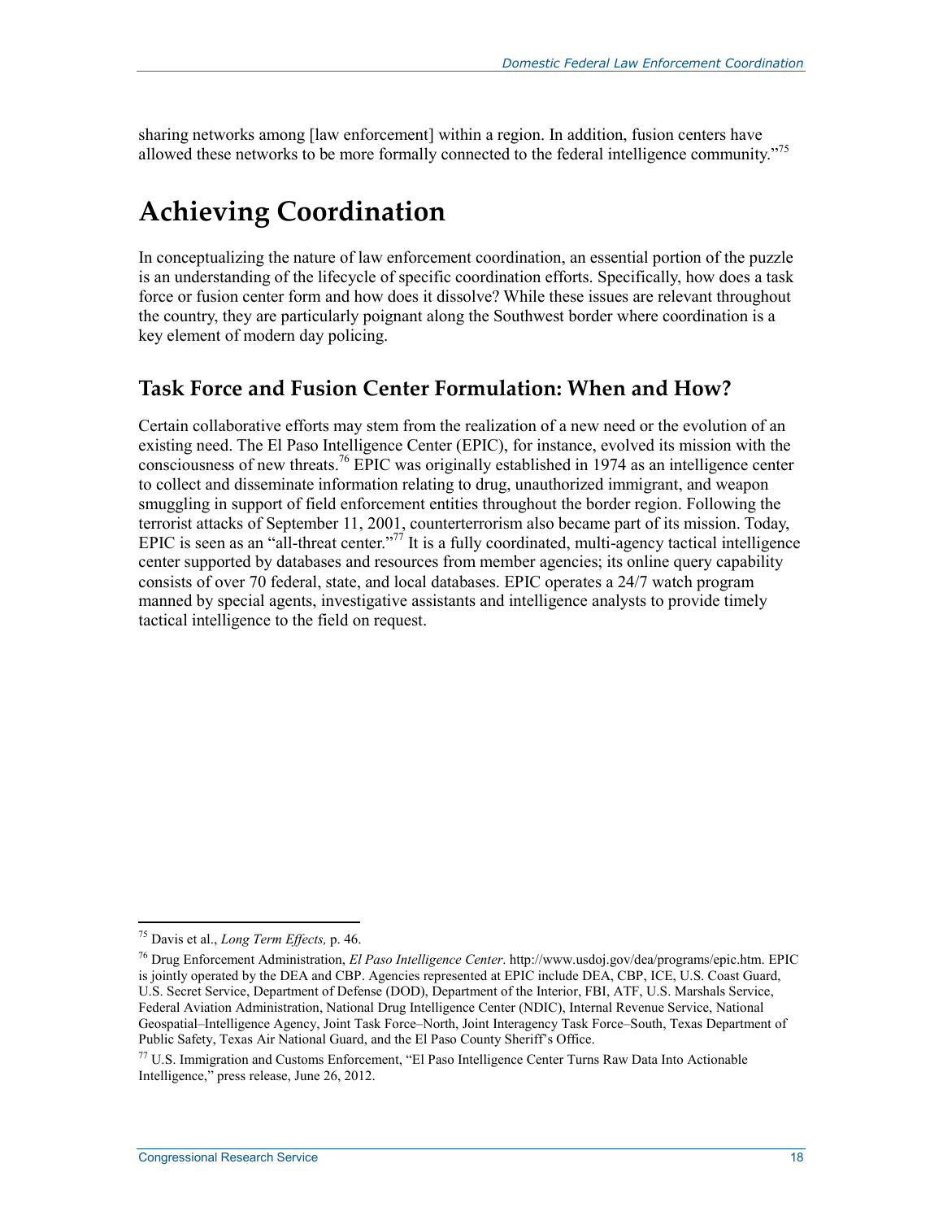sharing networks among [law enforcement] within a region. In addition, fusion centers have allowed these networks to be more formally connected to the federal intelligence community."[75]

# Achieving Coordination

In conceptualizing the nature of law enforcement coordination, an essential portion of the puzzle is an understanding of the lifecycle of specific coordination efforts. Specifically, how does a task force or fusion center form and how does it dissolve? While these issues are relevant throughout the country, they are particularly poignant along the Southwest border where coordination is a key element of modern day policing.

## Task Force and Fusion Center Formulation: When and How?

Certain collaborative efforts may stem from the realization of a new need or the evolution of an existing need. The El Paso Intelligence Center (EPIC), for instance, evolved its mission with the consciousness of new threats.[76] EPIC was originally established in 1974 as an intelligence center to collect and disseminate information relating to drug, unauthorized immigrant, and weapon smuggling in support of field enforcement entities throughout the border region. Following the terrorist attacks of September 11, 2001, counterterrorism also became part of its mission. Today, EPIC is seen as an "all-threat center."[77] It is a fully coordinated, multi-agency tactical intelligence center supported by databases and resources from member agencies; its online query capability consists of over 70 federal, state, and local databases. EPIC operates a 24/7 watch program manned by special agents, investigative assistants and intelligence analysts to provide timely tactical intelligence to the field on request.

---

[75] Davis et al., *Long Term Effects,* p. 46.

[76] Drug Enforcement Administration, *El Paso Intelligence Center*. http://www.usdoj.gov/dea/programs/epic.htm. EPIC is jointly operated by the DEA and CBP. Agencies represented at EPIC include DEA, CBP, ICE, U.S. Coast Guard, U.S. Secret Service, Department of Defense (DOD), Department of the Interior, FBI, ATF, U.S. Marshals Service, Federal Aviation Administration, National Drug Intelligence Center (NDIC), Internal Revenue Service, National Geospatial–Intelligence Agency, Joint Task Force–North, Joint Interagency Task Force–South, Texas Department of Public Safety, Texas Air National Guard, and the El Paso County Sheriff's Office.

[77] U.S. Immigration and Customs Enforcement, "El Paso Intelligence Center Turns Raw Data Into Actionable Intelligence," press release, June 26, 2012.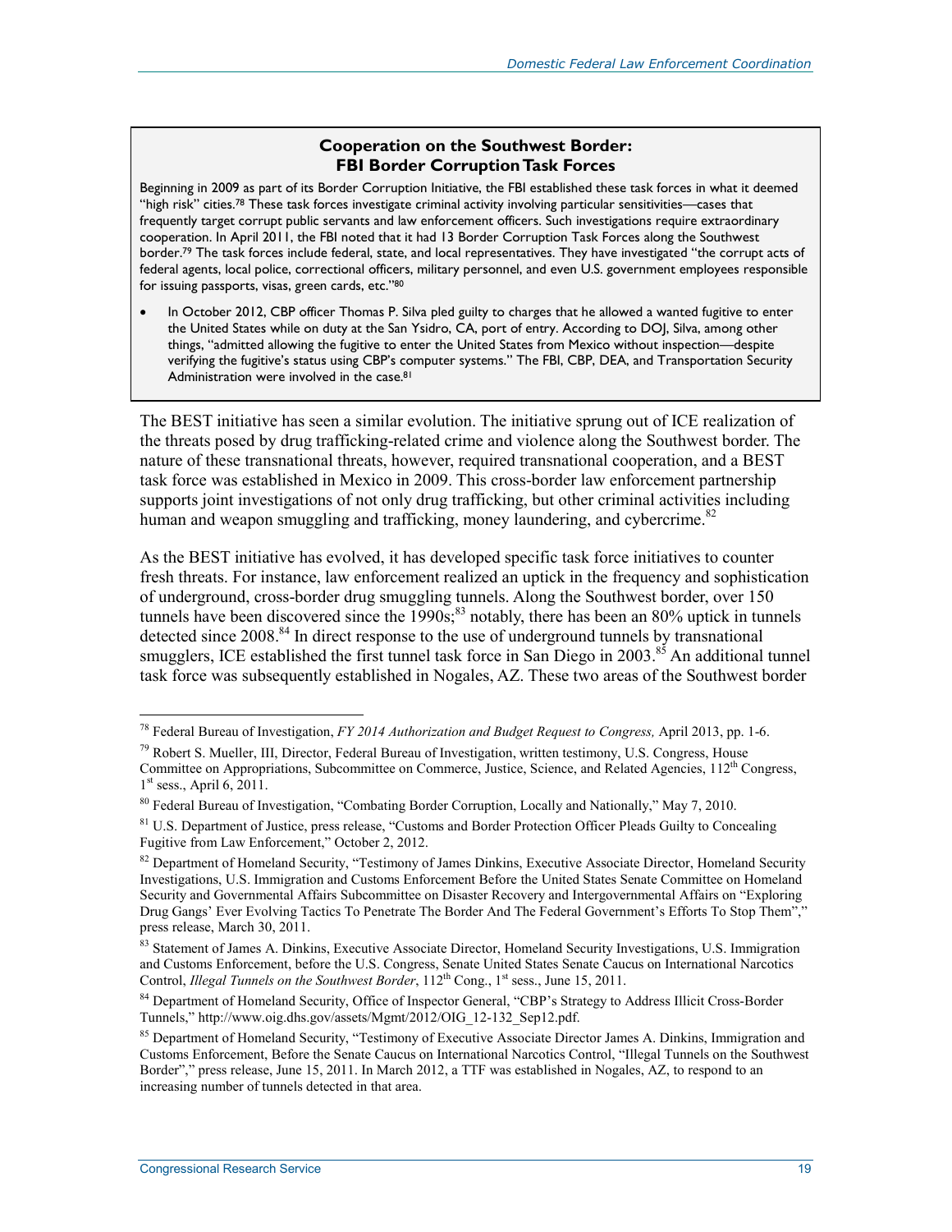**Cooperation on the Southwest Border: FBI Border Corruption Task Forces**

Beginning in 2009 as part of its Border Corruption Initiative, the FBI established these task forces in what it deemed "high risk" cities.[78] These task forces investigate criminal activity involving particular sensitivities—cases that frequently target corrupt public servants and law enforcement officers. Such investigations require extraordinary cooperation. In April 2011, the FBI noted that it had 13 Border Corruption Task Forces along the Southwest border.[79] The task forces include federal, state, and local representatives. They have investigated "the corrupt acts of federal agents, local police, correctional officers, military personnel, and even U.S. government employees responsible for issuing passports, visas, green cards, etc."[80]

- In October 2012, CBP officer Thomas P. Silva pled guilty to charges that he allowed a wanted fugitive to enter the United States while on duty at the San Ysidro, CA, port of entry. According to DOJ, Silva, among other things, "admitted allowing the fugitive to enter the United States from Mexico without inspection—despite verifying the fugitive's status using CBP's computer systems." The FBI, CBP, DEA, and Transportation Security Administration were involved in the case.[81]

The BEST initiative has seen a similar evolution. The initiative sprung out of ICE realization of the threats posed by drug trafficking-related crime and violence along the Southwest border. The nature of these transnational threats, however, required transnational cooperation, and a BEST task force was established in Mexico in 2009. This cross-border law enforcement partnership supports joint investigations of not only drug trafficking, but other criminal activities including human and weapon smuggling and trafficking, money laundering, and cybercrime.[82]

As the BEST initiative has evolved, it has developed specific task force initiatives to counter fresh threats. For instance, law enforcement realized an uptick in the frequency and sophistication of underground, cross-border drug smuggling tunnels. Along the Southwest border, over 150 tunnels have been discovered since the 1990s;[83] notably, there has been an 80% uptick in tunnels detected since 2008.[84] In direct response to the use of underground tunnels by transnational smugglers, ICE established the first tunnel task force in San Diego in 2003.[85] An additional tunnel task force was subsequently established in Nogales, AZ. These two areas of the Southwest border

---

[78] Federal Bureau of Investigation, *FY 2014 Authorization and Budget Request to Congress,* April 2013, pp. 1-6.

[79] Robert S. Mueller, III, Director, Federal Bureau of Investigation, written testimony, U.S. Congress, House Committee on Appropriations, Subcommittee on Commerce, Justice, Science, and Related Agencies, 112th Congress, 1st sess., April 6, 2011.

[80] Federal Bureau of Investigation, "Combating Border Corruption, Locally and Nationally," May 7, 2010.

[81] U.S. Department of Justice, press release, "Customs and Border Protection Officer Pleads Guilty to Concealing Fugitive from Law Enforcement," October 2, 2012.

[82] Department of Homeland Security, "Testimony of James Dinkins, Executive Associate Director, Homeland Security Investigations, U.S. Immigration and Customs Enforcement Before the United States Senate Committee on Homeland Security and Governmental Affairs Subcommittee on Disaster Recovery and Intergovernmental Affairs on "Exploring Drug Gangs' Ever Evolving Tactics To Penetrate The Border And The Federal Government's Efforts To Stop Them"," press release, March 30, 2011.

[83] Statement of James A. Dinkins, Executive Associate Director, Homeland Security Investigations, U.S. Immigration and Customs Enforcement, before the U.S. Congress, Senate United States Senate Caucus on International Narcotics Control, *Illegal Tunnels on the Southwest Border*, 112th Cong., 1st sess., June 15, 2011.

[84] Department of Homeland Security, Office of Inspector General, "CBP's Strategy to Address Illicit Cross-Border Tunnels," http://www.oig.dhs.gov/assets/Mgmt/2012/OIG_12-132_Sep12.pdf.

[85] Department of Homeland Security, "Testimony of Executive Associate Director James A. Dinkins, Immigration and Customs Enforcement, Before the Senate Caucus on International Narcotics Control, "Illegal Tunnels on the Southwest Border"," press release, June 15, 2011. In March 2012, a TTF was established in Nogales, AZ, to respond to an increasing number of tunnels detected in that area.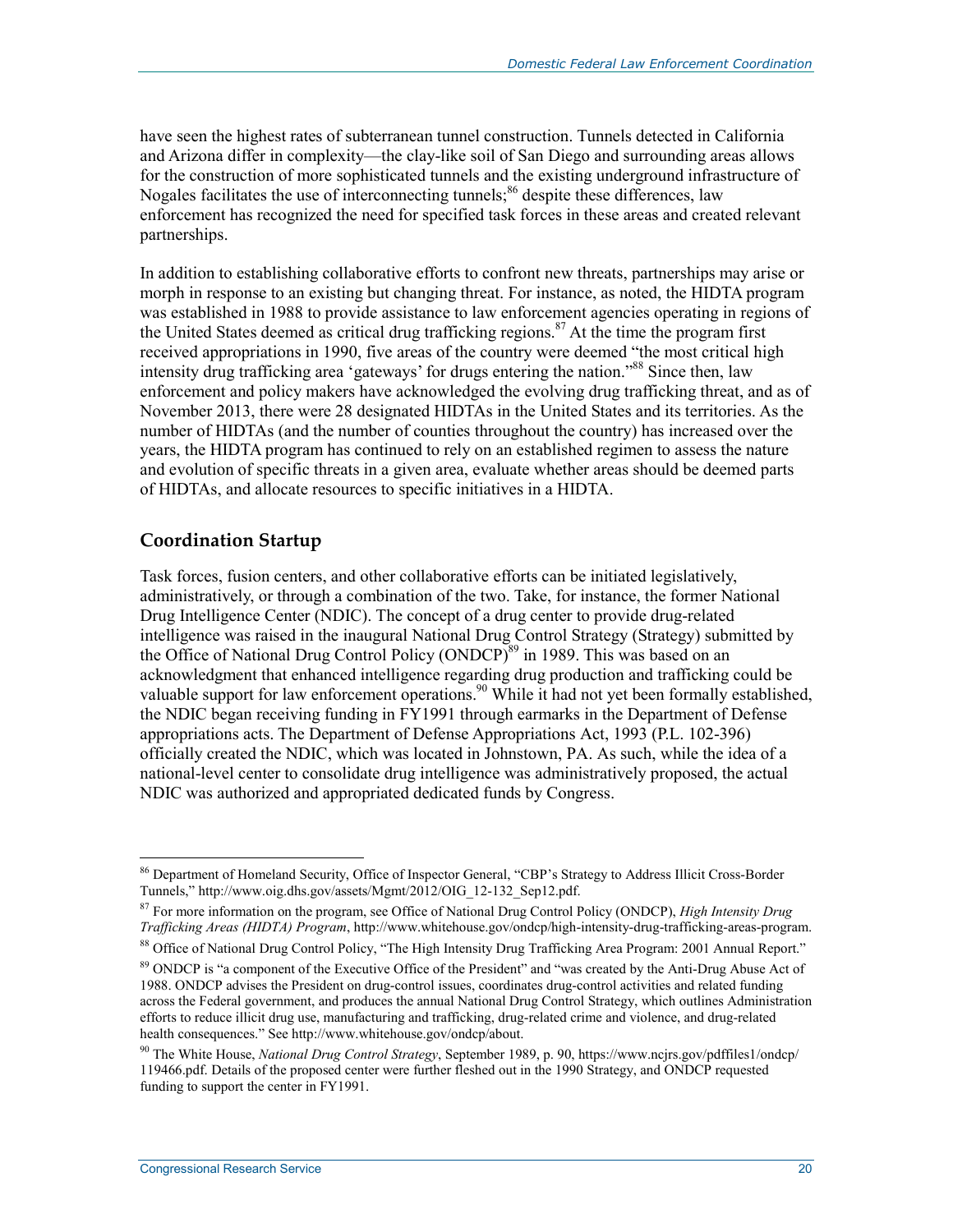have seen the highest rates of subterranean tunnel construction. Tunnels detected in California and Arizona differ in complexity—the clay-like soil of San Diego and surrounding areas allows for the construction of more sophisticated tunnels and the existing underground infrastructure of Nogales facilitates the use of interconnecting tunnels;[86] despite these differences, law enforcement has recognized the need for specified task forces in these areas and created relevant partnerships.

In addition to establishing collaborative efforts to confront new threats, partnerships may arise or morph in response to an existing but changing threat. For instance, as noted, the HIDTA program was established in 1988 to provide assistance to law enforcement agencies operating in regions of the United States deemed as critical drug trafficking regions.[87] At the time the program first received appropriations in 1990, five areas of the country were deemed "the most critical high intensity drug trafficking area 'gateways' for drugs entering the nation."[88] Since then, law enforcement and policy makers have acknowledged the evolving drug trafficking threat, and as of November 2013, there were 28 designated HIDTAs in the United States and its territories. As the number of HIDTAs (and the number of counties throughout the country) has increased over the years, the HIDTA program has continued to rely on an established regimen to assess the nature and evolution of specific threats in a given area, evaluate whether areas should be deemed parts of HIDTAs, and allocate resources to specific initiatives in a HIDTA.

## Coordination Startup

Task forces, fusion centers, and other collaborative efforts can be initiated legislatively, administratively, or through a combination of the two. Take, for instance, the former National Drug Intelligence Center (NDIC). The concept of a drug center to provide drug-related intelligence was raised in the inaugural National Drug Control Strategy (Strategy) submitted by the Office of National Drug Control Policy (ONDCP)[89] in 1989. This was based on an acknowledgment that enhanced intelligence regarding drug production and trafficking could be valuable support for law enforcement operations.[90] While it had not yet been formally established, the NDIC began receiving funding in FY1991 through earmarks in the Department of Defense appropriations acts. The Department of Defense Appropriations Act, 1993 (P.L. 102-396) officially created the NDIC, which was located in Johnstown, PA. As such, while the idea of a national-level center to consolidate drug intelligence was administratively proposed, the actual NDIC was authorized and appropriated dedicated funds by Congress.

---

[86] Department of Homeland Security, Office of Inspector General, "CBP's Strategy to Address Illicit Cross-Border Tunnels," http://www.oig.dhs.gov/assets/Mgmt/2012/OIG_12-132_Sep12.pdf.

[87] For more information on the program, see Office of National Drug Control Policy (ONDCP), *High Intensity Drug Trafficking Areas (HIDTA) Program*, http://www.whitehouse.gov/ondcp/high-intensity-drug-trafficking-areas-program.

[88] Office of National Drug Control Policy, "The High Intensity Drug Trafficking Area Program: 2001 Annual Report."

[89] ONDCP is "a component of the Executive Office of the President" and "was created by the Anti-Drug Abuse Act of 1988. ONDCP advises the President on drug-control issues, coordinates drug-control activities and related funding across the Federal government, and produces the annual National Drug Control Strategy, which outlines Administration efforts to reduce illicit drug use, manufacturing and trafficking, drug-related crime and violence, and drug-related health consequences." See http://www.whitehouse.gov/ondcp/about.

[90] The White House, *National Drug Control Strategy*, September 1989, p. 90, https://www.ncjrs.gov/pdffiles1/ondcp/119466.pdf. Details of the proposed center were further fleshed out in the 1990 Strategy, and ONDCP requested funding to support the center in FY1991.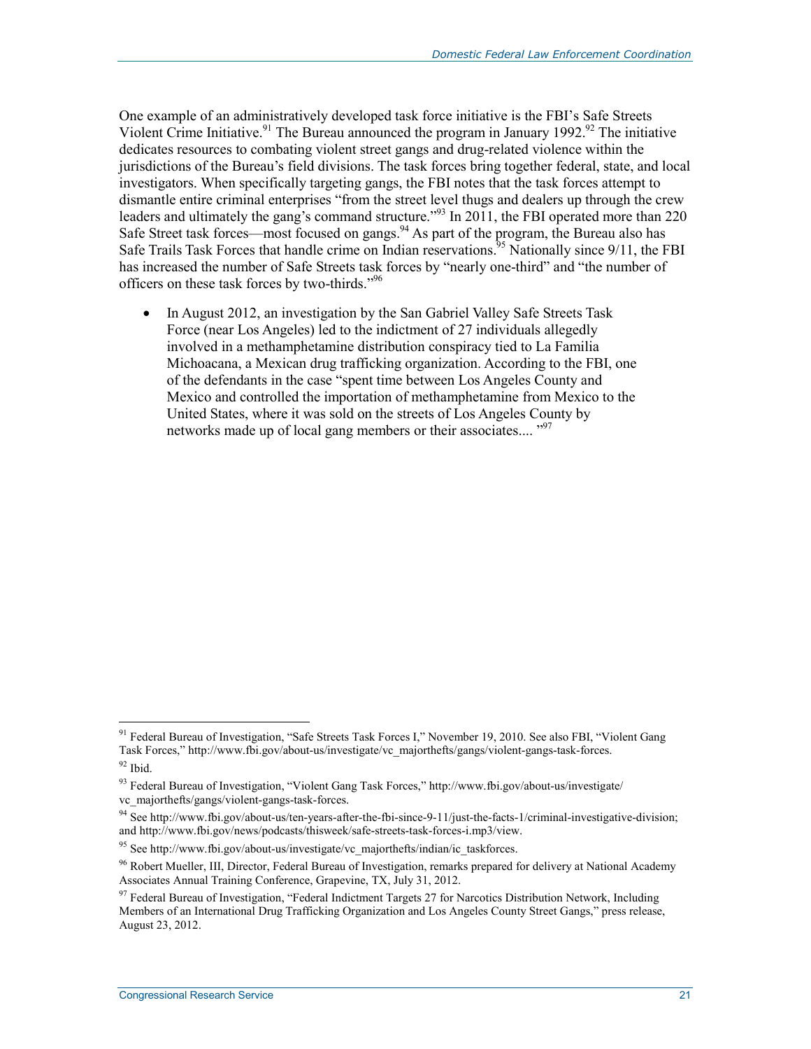One example of an administratively developed task force initiative is the FBI's Safe Streets Violent Crime Initiative.[91] The Bureau announced the program in January 1992.[92] The initiative dedicates resources to combating violent street gangs and drug-related violence within the jurisdictions of the Bureau's field divisions. The task forces bring together federal, state, and local investigators. When specifically targeting gangs, the FBI notes that the task forces attempt to dismantle entire criminal enterprises "from the street level thugs and dealers up through the crew leaders and ultimately the gang's command structure."[93] In 2011, the FBI operated more than 220 Safe Street task forces—most focused on gangs.[94] As part of the program, the Bureau also has Safe Trails Task Forces that handle crime on Indian reservations.[95] Nationally since 9/11, the FBI has increased the number of Safe Streets task forces by "nearly one-third" and "the number of officers on these task forces by two-thirds."[96]

- In August 2012, an investigation by the San Gabriel Valley Safe Streets Task Force (near Los Angeles) led to the indictment of 27 individuals allegedly involved in a methamphetamine distribution conspiracy tied to La Familia Michoacana, a Mexican drug trafficking organization. According to the FBI, one of the defendants in the case "spent time between Los Angeles County and Mexico and controlled the importation of methamphetamine from Mexico to the United States, where it was sold on the streets of Los Angeles County by networks made up of local gang members or their associates.... "[97]

---

[91] Federal Bureau of Investigation, "Safe Streets Task Forces I," November 19, 2010. See also FBI, "Violent Gang Task Forces," http://www.fbi.gov/about-us/investigate/vc_majorthefts/gangs/violent-gangs-task-forces.

[92] Ibid.

[93] Federal Bureau of Investigation, "Violent Gang Task Forces," http://www.fbi.gov/about-us/investigate/vc_majorthefts/gangs/violent-gangs-task-forces.

[94] See http://www.fbi.gov/about-us/ten-years-after-the-fbi-since-9-11/just-the-facts-1/criminal-investigative-division; and http://www.fbi.gov/news/podcasts/thisweek/safe-streets-task-forces-i.mp3/view.

[95] See http://www.fbi.gov/about-us/investigate/vc_majorthefts/indian/ic_taskforces.

[96] Robert Mueller, III, Director, Federal Bureau of Investigation, remarks prepared for delivery at National Academy Associates Annual Training Conference, Grapevine, TX, July 31, 2012.

[97] Federal Bureau of Investigation, "Federal Indictment Targets 27 for Narcotics Distribution Network, Including Members of an International Drug Trafficking Organization and Los Angeles County Street Gangs," press release, August 23, 2012.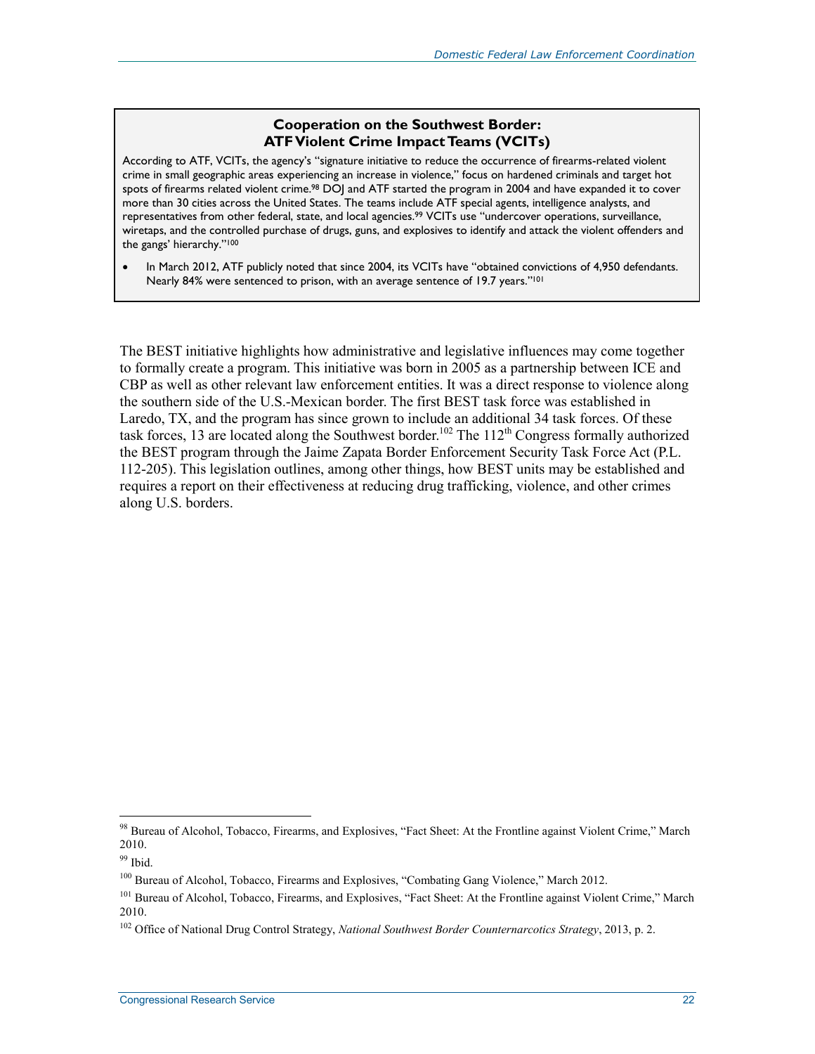**Cooperation on the Southwest Border: ATF Violent Crime Impact Teams (VCITs)**

According to ATF, VCITs, the agency's "signature initiative to reduce the occurrence of firearms-related violent crime in small geographic areas experiencing an increase in violence," focus on hardened criminals and target hot spots of firearms related violent crime.[98] DOJ and ATF started the program in 2004 and have expanded it to cover more than 30 cities across the United States. The teams include ATF special agents, intelligence analysts, and representatives from other federal, state, and local agencies.[99] VCITs use "undercover operations, surveillance, wiretaps, and the controlled purchase of drugs, guns, and explosives to identify and attack the violent offenders and the gangs' hierarchy."[100]

- In March 2012, ATF publicly noted that since 2004, its VCITs have "obtained convictions of 4,950 defendants. Nearly 84% were sentenced to prison, with an average sentence of 19.7 years."[101]

The BEST initiative highlights how administrative and legislative influences may come together to formally create a program. This initiative was born in 2005 as a partnership between ICE and CBP as well as other relevant law enforcement entities. It was a direct response to violence along the southern side of the U.S.-Mexican border. The first BEST task force was established in Laredo, TX, and the program has since grown to include an additional 34 task forces. Of these task forces, 13 are located along the Southwest border.[102] The 112th Congress formally authorized the BEST program through the Jaime Zapata Border Enforcement Security Task Force Act (P.L. 112-205). This legislation outlines, among other things, how BEST units may be established and requires a report on their effectiveness at reducing drug trafficking, violence, and other crimes along U.S. borders.

---

[98] Bureau of Alcohol, Tobacco, Firearms, and Explosives, "Fact Sheet: At the Frontline against Violent Crime," March 2010.

[99] Ibid.

[100] Bureau of Alcohol, Tobacco, Firearms and Explosives, "Combating Gang Violence," March 2012.

[101] Bureau of Alcohol, Tobacco, Firearms, and Explosives, "Fact Sheet: At the Frontline against Violent Crime," March 2010.

[102] Office of National Drug Control Strategy, *National Southwest Border Counternarcotics Strategy*, 2013, p. 2.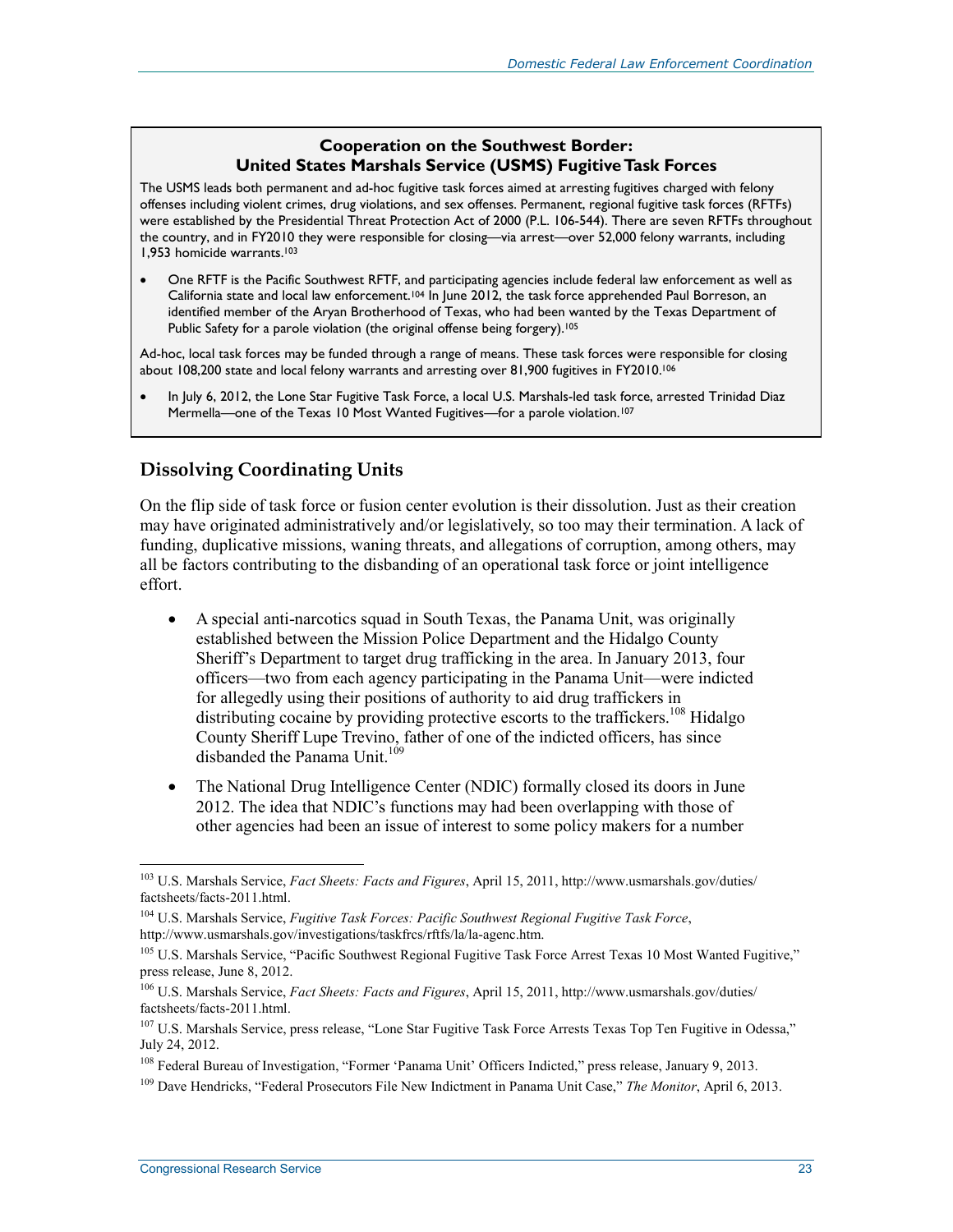**Cooperation on the Southwest Border: United States Marshals Service (USMS) Fugitive Task Forces**

The USMS leads both permanent and ad-hoc fugitive task forces aimed at arresting fugitives charged with felony offenses including violent crimes, drug violations, and sex offenses. Permanent, regional fugitive task forces (RFTFs) were established by the Presidential Threat Protection Act of 2000 (P.L. 106-544). There are seven RFTFs throughout the country, and in FY2010 they were responsible for closing—via arrest—over 52,000 felony warrants, including 1,953 homicide warrants.[103]

- One RFTF is the Pacific Southwest RFTF, and participating agencies include federal law enforcement as well as California state and local law enforcement.[104] In June 2012, the task force apprehended Paul Borreson, an identified member of the Aryan Brotherhood of Texas, who had been wanted by the Texas Department of Public Safety for a parole violation (the original offense being forgery).[105]

Ad-hoc, local task forces may be funded through a range of means. These task forces were responsible for closing about 108,200 state and local felony warrants and arresting over 81,900 fugitives in FY2010.[106]

- In July 6, 2012, the Lone Star Fugitive Task Force, a local U.S. Marshals-led task force, arrested Trinidad Diaz Mermella—one of the Texas 10 Most Wanted Fugitives—for a parole violation.[107]

## Dissolving Coordinating Units

On the flip side of task force or fusion center evolution is their dissolution. Just as their creation may have originated administratively and/or legislatively, so too may their termination. A lack of funding, duplicative missions, waning threats, and allegations of corruption, among others, may all be factors contributing to the disbanding of an operational task force or joint intelligence effort.

- A special anti-narcotics squad in South Texas, the Panama Unit, was originally established between the Mission Police Department and the Hidalgo County Sheriff's Department to target drug trafficking in the area. In January 2013, four officers—two from each agency participating in the Panama Unit—were indicted for allegedly using their positions of authority to aid drug traffickers in distributing cocaine by providing protective escorts to the traffickers.[108] Hidalgo County Sheriff Lupe Trevino, father of one of the indicted officers, has since disbanded the Panama Unit.[109]
- The National Drug Intelligence Center (NDIC) formally closed its doors in June 2012. The idea that NDIC's functions may had been overlapping with those of other agencies had been an issue of interest to some policy makers for a number

---

[103] U.S. Marshals Service, *Fact Sheets: Facts and Figures*, April 15, 2011, http://www.usmarshals.gov/duties/factsheets/facts-2011.html.

[104] U.S. Marshals Service, *Fugitive Task Forces: Pacific Southwest Regional Fugitive Task Force*, http://www.usmarshals.gov/investigations/taskfrcs/rftfs/la/la-agenc.htm.

[105] U.S. Marshals Service, "Pacific Southwest Regional Fugitive Task Force Arrest Texas 10 Most Wanted Fugitive," press release, June 8, 2012.

[106] U.S. Marshals Service, *Fact Sheets: Facts and Figures*, April 15, 2011, http://www.usmarshals.gov/duties/factsheets/facts-2011.html.

[107] U.S. Marshals Service, press release, "Lone Star Fugitive Task Force Arrests Texas Top Ten Fugitive in Odessa," July 24, 2012.

[108] Federal Bureau of Investigation, "Former 'Panama Unit' Officers Indicted," press release, January 9, 2013.

[109] Dave Hendricks, "Federal Prosecutors File New Indictment in Panama Unit Case," *The Monitor*, April 6, 2013.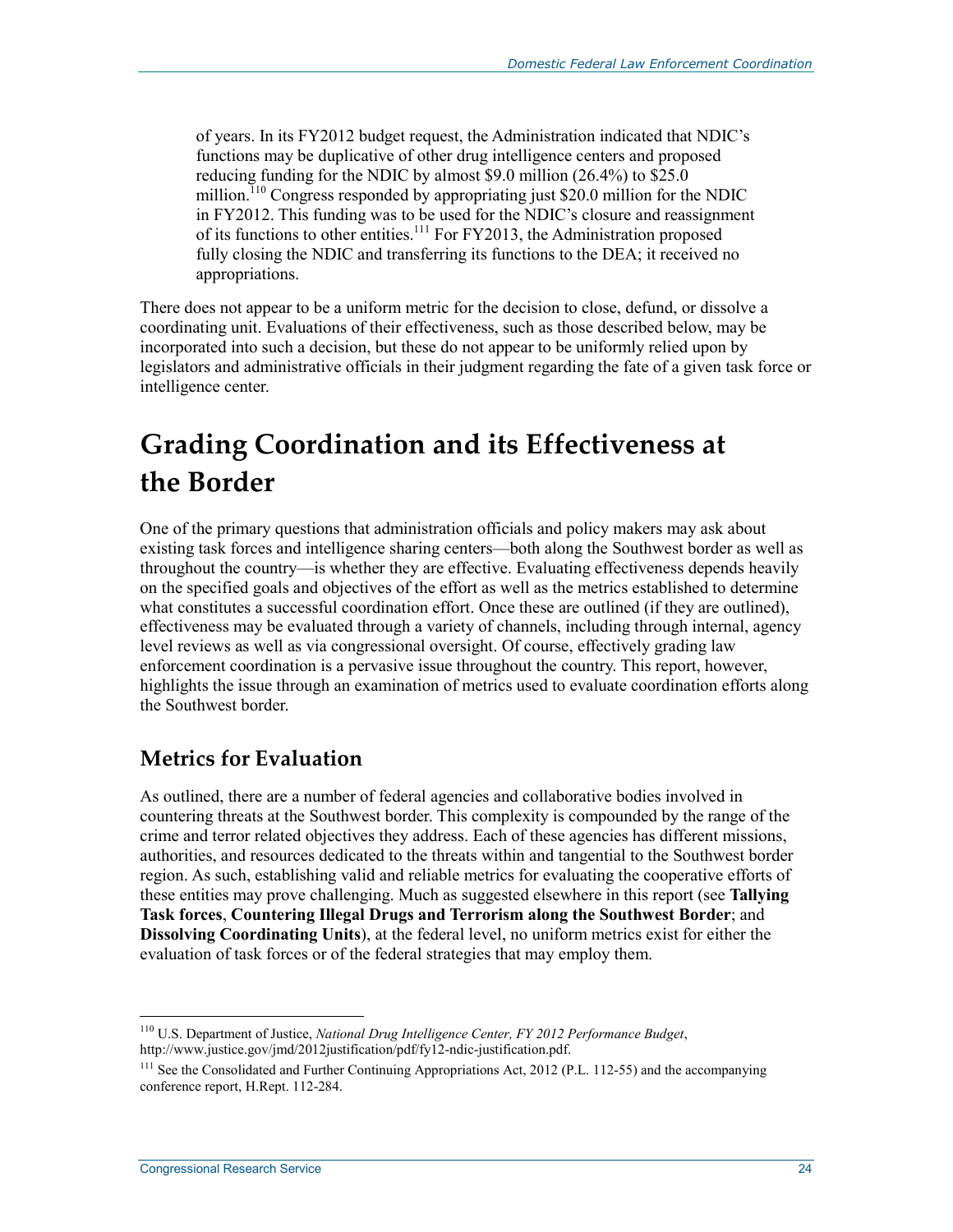of years. In its FY2012 budget request, the Administration indicated that NDIC's functions may be duplicative of other drug intelligence centers and proposed reducing funding for the NDIC by almost \$9.0 million (26.4%) to \$25.0 million.[110] Congress responded by appropriating just \$20.0 million for the NDIC in FY2012. This funding was to be used for the NDIC's closure and reassignment of its functions to other entities.[111] For FY2013, the Administration proposed fully closing the NDIC and transferring its functions to the DEA; it received no appropriations.

There does not appear to be a uniform metric for the decision to close, defund, or dissolve a coordinating unit. Evaluations of their effectiveness, such as those described below, may be incorporated into such a decision, but these do not appear to be uniformly relied upon by legislators and administrative officials in their judgment regarding the fate of a given task force or intelligence center.

# Grading Coordination and its Effectiveness at the Border

One of the primary questions that administration officials and policy makers may ask about existing task forces and intelligence sharing centers—both along the Southwest border as well as throughout the country—is whether they are effective. Evaluating effectiveness depends heavily on the specified goals and objectives of the effort as well as the metrics established to determine what constitutes a successful coordination effort. Once these are outlined (if they are outlined), effectiveness may be evaluated through a variety of channels, including through internal, agency level reviews as well as via congressional oversight. Of course, effectively grading law enforcement coordination is a pervasive issue throughout the country. This report, however, highlights the issue through an examination of metrics used to evaluate coordination efforts along the Southwest border.

## Metrics for Evaluation

As outlined, there are a number of federal agencies and collaborative bodies involved in countering threats at the Southwest border. This complexity is compounded by the range of the crime and terror related objectives they address. Each of these agencies has different missions, authorities, and resources dedicated to the threats within and tangential to the Southwest border region. As such, establishing valid and reliable metrics for evaluating the cooperative efforts of these entities may prove challenging. Much as suggested elsewhere in this report (see **Tallying Task forces**, **Countering Illegal Drugs and Terrorism along the Southwest Border**; and **Dissolving Coordinating Units**), at the federal level, no uniform metrics exist for either the evaluation of task forces or of the federal strategies that may employ them.

---

[110] U.S. Department of Justice, *National Drug Intelligence Center, FY 2012 Performance Budget*, http://www.justice.gov/jmd/2012justification/pdf/fy12-ndic-justification.pdf.

[111] See the Consolidated and Further Continuing Appropriations Act, 2012 (P.L. 112-55) and the accompanying conference report, H.Rept. 112-284.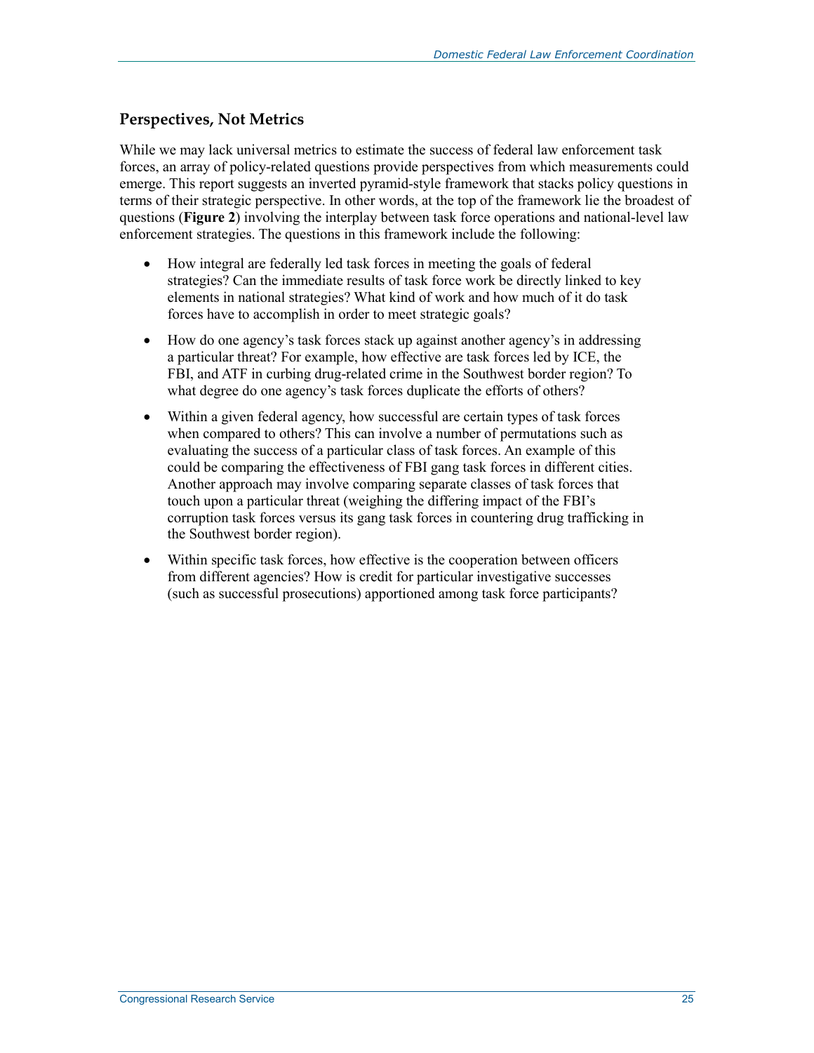## Perspectives, Not Metrics

While we may lack universal metrics to estimate the success of federal law enforcement task forces, an array of policy-related questions provide perspectives from which measurements could emerge. This report suggests an inverted pyramid-style framework that stacks policy questions in terms of their strategic perspective. In other words, at the top of the framework lie the broadest of questions (**Figure 2**) involving the interplay between task force operations and national-level law enforcement strategies. The questions in this framework include the following:

- How integral are federally led task forces in meeting the goals of federal strategies? Can the immediate results of task force work be directly linked to key elements in national strategies? What kind of work and how much of it do task forces have to accomplish in order to meet strategic goals?
- How do one agency's task forces stack up against another agency's in addressing a particular threat? For example, how effective are task forces led by ICE, the FBI, and ATF in curbing drug-related crime in the Southwest border region? To what degree do one agency's task forces duplicate the efforts of others?
- Within a given federal agency, how successful are certain types of task forces when compared to others? This can involve a number of permutations such as evaluating the success of a particular class of task forces. An example of this could be comparing the effectiveness of FBI gang task forces in different cities. Another approach may involve comparing separate classes of task forces that touch upon a particular threat (weighing the differing impact of the FBI's corruption task forces versus its gang task forces in countering drug trafficking in the Southwest border region).
- Within specific task forces, how effective is the cooperation between officers from different agencies? How is credit for particular investigative successes (such as successful prosecutions) apportioned among task force participants?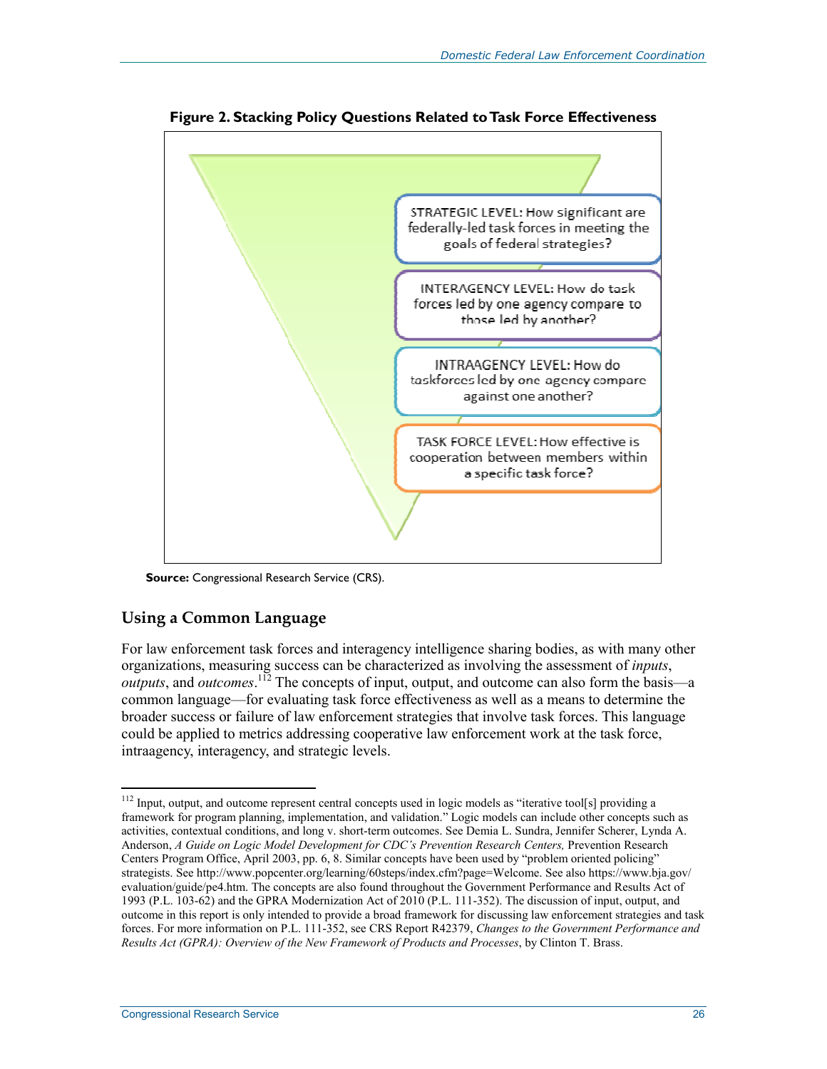**Figure 2. Stacking Policy Questions Related to Task Force Effectiveness**

STRATEGIC LEVEL: How significant are federally-led task forces in meeting the goals of federal strategies?

INTERAGENCY LEVEL: How do task forces led by one agency compare to those led by another?

INTRAAGENCY LEVEL: How do taskforces led by one agency compare against one another?

TASK FORCE LEVEL: How effective is cooperation between members within a specific task force?

**Source:** Congressional Research Service (CRS).

## Using a Common Language

For law enforcement task forces and interagency intelligence sharing bodies, as with many other organizations, measuring success can be characterized as involving the assessment of *inputs*, *outputs*, and *outcomes*.[112] The concepts of input, output, and outcome can also form the basis—a common language—for evaluating task force effectiveness as well as a means to determine the broader success or failure of law enforcement strategies that involve task forces. This language could be applied to metrics addressing cooperative law enforcement work at the task force, intraagency, interagency, and strategic levels.

---

[112] Input, output, and outcome represent central concepts used in logic models as "iterative tool[s] providing a framework for program planning, implementation, and validation." Logic models can include other concepts such as activities, contextual conditions, and long v. short-term outcomes. See Demia L. Sundra, Jennifer Scherer, Lynda A. Anderson, *A Guide on Logic Model Development for CDC's Prevention Research Centers,* Prevention Research Centers Program Office, April 2003, pp. 6, 8. Similar concepts have been used by "problem oriented policing" strategists. See http://www.popcenter.org/learning/60steps/index.cfm?page=Welcome. See also https://www.bja.gov/evaluation/guide/pe4.htm. The concepts are also found throughout the Government Performance and Results Act of 1993 (P.L. 103-62) and the GPRA Modernization Act of 2010 (P.L. 111-352). The discussion of input, output, and outcome in this report is only intended to provide a broad framework for discussing law enforcement strategies and task forces. For more information on P.L. 111-352, see CRS Report R42379, *Changes to the Government Performance and Results Act (GPRA): Overview of the New Framework of Products and Processes*, by Clinton T. Brass.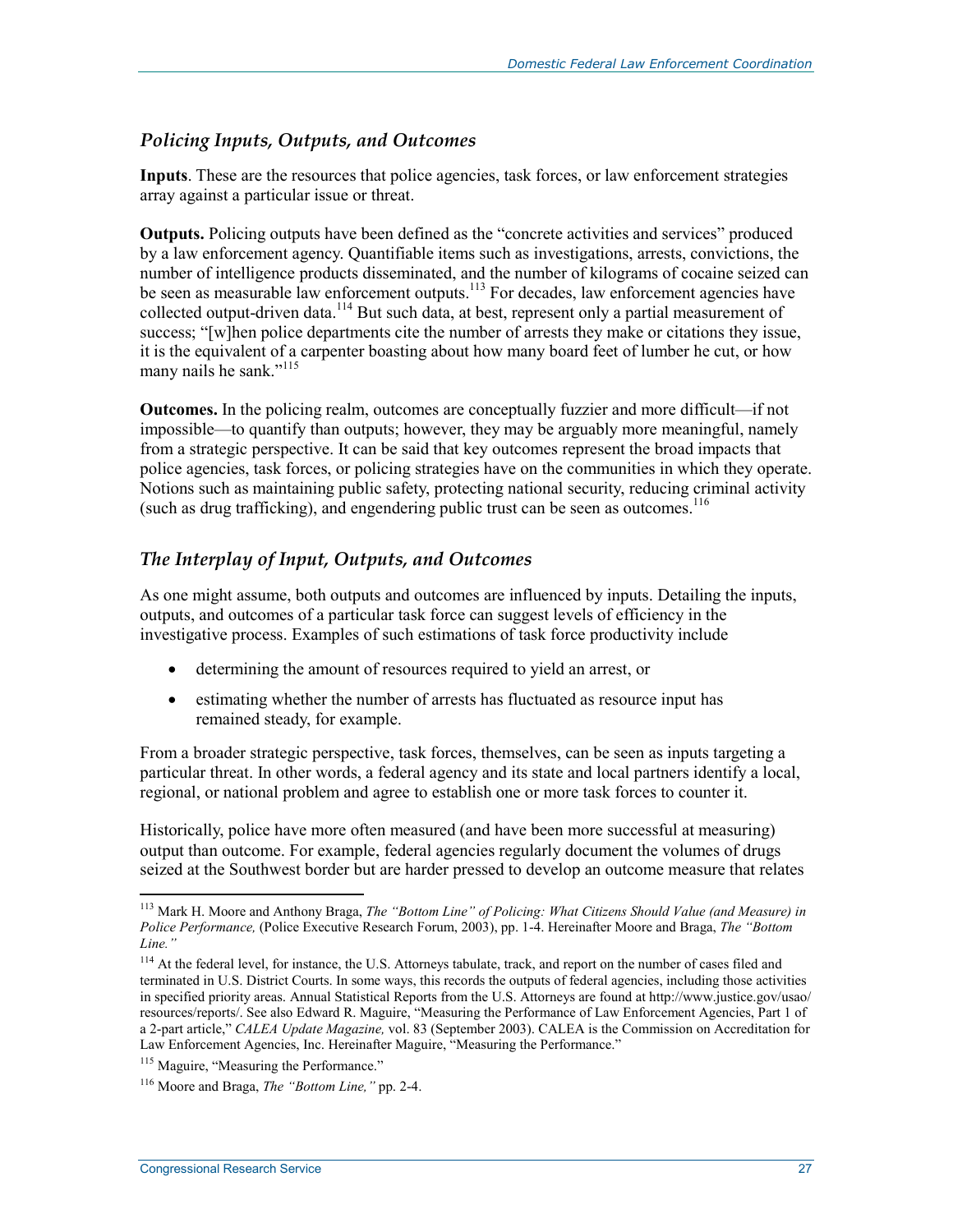### *Policing Inputs, Outputs, and Outcomes*

**Inputs**. These are the resources that police agencies, task forces, or law enforcement strategies array against a particular issue or threat.

**Outputs.** Policing outputs have been defined as the "concrete activities and services" produced by a law enforcement agency. Quantifiable items such as investigations, arrests, convictions, the number of intelligence products disseminated, and the number of kilograms of cocaine seized can be seen as measurable law enforcement outputs.[113] For decades, law enforcement agencies have collected output-driven data.[114] But such data, at best, represent only a partial measurement of success; "[w]hen police departments cite the number of arrests they make or citations they issue, it is the equivalent of a carpenter boasting about how many board feet of lumber he cut, or how many nails he sank."[115]

**Outcomes.** In the policing realm, outcomes are conceptually fuzzier and more difficult—if not impossible—to quantify than outputs; however, they may be arguably more meaningful, namely from a strategic perspective. It can be said that key outcomes represent the broad impacts that police agencies, task forces, or policing strategies have on the communities in which they operate. Notions such as maintaining public safety, protecting national security, reducing criminal activity (such as drug trafficking), and engendering public trust can be seen as outcomes.[116]

### *The Interplay of Input, Outputs, and Outcomes*

As one might assume, both outputs and outcomes are influenced by inputs. Detailing the inputs, outputs, and outcomes of a particular task force can suggest levels of efficiency in the investigative process. Examples of such estimations of task force productivity include

- determining the amount of resources required to yield an arrest, or
- estimating whether the number of arrests has fluctuated as resource input has remained steady, for example.

From a broader strategic perspective, task forces, themselves, can be seen as inputs targeting a particular threat. In other words, a federal agency and its state and local partners identify a local, regional, or national problem and agree to establish one or more task forces to counter it.

Historically, police have more often measured (and have been more successful at measuring) output than outcome. For example, federal agencies regularly document the volumes of drugs seized at the Southwest border but are harder pressed to develop an outcome measure that relates

---

[113] Mark H. Moore and Anthony Braga, *The "Bottom Line" of Policing: What Citizens Should Value (and Measure) in Police Performance,* (Police Executive Research Forum, 2003), pp. 1-4. Hereinafter Moore and Braga, *The "Bottom Line."*

[114] At the federal level, for instance, the U.S. Attorneys tabulate, track, and report on the number of cases filed and terminated in U.S. District Courts. In some ways, this records the outputs of federal agencies, including those activities in specified priority areas. Annual Statistical Reports from the U.S. Attorneys are found at http://www.justice.gov/usao/resources/reports/. See also Edward R. Maguire, "Measuring the Performance of Law Enforcement Agencies, Part 1 of a 2-part article," *CALEA Update Magazine,* vol. 83 (September 2003). CALEA is the Commission on Accreditation for Law Enforcement Agencies, Inc. Hereinafter Maguire, "Measuring the Performance."

[115] Maguire, "Measuring the Performance."

[116] Moore and Braga, *The "Bottom Line,"* pp. 2-4.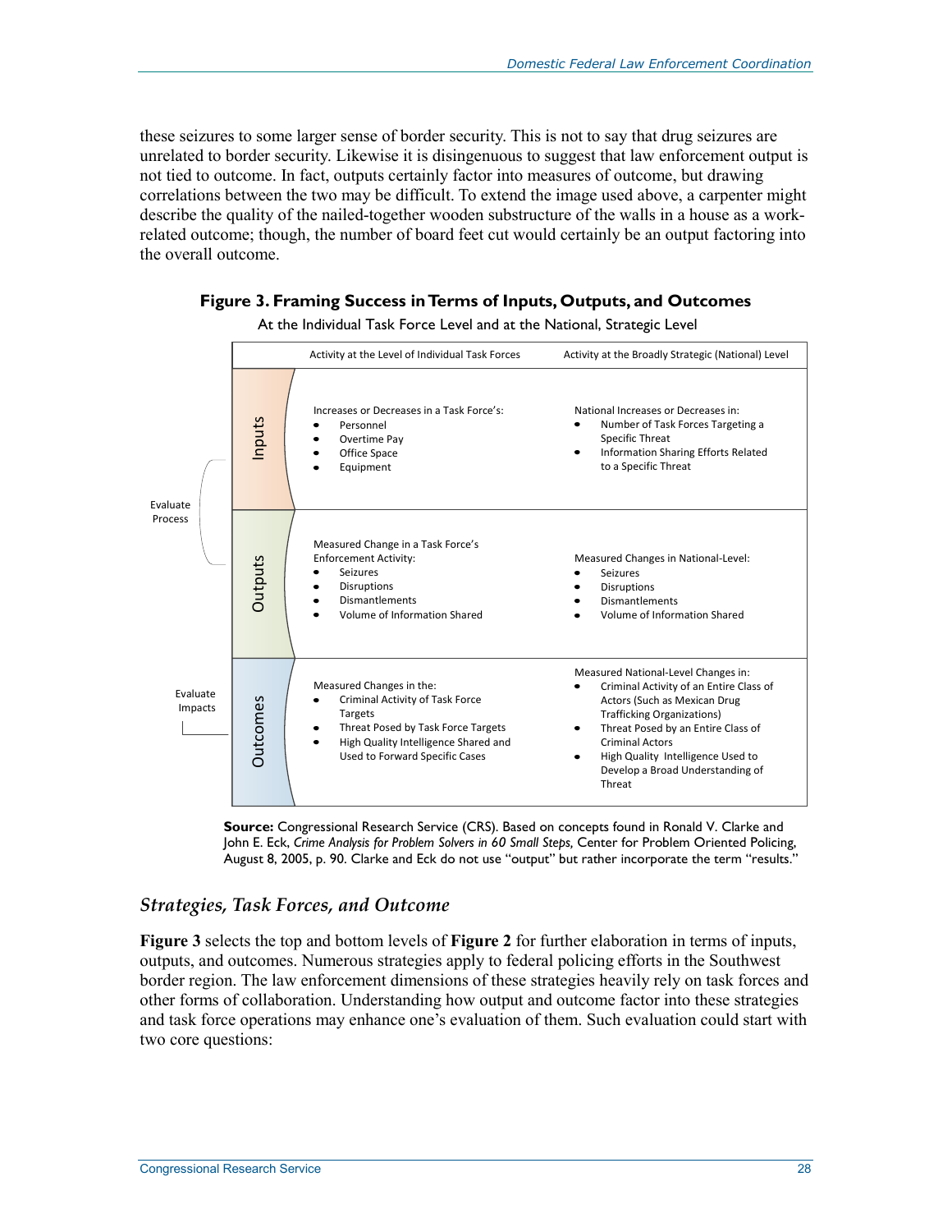these seizures to some larger sense of border security. This is not to say that drug seizures are unrelated to border security. Likewise it is disingenuous to suggest that law enforcement output is not tied to outcome. In fact, outputs certainly factor into measures of outcome, but drawing correlations between the two may be difficult. To extend the image used above, a carpenter might describe the quality of the nailed-together wooden substructure of the walls in a house as a work-related outcome; though, the number of board feet cut would certainly be an output factoring into the overall outcome.

**Figure 3. Framing Success in Terms of Inputs, Outputs, and Outcomes**

At the Individual Task Force Level and at the National, Strategic Level

| | | Activity at the Level of Individual Task Forces | Activity at the Broadly Strategic (National) Level |
|---|---|---|---|
| Evaluate Process | Inputs | Increases or Decreases in a Task Force's:<br>• Personnel<br>• Overtime Pay<br>• Office Space<br>• Equipment | National Increases or Decreases in:<br>• Number of Task Forces Targeting a Specific Threat<br>• Information Sharing Efforts Related to a Specific Threat |
| | Outputs | Measured Change in a Task Force's Enforcement Activity:<br>• Seizures<br>• Disruptions<br>• Dismantlements<br>• Volume of Information Shared | Measured Changes in National-Level:<br>• Seizures<br>• Disruptions<br>• Dismantlements<br>• Volume of Information Shared |
| Evaluate Impacts | Outcomes | Measured Changes in the:<br>• Criminal Activity of Task Force Targets<br>• Threat Posed by Task Force Targets<br>• High Quality Intelligence Shared and Used to Forward Specific Cases | Measured National-Level Changes in:<br>• Criminal Activity of an Entire Class of Actors (Such as Mexican Drug Trafficking Organizations)<br>• Threat Posed by an Entire Class of Criminal Actors<br>• High Quality Intelligence Used to Develop a Broad Understanding of Threat |

**Source:** Congressional Research Service (CRS). Based on concepts found in Ronald V. Clarke and John E. Eck, *Crime Analysis for Problem Solvers in 60 Small Steps*, Center for Problem Oriented Policing, August 8, 2005, p. 90. Clarke and Eck do not use "output" but rather incorporate the term "results."

### *Strategies, Task Forces, and Outcome*

**Figure 3** selects the top and bottom levels of **Figure 2** for further elaboration in terms of inputs, outputs, and outcomes. Numerous strategies apply to federal policing efforts in the Southwest border region. The law enforcement dimensions of these strategies heavily rely on task forces and other forms of collaboration. Understanding how output and outcome factor into these strategies and task force operations may enhance one's evaluation of them. Such evaluation could start with two core questions: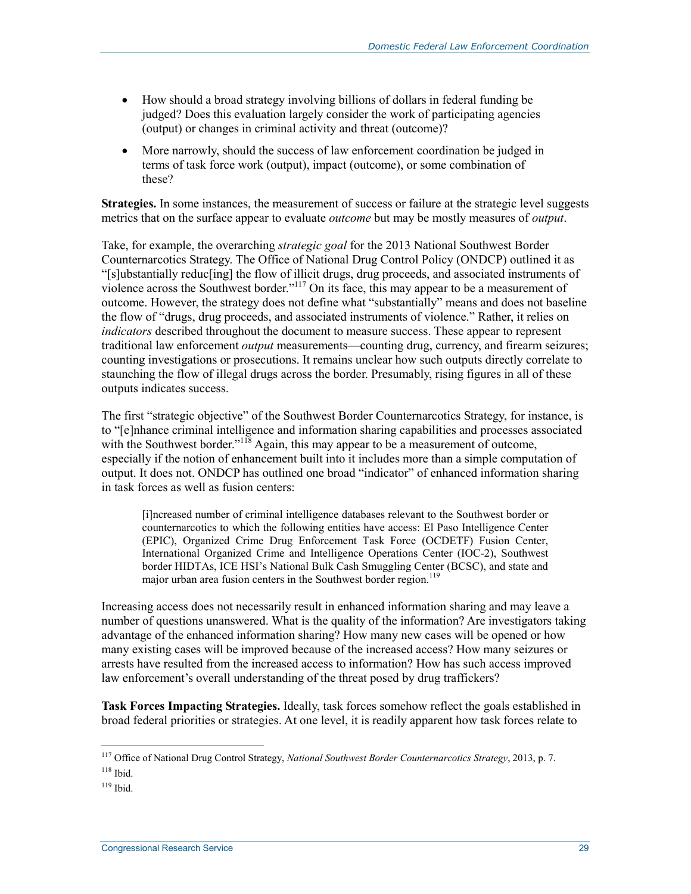- How should a broad strategy involving billions of dollars in federal funding be judged? Does this evaluation largely consider the work of participating agencies (output) or changes in criminal activity and threat (outcome)?
- More narrowly, should the success of law enforcement coordination be judged in terms of task force work (output), impact (outcome), or some combination of these?

**Strategies.** In some instances, the measurement of success or failure at the strategic level suggests metrics that on the surface appear to evaluate *outcome* but may be mostly measures of *output*.

Take, for example, the overarching *strategic goal* for the 2013 National Southwest Border Counternarcotics Strategy. The Office of National Drug Control Policy (ONDCP) outlined it as "[s]ubstantially reduc[ing] the flow of illicit drugs, drug proceeds, and associated instruments of violence across the Southwest border."[117] On its face, this may appear to be a measurement of outcome. However, the strategy does not define what "substantially" means and does not baseline the flow of "drugs, drug proceeds, and associated instruments of violence." Rather, it relies on *indicators* described throughout the document to measure success. These appear to represent traditional law enforcement *output* measurements—counting drug, currency, and firearm seizures; counting investigations or prosecutions. It remains unclear how such outputs directly correlate to staunching the flow of illegal drugs across the border. Presumably, rising figures in all of these outputs indicates success.

The first "strategic objective" of the Southwest Border Counternarcotics Strategy, for instance, is to "[e]nhance criminal intelligence and information sharing capabilities and processes associated with the Southwest border."[118] Again, this may appear to be a measurement of outcome, especially if the notion of enhancement built into it includes more than a simple computation of output. It does not. ONDCP has outlined one broad "indicator" of enhanced information sharing in task forces as well as fusion centers:

> [i]ncreased number of criminal intelligence databases relevant to the Southwest border or counternarcotics to which the following entities have access: El Paso Intelligence Center (EPIC), Organized Crime Drug Enforcement Task Force (OCDETF) Fusion Center, International Organized Crime and Intelligence Operations Center (IOC-2), Southwest border HIDTAs, ICE HSI's National Bulk Cash Smuggling Center (BCSC), and state and major urban area fusion centers in the Southwest border region.[119]

Increasing access does not necessarily result in enhanced information sharing and may leave a number of questions unanswered. What is the quality of the information? Are investigators taking advantage of the enhanced information sharing? How many new cases will be opened or how many existing cases will be improved because of the increased access? How many seizures or arrests have resulted from the increased access to information? How has such access improved law enforcement's overall understanding of the threat posed by drug traffickers?

**Task Forces Impacting Strategies.** Ideally, task forces somehow reflect the goals established in broad federal priorities or strategies. At one level, it is readily apparent how task forces relate to

---

[117] Office of National Drug Control Strategy, *National Southwest Border Counternarcotics Strategy*, 2013, p. 7.

[118] Ibid.

[119] Ibid.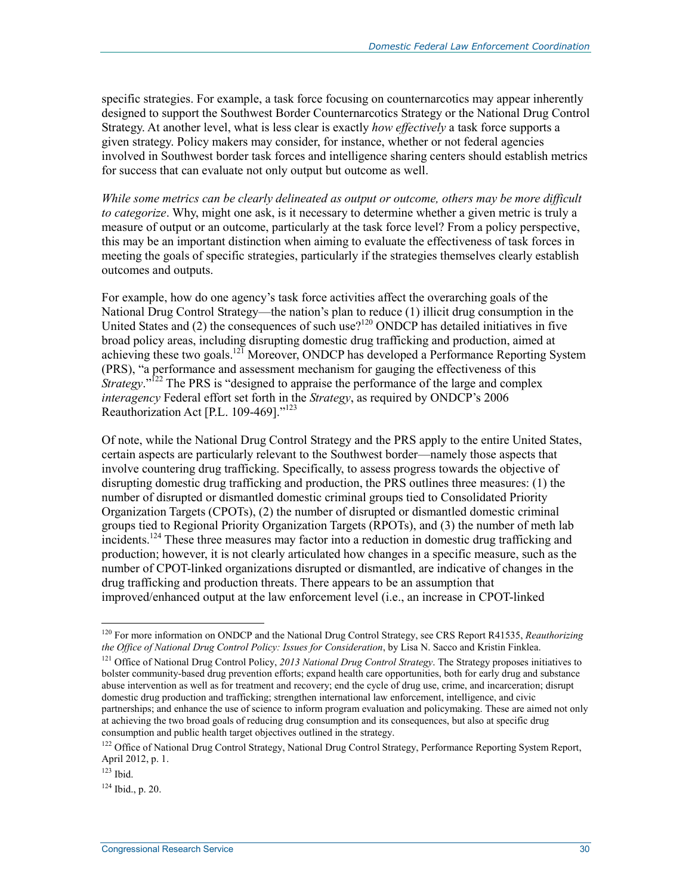specific strategies. For example, a task force focusing on counternarcotics may appear inherently designed to support the Southwest Border Counternarcotics Strategy or the National Drug Control Strategy. At another level, what is less clear is exactly *how effectively* a task force supports a given strategy. Policy makers may consider, for instance, whether or not federal agencies involved in Southwest border task forces and intelligence sharing centers should establish metrics for success that can evaluate not only output but outcome as well.

*While some metrics can be clearly delineated as output or outcome, others may be more difficult to categorize*. Why, might one ask, is it necessary to determine whether a given metric is truly a measure of output or an outcome, particularly at the task force level? From a policy perspective, this may be an important distinction when aiming to evaluate the effectiveness of task forces in meeting the goals of specific strategies, particularly if the strategies themselves clearly establish outcomes and outputs.

For example, how do one agency's task force activities affect the overarching goals of the National Drug Control Strategy—the nation's plan to reduce (1) illicit drug consumption in the United States and (2) the consequences of such use?[120] ONDCP has detailed initiatives in five broad policy areas, including disrupting domestic drug trafficking and production, aimed at achieving these two goals.[121] Moreover, ONDCP has developed a Performance Reporting System (PRS), "a performance and assessment mechanism for gauging the effectiveness of this *Strategy*."[122] The PRS is "designed to appraise the performance of the large and complex *interagency* Federal effort set forth in the *Strategy*, as required by ONDCP's 2006 Reauthorization Act [P.L. 109-469]."[123]

Of note, while the National Drug Control Strategy and the PRS apply to the entire United States, certain aspects are particularly relevant to the Southwest border—namely those aspects that involve countering drug trafficking. Specifically, to assess progress towards the objective of disrupting domestic drug trafficking and production, the PRS outlines three measures: (1) the number of disrupted or dismantled domestic criminal groups tied to Consolidated Priority Organization Targets (CPOTs), (2) the number of disrupted or dismantled domestic criminal groups tied to Regional Priority Organization Targets (RPOTs), and (3) the number of meth lab incidents.[124] These three measures may factor into a reduction in domestic drug trafficking and production; however, it is not clearly articulated how changes in a specific measure, such as the number of CPOT-linked organizations disrupted or dismantled, are indicative of changes in the drug trafficking and production threats. There appears to be an assumption that improved/enhanced output at the law enforcement level (i.e., an increase in CPOT-linked

---

[120] For more information on ONDCP and the National Drug Control Strategy, see CRS Report R41535, *Reauthorizing the Office of National Drug Control Policy: Issues for Consideration*, by Lisa N. Sacco and Kristin Finklea.

[121] Office of National Drug Control Policy, *2013 National Drug Control Strategy*. The Strategy proposes initiatives to bolster community-based drug prevention efforts; expand health care opportunities, both for early drug and substance abuse intervention as well as for treatment and recovery; end the cycle of drug use, crime, and incarceration; disrupt domestic drug production and trafficking; strengthen international law enforcement, intelligence, and civic partnerships; and enhance the use of science to inform program evaluation and policymaking. These are aimed not only at achieving the two broad goals of reducing drug consumption and its consequences, but also at specific drug consumption and public health target objectives outlined in the strategy.

[122] Office of National Drug Control Strategy, National Drug Control Strategy, Performance Reporting System Report, April 2012, p. 1.

[123] Ibid.

[124] Ibid., p. 20.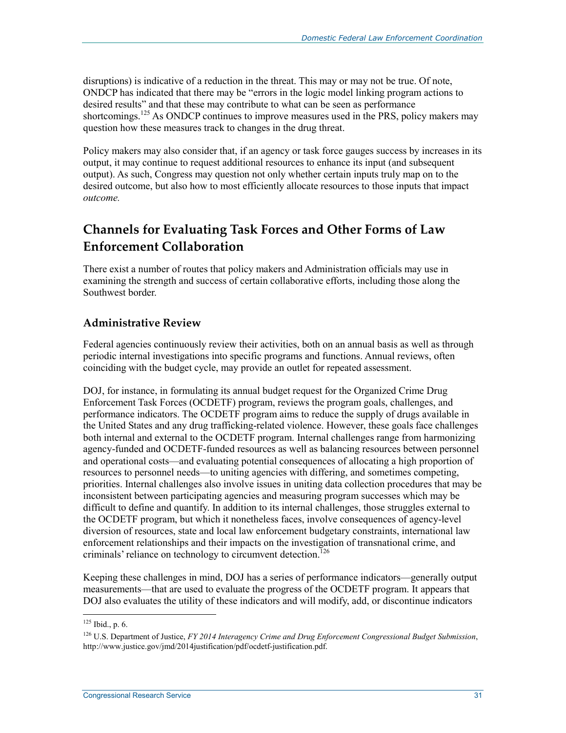disruptions) is indicative of a reduction in the threat. This may or may not be true. Of note, ONDCP has indicated that there may be "errors in the logic model linking program actions to desired results" and that these may contribute to what can be seen as performance shortcomings.[125] As ONDCP continues to improve measures used in the PRS, policy makers may question how these measures track to changes in the drug threat.

Policy makers may also consider that, if an agency or task force gauges success by increases in its output, it may continue to request additional resources to enhance its input (and subsequent output). As such, Congress may question not only whether certain inputs truly map on to the desired outcome, but also how to most efficiently allocate resources to those inputs that impact *outcome.*

## Channels for Evaluating Task Forces and Other Forms of Law Enforcement Collaboration

There exist a number of routes that policy makers and Administration officials may use in examining the strength and success of certain collaborative efforts, including those along the Southwest border.

### Administrative Review

Federal agencies continuously review their activities, both on an annual basis as well as through periodic internal investigations into specific programs and functions. Annual reviews, often coinciding with the budget cycle, may provide an outlet for repeated assessment.

DOJ, for instance, in formulating its annual budget request for the Organized Crime Drug Enforcement Task Forces (OCDETF) program, reviews the program goals, challenges, and performance indicators. The OCDETF program aims to reduce the supply of drugs available in the United States and any drug trafficking-related violence. However, these goals face challenges both internal and external to the OCDETF program. Internal challenges range from harmonizing agency-funded and OCDETF-funded resources as well as balancing resources between personnel and operational costs—and evaluating potential consequences of allocating a high proportion of resources to personnel needs—to uniting agencies with differing, and sometimes competing, priorities. Internal challenges also involve issues in uniting data collection procedures that may be inconsistent between participating agencies and measuring program successes which may be difficult to define and quantify. In addition to its internal challenges, those struggles external to the OCDETF program, but which it nonetheless faces, involve consequences of agency-level diversion of resources, state and local law enforcement budgetary constraints, international law enforcement relationships and their impacts on the investigation of transnational crime, and criminals' reliance on technology to circumvent detection.[126]

Keeping these challenges in mind, DOJ has a series of performance indicators—generally output measurements—that are used to evaluate the progress of the OCDETF program. It appears that DOJ also evaluates the utility of these indicators and will modify, add, or discontinue indicators

---

[125] Ibid., p. 6.

[126] U.S. Department of Justice, *FY 2014 Interagency Crime and Drug Enforcement Congressional Budget Submission*, http://www.justice.gov/jmd/2014justification/pdf/ocdetf-justification.pdf.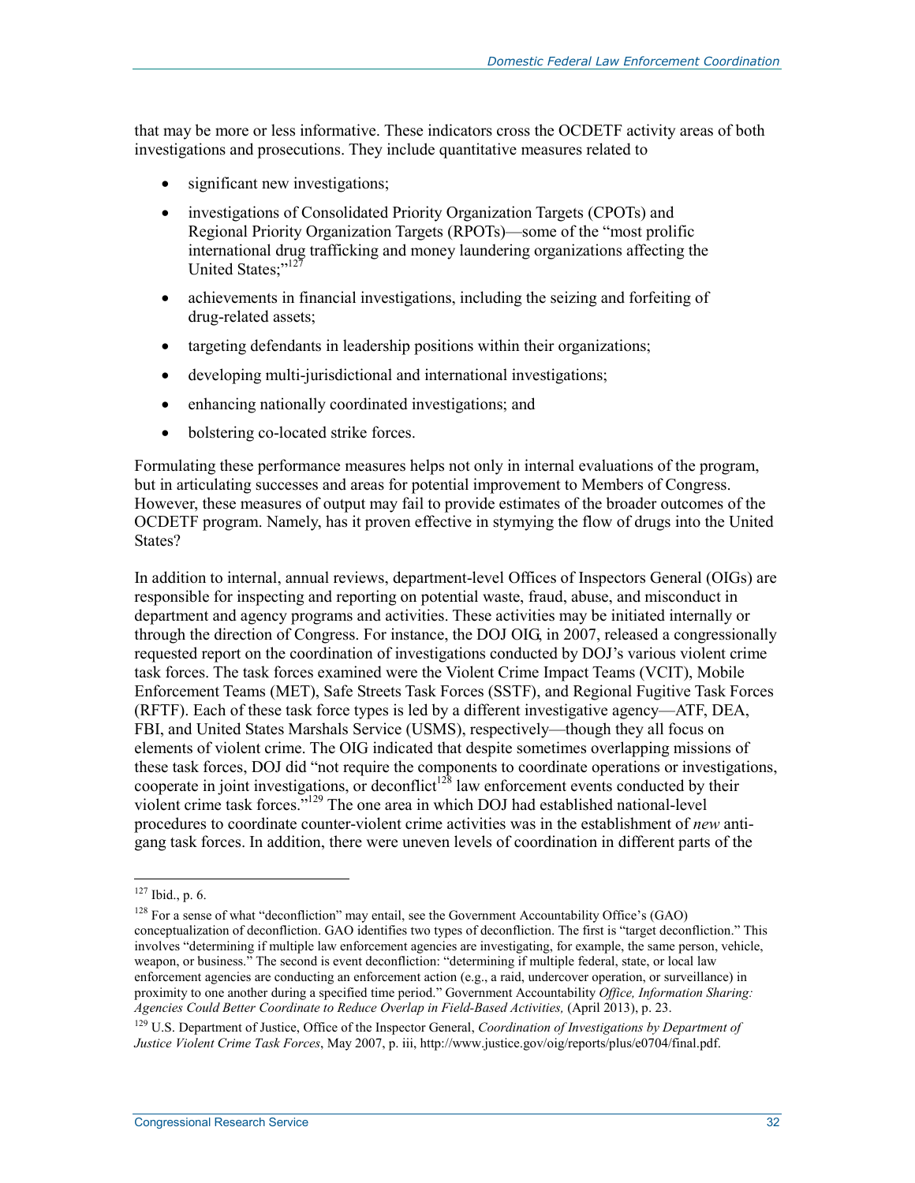that may be more or less informative. These indicators cross the OCDETF activity areas of both investigations and prosecutions. They include quantitative measures related to

- significant new investigations;
- investigations of Consolidated Priority Organization Targets (CPOTs) and Regional Priority Organization Targets (RPOTs)—some of the "most prolific international drug trafficking and money laundering organizations affecting the United States;"[127]
- achievements in financial investigations, including the seizing and forfeiting of drug-related assets;
- targeting defendants in leadership positions within their organizations;
- developing multi-jurisdictional and international investigations;
- enhancing nationally coordinated investigations; and
- bolstering co-located strike forces.

Formulating these performance measures helps not only in internal evaluations of the program, but in articulating successes and areas for potential improvement to Members of Congress. However, these measures of output may fail to provide estimates of the broader outcomes of the OCDETF program. Namely, has it proven effective in stymying the flow of drugs into the United States?

In addition to internal, annual reviews, department-level Offices of Inspectors General (OIGs) are responsible for inspecting and reporting on potential waste, fraud, abuse, and misconduct in department and agency programs and activities. These activities may be initiated internally or through the direction of Congress. For instance, the DOJ OIG, in 2007, released a congressionally requested report on the coordination of investigations conducted by DOJ's various violent crime task forces. The task forces examined were the Violent Crime Impact Teams (VCIT), Mobile Enforcement Teams (MET), Safe Streets Task Forces (SSTF), and Regional Fugitive Task Forces (RFTF). Each of these task force types is led by a different investigative agency—ATF, DEA, FBI, and United States Marshals Service (USMS), respectively—though they all focus on elements of violent crime. The OIG indicated that despite sometimes overlapping missions of these task forces, DOJ did "not require the components to coordinate operations or investigations, cooperate in joint investigations, or deconflict[128] law enforcement events conducted by their violent crime task forces."[129] The one area in which DOJ had established national-level procedures to coordinate counter-violent crime activities was in the establishment of *new* anti-gang task forces. In addition, there were uneven levels of coordination in different parts of the

---

[127] Ibid., p. 6.

[128] For a sense of what "deconfliction" may entail, see the Government Accountability Office's (GAO) conceptualization of deconfliction. GAO identifies two types of deconfliction. The first is "target deconfliction." This involves "determining if multiple law enforcement agencies are investigating, for example, the same person, vehicle, weapon, or business." The second is event deconfliction: "determining if multiple federal, state, or local law enforcement agencies are conducting an enforcement action (e.g., a raid, undercover operation, or surveillance) in proximity to one another during a specified time period." Government Accountability *Office, Information Sharing: Agencies Could Better Coordinate to Reduce Overlap in Field-Based Activities,* (April 2013), p. 23.

[129] U.S. Department of Justice, Office of the Inspector General, *Coordination of Investigations by Department of Justice Violent Crime Task Forces*, May 2007, p. iii, http://www.justice.gov/oig/reports/plus/e0704/final.pdf.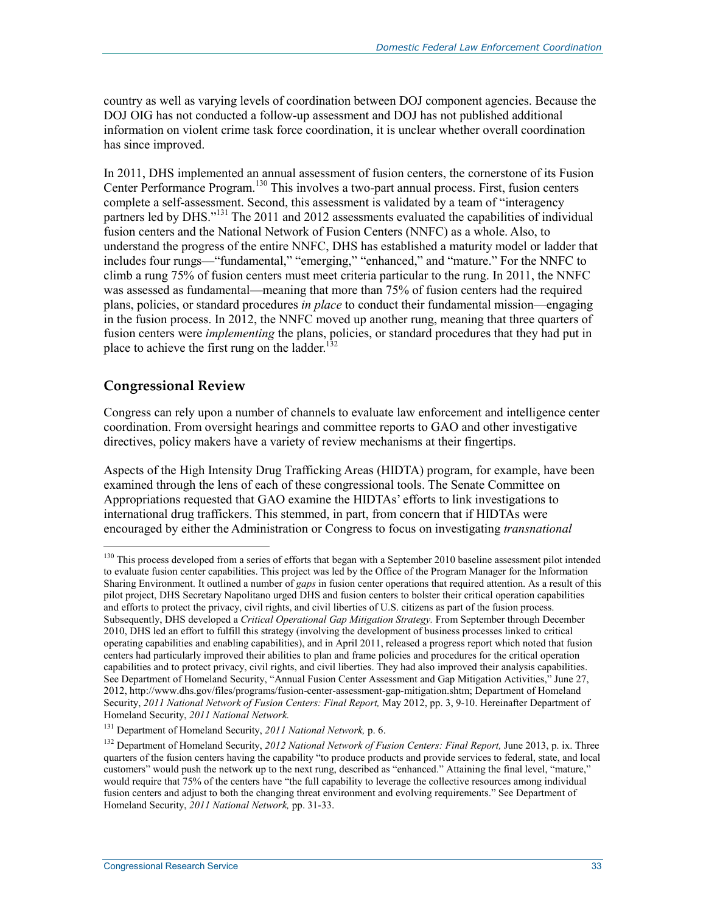country as well as varying levels of coordination between DOJ component agencies. Because the DOJ OIG has not conducted a follow-up assessment and DOJ has not published additional information on violent crime task force coordination, it is unclear whether overall coordination has since improved.

In 2011, DHS implemented an annual assessment of fusion centers, the cornerstone of its Fusion Center Performance Program.[130] This involves a two-part annual process. First, fusion centers complete a self-assessment. Second, this assessment is validated by a team of "interagency partners led by DHS."[131] The 2011 and 2012 assessments evaluated the capabilities of individual fusion centers and the National Network of Fusion Centers (NNFC) as a whole. Also, to understand the progress of the entire NNFC, DHS has established a maturity model or ladder that includes four rungs—"fundamental," "emerging," "enhanced," and "mature." For the NNFC to climb a rung 75% of fusion centers must meet criteria particular to the rung. In 2011, the NNFC was assessed as fundamental—meaning that more than 75% of fusion centers had the required plans, policies, or standard procedures *in place* to conduct their fundamental mission—engaging in the fusion process. In 2012, the NNFC moved up another rung, meaning that three quarters of fusion centers were *implementing* the plans, policies, or standard procedures that they had put in place to achieve the first rung on the ladder.[132]

## Congressional Review

Congress can rely upon a number of channels to evaluate law enforcement and intelligence center coordination. From oversight hearings and committee reports to GAO and other investigative directives, policy makers have a variety of review mechanisms at their fingertips.

Aspects of the High Intensity Drug Trafficking Areas (HIDTA) program, for example, have been examined through the lens of each of these congressional tools. The Senate Committee on Appropriations requested that GAO examine the HIDTAs' efforts to link investigations to international drug traffickers. This stemmed, in part, from concern that if HIDTAs were encouraged by either the Administration or Congress to focus on investigating *transnational*

---

[130] This process developed from a series of efforts that began with a September 2010 baseline assessment pilot intended to evaluate fusion center capabilities. This project was led by the Office of the Program Manager for the Information Sharing Environment. It outlined a number of *gaps* in fusion center operations that required attention. As a result of this pilot project, DHS Secretary Napolitano urged DHS and fusion centers to bolster their critical operation capabilities and efforts to protect the privacy, civil rights, and civil liberties of U.S. citizens as part of the fusion process. Subsequently, DHS developed a *Critical Operational Gap Mitigation Strategy.* From September through December 2010, DHS led an effort to fulfill this strategy (involving the development of business processes linked to critical operating capabilities and enabling capabilities), and in April 2011, released a progress report which noted that fusion centers had particularly improved their abilities to plan and frame policies and procedures for the critical operation capabilities and to protect privacy, civil rights, and civil liberties. They had also improved their analysis capabilities. See Department of Homeland Security, "Annual Fusion Center Assessment and Gap Mitigation Activities," June 27, 2012, http://www.dhs.gov/files/programs/fusion-center-assessment-gap-mitigation.shtm; Department of Homeland Security, *2011 National Network of Fusion Centers: Final Report,* May 2012, pp. 3, 9-10. Hereinafter Department of Homeland Security, *2011 National Network.*

[131] Department of Homeland Security, *2011 National Network,* p. 6.

[132] Department of Homeland Security, *2012 National Network of Fusion Centers: Final Report,* June 2013, p. ix. Three quarters of the fusion centers having the capability "to produce products and provide services to federal, state, and local customers" would push the network up to the next rung, described as "enhanced." Attaining the final level, "mature," would require that 75% of the centers have "the full capability to leverage the collective resources among individual fusion centers and adjust to both the changing threat environment and evolving requirements." See Department of Homeland Security, *2011 National Network,* pp. 31-33.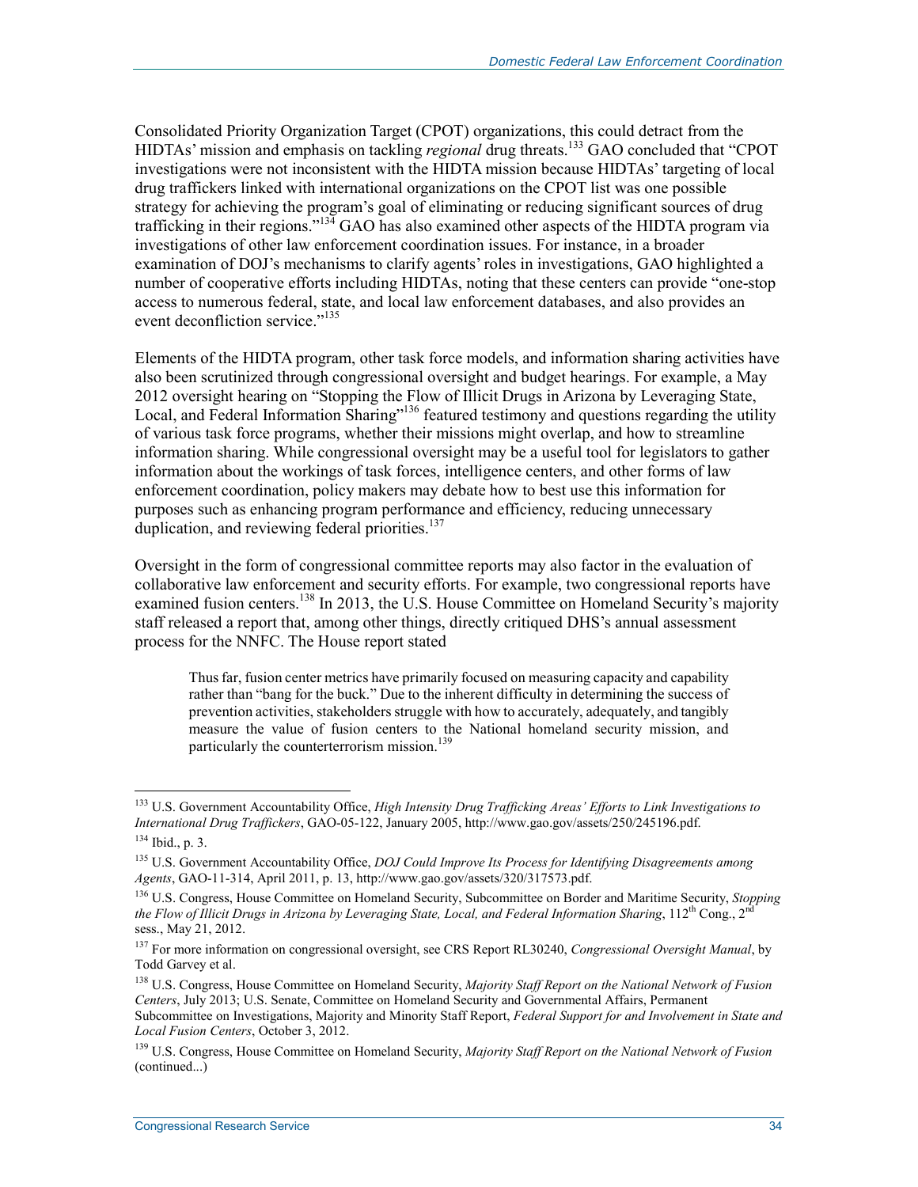Consolidated Priority Organization Target (CPOT) organizations, this could detract from the HIDTAs' mission and emphasis on tackling *regional* drug threats.[133] GAO concluded that "CPOT investigations were not inconsistent with the HIDTA mission because HIDTAs' targeting of local drug traffickers linked with international organizations on the CPOT list was one possible strategy for achieving the program's goal of eliminating or reducing significant sources of drug trafficking in their regions."[134] GAO has also examined other aspects of the HIDTA program via investigations of other law enforcement coordination issues. For instance, in a broader examination of DOJ's mechanisms to clarify agents' roles in investigations, GAO highlighted a number of cooperative efforts including HIDTAs, noting that these centers can provide "one-stop access to numerous federal, state, and local law enforcement databases, and also provides an event deconfliction service."[135]

Elements of the HIDTA program, other task force models, and information sharing activities have also been scrutinized through congressional oversight and budget hearings. For example, a May 2012 oversight hearing on "Stopping the Flow of Illicit Drugs in Arizona by Leveraging State, Local, and Federal Information Sharing"[136] featured testimony and questions regarding the utility of various task force programs, whether their missions might overlap, and how to streamline information sharing. While congressional oversight may be a useful tool for legislators to gather information about the workings of task forces, intelligence centers, and other forms of law enforcement coordination, policy makers may debate how to best use this information for purposes such as enhancing program performance and efficiency, reducing unnecessary duplication, and reviewing federal priorities.[137]

Oversight in the form of congressional committee reports may also factor in the evaluation of collaborative law enforcement and security efforts. For example, two congressional reports have examined fusion centers.[138] In 2013, the U.S. House Committee on Homeland Security's majority staff released a report that, among other things, directly critiqued DHS's annual assessment process for the NNFC. The House report stated

> Thus far, fusion center metrics have primarily focused on measuring capacity and capability rather than "bang for the buck." Due to the inherent difficulty in determining the success of prevention activities, stakeholders struggle with how to accurately, adequately, and tangibly measure the value of fusion centers to the National homeland security mission, and particularly the counterterrorism mission.[139]

---

[133] U.S. Government Accountability Office, *High Intensity Drug Trafficking Areas' Efforts to Link Investigations to International Drug Traffickers*, GAO-05-122, January 2005, http://www.gao.gov/assets/250/245196.pdf.

[134] Ibid., p. 3.

[135] U.S. Government Accountability Office, *DOJ Could Improve Its Process for Identifying Disagreements among Agents*, GAO-11-314, April 2011, p. 13, http://www.gao.gov/assets/320/317573.pdf.

[136] U.S. Congress, House Committee on Homeland Security, Subcommittee on Border and Maritime Security, *Stopping the Flow of Illicit Drugs in Arizona by Leveraging State, Local, and Federal Information Sharing*, 112th Cong., 2nd sess., May 21, 2012.

[137] For more information on congressional oversight, see CRS Report RL30240, *Congressional Oversight Manual*, by Todd Garvey et al.

[138] U.S. Congress, House Committee on Homeland Security, *Majority Staff Report on the National Network of Fusion Centers*, July 2013; U.S. Senate, Committee on Homeland Security and Governmental Affairs, Permanent Subcommittee on Investigations, Majority and Minority Staff Report, *Federal Support for and Involvement in State and Local Fusion Centers*, October 3, 2012.

[139] U.S. Congress, House Committee on Homeland Security, *Majority Staff Report on the National Network of Fusion* (continued...)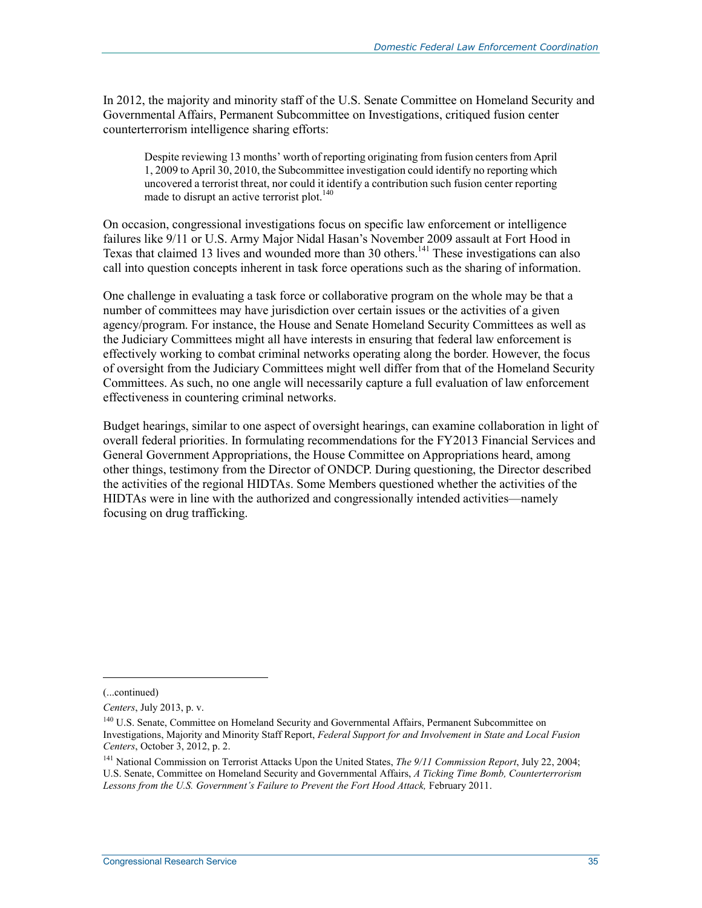In 2012, the majority and minority staff of the U.S. Senate Committee on Homeland Security and Governmental Affairs, Permanent Subcommittee on Investigations, critiqued fusion center counterterrorism intelligence sharing efforts:

> Despite reviewing 13 months' worth of reporting originating from fusion centers from April 1, 2009 to April 30, 2010, the Subcommittee investigation could identify no reporting which uncovered a terrorist threat, nor could it identify a contribution such fusion center reporting made to disrupt an active terrorist plot.[140]

On occasion, congressional investigations focus on specific law enforcement or intelligence failures like 9/11 or U.S. Army Major Nidal Hasan's November 2009 assault at Fort Hood in Texas that claimed 13 lives and wounded more than 30 others.[141] These investigations can also call into question concepts inherent in task force operations such as the sharing of information.

One challenge in evaluating a task force or collaborative program on the whole may be that a number of committees may have jurisdiction over certain issues or the activities of a given agency/program. For instance, the House and Senate Homeland Security Committees as well as the Judiciary Committees might all have interests in ensuring that federal law enforcement is effectively working to combat criminal networks operating along the border. However, the focus of oversight from the Judiciary Committees might well differ from that of the Homeland Security Committees. As such, no one angle will necessarily capture a full evaluation of law enforcement effectiveness in countering criminal networks.

Budget hearings, similar to one aspect of oversight hearings, can examine collaboration in light of overall federal priorities. In formulating recommendations for the FY2013 Financial Services and General Government Appropriations, the House Committee on Appropriations heard, among other things, testimony from the Director of ONDCP. During questioning, the Director described the activities of the regional HIDTAs. Some Members questioned whether the activities of the HIDTAs were in line with the authorized and congressionally intended activities—namely focusing on drug trafficking.

---

(...continued)

*Centers*, July 2013, p. v.

[140] U.S. Senate, Committee on Homeland Security and Governmental Affairs, Permanent Subcommittee on Investigations, Majority and Minority Staff Report, *Federal Support for and Involvement in State and Local Fusion Centers*, October 3, 2012, p. 2.

[141] National Commission on Terrorist Attacks Upon the United States, *The 9/11 Commission Report*, July 22, 2004; U.S. Senate, Committee on Homeland Security and Governmental Affairs, *A Ticking Time Bomb, Counterterrorism Lessons from the U.S. Government's Failure to Prevent the Fort Hood Attack,* February 2011.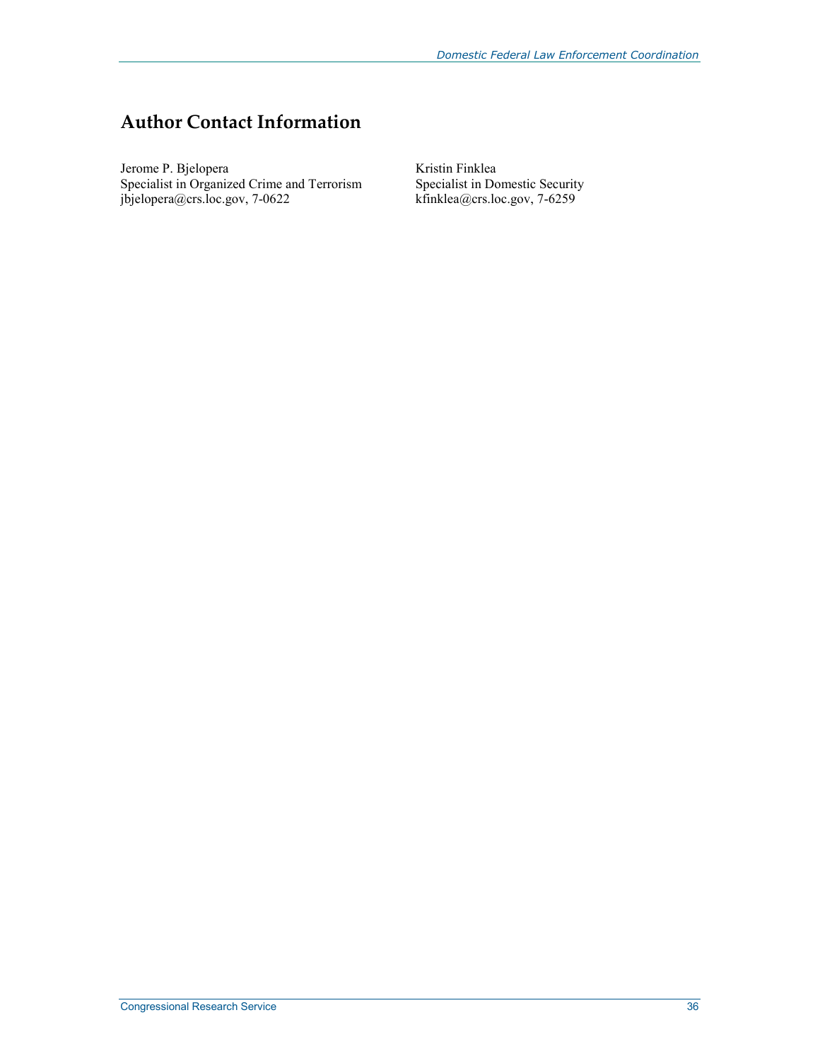## Author Contact Information

Jerome P. Bjelopera
Specialist in Organized Crime and Terrorism
jbjelopera@crs.loc.gov, 7-0622

Kristin Finklea
Specialist in Domestic Security
kfinklea@crs.loc.gov, 7-6259